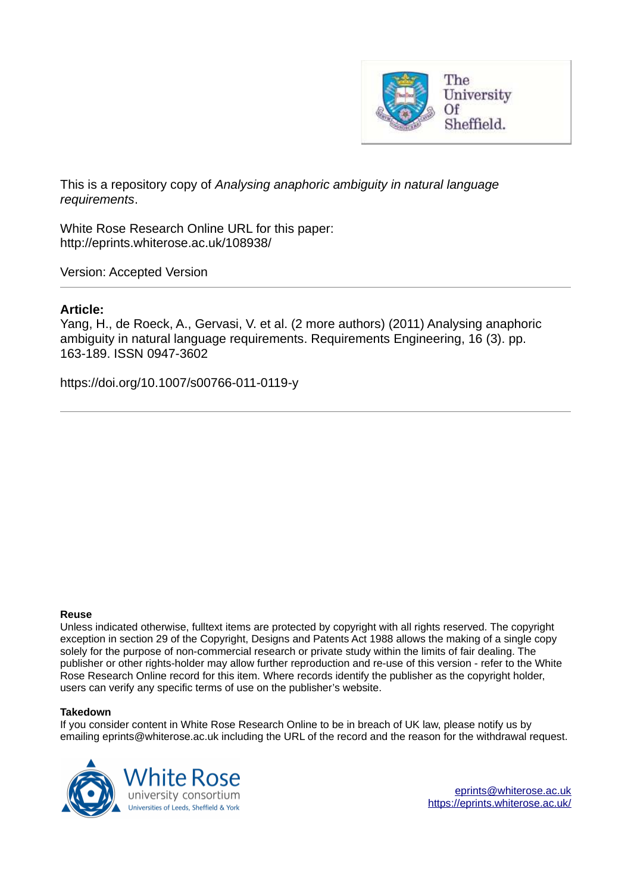This is a repository copy of *Analysing anaphoric ambiguity in natural language requirements*.

White Rose Research Online URL for this paper:
http://eprints.whiterose.ac.uk/108938/

Version: Accepted Version

**Article:**

Yang, H., de Roeck, A., Gervasi, V. et al. (2 more authors) (2011) Analysing anaphoric ambiguity in natural language requirements. Requirements Engineering, 16 (3). pp. 163-189. ISSN 0947-3602

https://doi.org/10.1007/s00766-011-0119-y

**Reuse**

Unless indicated otherwise, fulltext items are protected by copyright with all rights reserved. The copyright exception in section 29 of the Copyright, Designs and Patents Act 1988 allows the making of a single copy solely for the purpose of non-commercial research or private study within the limits of fair dealing. The publisher or other rights-holder may allow further reproduction and re-use of this version - refer to the White Rose Research Online record for this item. Where records identify the publisher as the copyright holder, users can verify any specific terms of use on the publisher's website.

**Takedown**

If you consider content in White Rose Research Online to be in breach of UK law, please notify us by emailing eprints@whiterose.ac.uk including the URL of the record and the reason for the withdrawal request.

eprints@whiterose.ac.uk
https://eprints.whiterose.ac.uk/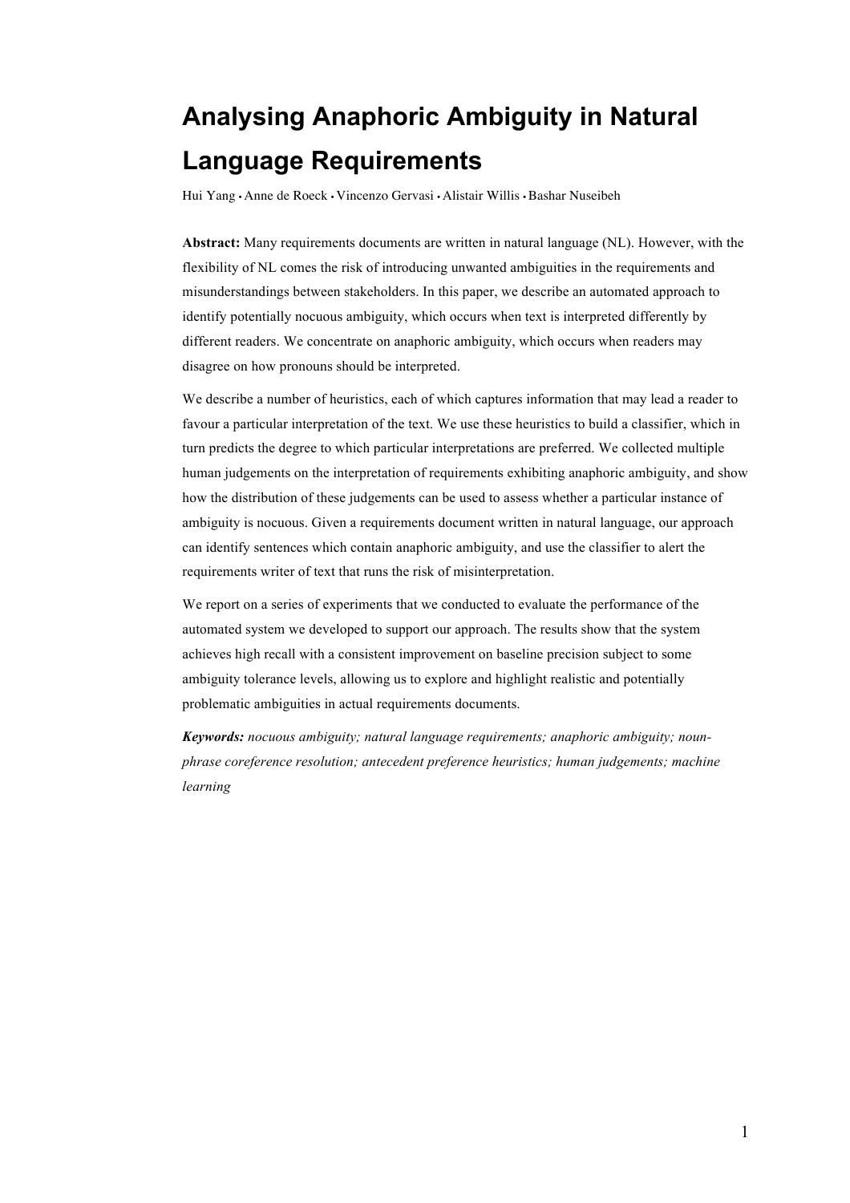# Analysing Anaphoric Ambiguity in Natural Language Requirements

Hui Yang • Anne de Roeck • Vincenzo Gervasi • Alistair Willis • Bashar Nuseibeh

**Abstract:** Many requirements documents are written in natural language (NL). However, with the flexibility of NL comes the risk of introducing unwanted ambiguities in the requirements and misunderstandings between stakeholders. In this paper, we describe an automated approach to identify potentially nocuous ambiguity, which occurs when text is interpreted differently by different readers. We concentrate on anaphoric ambiguity, which occurs when readers may disagree on how pronouns should be interpreted.

We describe a number of heuristics, each of which captures information that may lead a reader to favour a particular interpretation of the text. We use these heuristics to build a classifier, which in turn predicts the degree to which particular interpretations are preferred. We collected multiple human judgements on the interpretation of requirements exhibiting anaphoric ambiguity, and show how the distribution of these judgements can be used to assess whether a particular instance of ambiguity is nocuous. Given a requirements document written in natural language, our approach can identify sentences which contain anaphoric ambiguity, and use the classifier to alert the requirements writer of text that runs the risk of misinterpretation.

We report on a series of experiments that we conducted to evaluate the performance of the automated system we developed to support our approach. The results show that the system achieves high recall with a consistent improvement on baseline precision subject to some ambiguity tolerance levels, allowing us to explore and highlight realistic and potentially problematic ambiguities in actual requirements documents.

***Keywords:*** *nocuous ambiguity; natural language requirements; anaphoric ambiguity; noun-phrase coreference resolution; antecedent preference heuristics; human judgements; machine learning*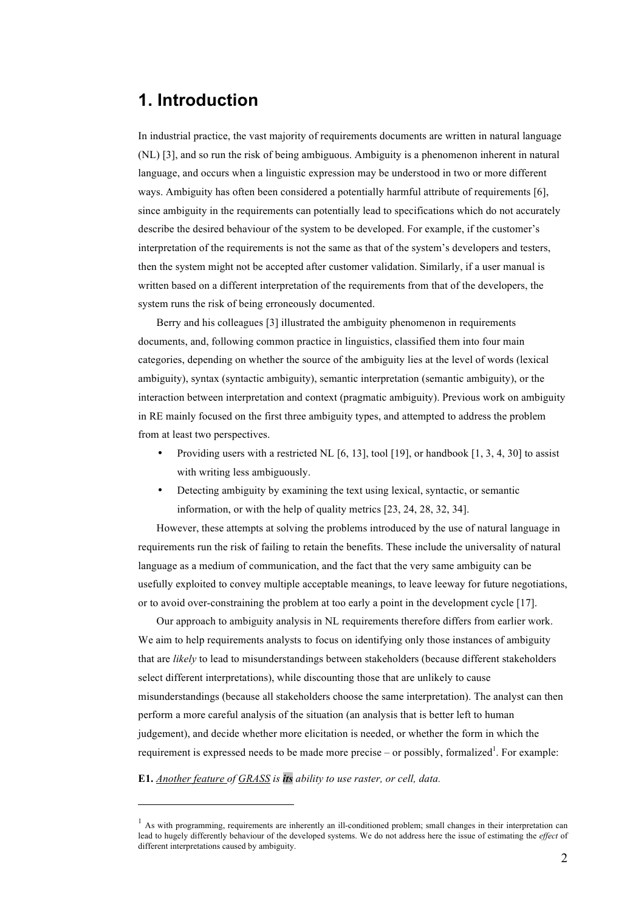## 1. Introduction

In industrial practice, the vast majority of requirements documents are written in natural language (NL) [3], and so run the risk of being ambiguous. Ambiguity is a phenomenon inherent in natural language, and occurs when a linguistic expression may be understood in two or more different ways. Ambiguity has often been considered a potentially harmful attribute of requirements [6], since ambiguity in the requirements can potentially lead to specifications which do not accurately describe the desired behaviour of the system to be developed. For example, if the customer's interpretation of the requirements is not the same as that of the system's developers and testers, then the system might not be accepted after customer validation. Similarly, if a user manual is written based on a different interpretation of the requirements from that of the developers, the system runs the risk of being erroneously documented.

Berry and his colleagues [3] illustrated the ambiguity phenomenon in requirements documents, and, following common practice in linguistics, classified them into four main categories, depending on whether the source of the ambiguity lies at the level of words (lexical ambiguity), syntax (syntactic ambiguity), semantic interpretation (semantic ambiguity), or the interaction between interpretation and context (pragmatic ambiguity). Previous work on ambiguity in RE mainly focused on the first three ambiguity types, and attempted to address the problem from at least two perspectives.

- Providing users with a restricted NL [6, 13], tool [19], or handbook [1, 3, 4, 30] to assist with writing less ambiguously.
- Detecting ambiguity by examining the text using lexical, syntactic, or semantic information, or with the help of quality metrics [23, 24, 28, 32, 34].

However, these attempts at solving the problems introduced by the use of natural language in requirements run the risk of failing to retain the benefits. These include the universality of natural language as a medium of communication, and the fact that the very same ambiguity can be usefully exploited to convey multiple acceptable meanings, to leave leeway for future negotiations, or to avoid over-constraining the problem at too early a point in the development cycle [17].

Our approach to ambiguity analysis in NL requirements therefore differs from earlier work. We aim to help requirements analysts to focus on identifying only those instances of ambiguity that are *likely* to lead to misunderstandings between stakeholders (because different stakeholders select different interpretations), while discounting those that are unlikely to cause misunderstandings (because all stakeholders choose the same interpretation). The analyst can then perform a more careful analysis of the situation (an analysis that is better left to human judgement), and decide whether more elicitation is needed, or whether the form in which the requirement is expressed needs to be made more precise – or possibly, formalized[1]. For example:

**E1.** *<u>Another feature</u> of <u>GRASS</u> is **its** ability to use raster, or cell, data.*

---

[1] As with programming, requirements are inherently an ill-conditioned problem; small changes in their interpretation can lead to hugely differently behaviour of the developed systems. We do not address here the issue of estimating the *effect* of different interpretations caused by ambiguity.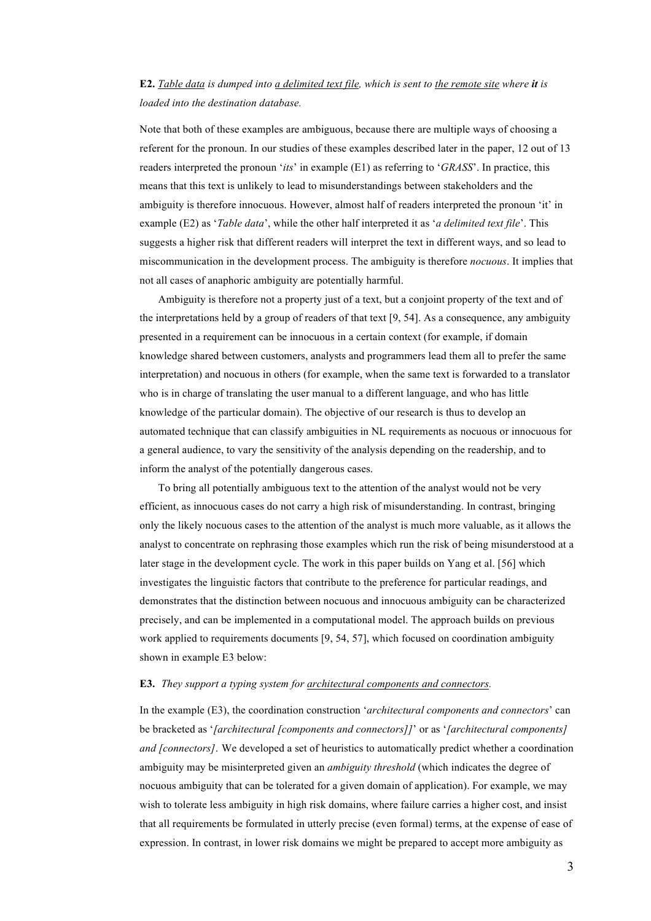**E2.** *<u>Table data</u> is dumped into <u>a delimited text file</u>, which is sent to <u>the remote site</u> where **it** is loaded into the destination database.*

Note that both of these examples are ambiguous, because there are multiple ways of choosing a referent for the pronoun. In our studies of these examples described later in the paper, 12 out of 13 readers interpreted the pronoun '*its*' in example (E1) as referring to '*GRASS*'. In practice, this means that this text is unlikely to lead to misunderstandings between stakeholders and the ambiguity is therefore innocuous. However, almost half of readers interpreted the pronoun 'it' in example (E2) as '*Table data*', while the other half interpreted it as '*a delimited text file*'. This suggests a higher risk that different readers will interpret the text in different ways, and so lead to miscommunication in the development process. The ambiguity is therefore *nocuous*. It implies that not all cases of anaphoric ambiguity are potentially harmful.

Ambiguity is therefore not a property just of a text, but a conjoint property of the text and of the interpretations held by a group of readers of that text [9, 54]. As a consequence, any ambiguity presented in a requirement can be innocuous in a certain context (for example, if domain knowledge shared between customers, analysts and programmers lead them all to prefer the same interpretation) and nocuous in others (for example, when the same text is forwarded to a translator who is in charge of translating the user manual to a different language, and who has little knowledge of the particular domain). The objective of our research is thus to develop an automated technique that can classify ambiguities in NL requirements as nocuous or innocuous for a general audience, to vary the sensitivity of the analysis depending on the readership, and to inform the analyst of the potentially dangerous cases.

To bring all potentially ambiguous text to the attention of the analyst would not be very efficient, as innocuous cases do not carry a high risk of misunderstanding. In contrast, bringing only the likely nocuous cases to the attention of the analyst is much more valuable, as it allows the analyst to concentrate on rephrasing those examples which run the risk of being misunderstood at a later stage in the development cycle. The work in this paper builds on Yang et al. [56] which investigates the linguistic factors that contribute to the preference for particular readings, and demonstrates that the distinction between nocuous and innocuous ambiguity can be characterized precisely, and can be implemented in a computational model. The approach builds on previous work applied to requirements documents [9, 54, 57], which focused on coordination ambiguity shown in example E3 below:

**E3.** *They support a typing system for <u>architectural components and connectors</u>.*

In the example (E3), the coordination construction '*architectural components and connectors*' can be bracketed as '*[architectural [components and connectors]]*' or as '*[architectural components] and [connectors]*'. We developed a set of heuristics to automatically predict whether a coordination ambiguity may be misinterpreted given an *ambiguity threshold* (which indicates the degree of nocuous ambiguity that can be tolerated for a given domain of application). For example, we may wish to tolerate less ambiguity in high risk domains, where failure carries a higher cost, and insist that all requirements be formulated in utterly precise (even formal) terms, at the expense of ease of expression. In contrast, in lower risk domains we might be prepared to accept more ambiguity as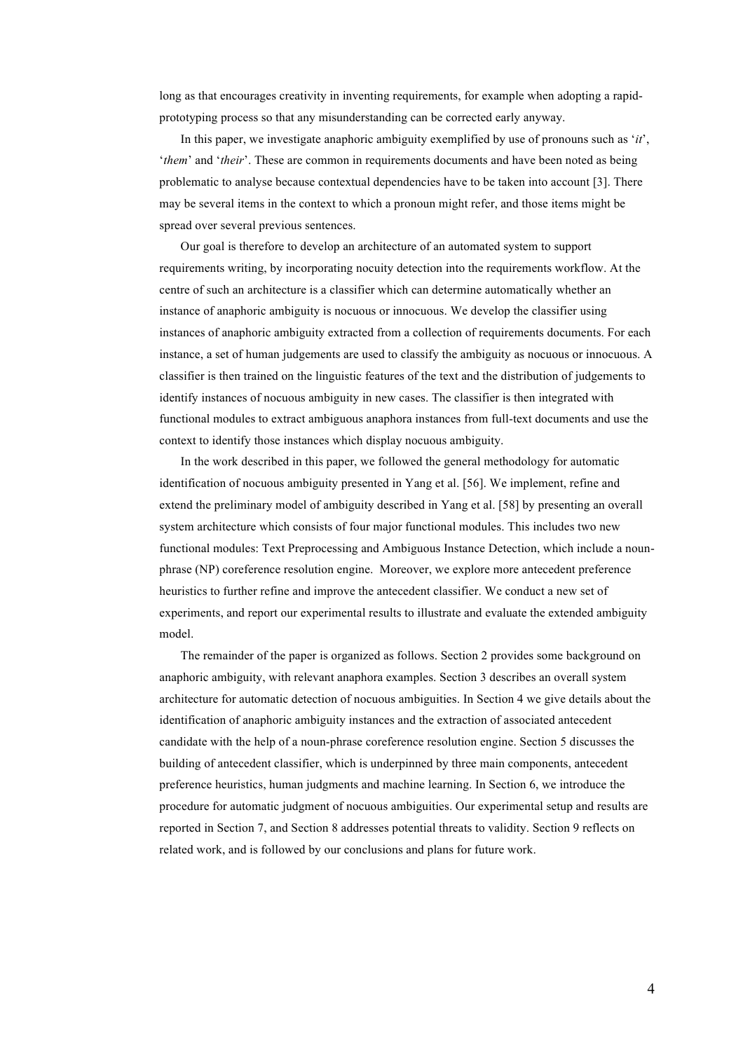long as that encourages creativity in inventing requirements, for example when adopting a rapid-prototyping process so that any misunderstanding can be corrected early anyway.

In this paper, we investigate anaphoric ambiguity exemplified by use of pronouns such as '*it*', '*them*' and '*their*'. These are common in requirements documents and have been noted as being problematic to analyse because contextual dependencies have to be taken into account [3]. There may be several items in the context to which a pronoun might refer, and those items might be spread over several previous sentences.

Our goal is therefore to develop an architecture of an automated system to support requirements writing, by incorporating nocuity detection into the requirements workflow. At the centre of such an architecture is a classifier which can determine automatically whether an instance of anaphoric ambiguity is nocuous or innocuous. We develop the classifier using instances of anaphoric ambiguity extracted from a collection of requirements documents. For each instance, a set of human judgements are used to classify the ambiguity as nocuous or innocuous. A classifier is then trained on the linguistic features of the text and the distribution of judgements to identify instances of nocuous ambiguity in new cases. The classifier is then integrated with functional modules to extract ambiguous anaphora instances from full-text documents and use the context to identify those instances which display nocuous ambiguity.

In the work described in this paper, we followed the general methodology for automatic identification of nocuous ambiguity presented in Yang et al. [56]. We implement, refine and extend the preliminary model of ambiguity described in Yang et al. [58] by presenting an overall system architecture which consists of four major functional modules. This includes two new functional modules: Text Preprocessing and Ambiguous Instance Detection, which include a noun-phrase (NP) coreference resolution engine. Moreover, we explore more antecedent preference heuristics to further refine and improve the antecedent classifier. We conduct a new set of experiments, and report our experimental results to illustrate and evaluate the extended ambiguity model.

The remainder of the paper is organized as follows. Section 2 provides some background on anaphoric ambiguity, with relevant anaphora examples. Section 3 describes an overall system architecture for automatic detection of nocuous ambiguities. In Section 4 we give details about the identification of anaphoric ambiguity instances and the extraction of associated antecedent candidate with the help of a noun-phrase coreference resolution engine. Section 5 discusses the building of antecedent classifier, which is underpinned by three main components, antecedent preference heuristics, human judgments and machine learning. In Section 6, we introduce the procedure for automatic judgment of nocuous ambiguities. Our experimental setup and results are reported in Section 7, and Section 8 addresses potential threats to validity. Section 9 reflects on related work, and is followed by our conclusions and plans for future work.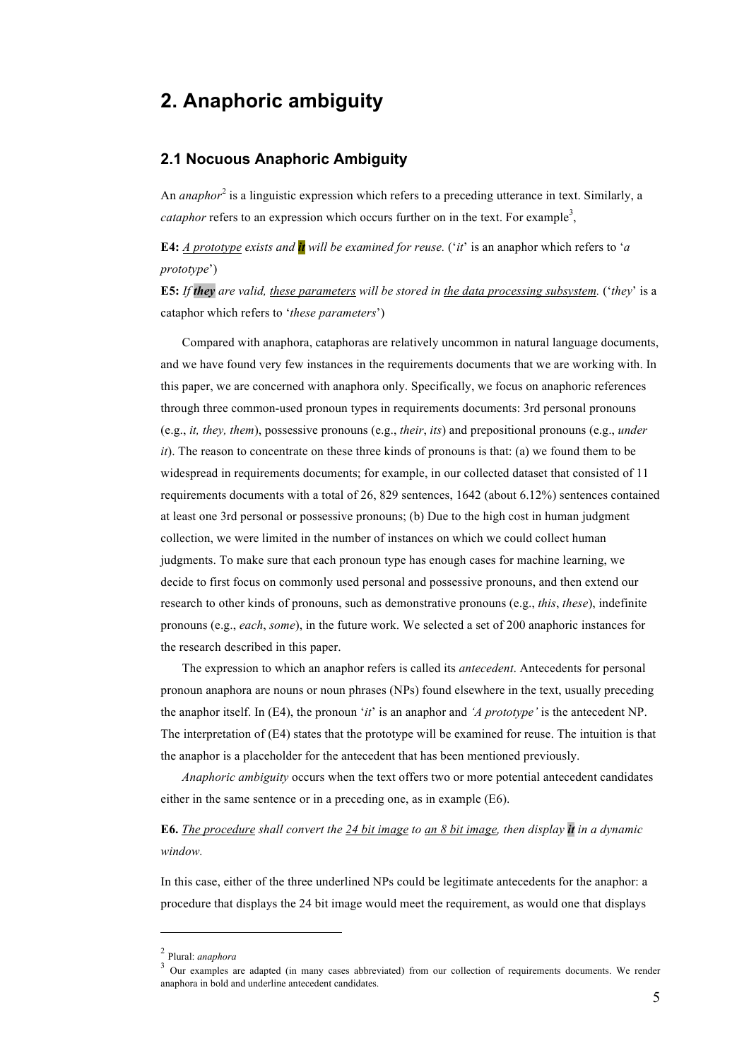# 2. Anaphoric ambiguity

## 2.1 Nocuous Anaphoric Ambiguity

An *anaphor*[2] is a linguistic expression which refers to a preceding utterance in text. Similarly, a *cataphor* refers to an expression which occurs further on in the text. For example[3],

**E4:** *A prototype exists and* ***it*** *will be examined for reuse.* ('*it*' is an anaphor which refers to '*a prototype*')

**E5:** *If* ***they*** *are valid, these parameters will be stored in the data processing subsystem.* ('*they*' is a cataphor which refers to '*these parameters*')

Compared with anaphora, cataphoras are relatively uncommon in natural language documents, and we have found very few instances in the requirements documents that we are working with. In this paper, we are concerned with anaphora only. Specifically, we focus on anaphoric references through three common-used pronoun types in requirements documents: 3rd personal pronouns (e.g., *it, they, them*), possessive pronouns (e.g., *their*, *its*) and prepositional pronouns (e.g., *under it*). The reason to concentrate on these three kinds of pronouns is that: (a) we found them to be widespread in requirements documents; for example, in our collected dataset that consisted of 11 requirements documents with a total of 26, 829 sentences, 1642 (about 6.12%) sentences contained at least one 3rd personal or possessive pronouns; (b) Due to the high cost in human judgment collection, we were limited in the number of instances on which we could collect human judgments. To make sure that each pronoun type has enough cases for machine learning, we decide to first focus on commonly used personal and possessive pronouns, and then extend our research to other kinds of pronouns, such as demonstrative pronouns (e.g., *this*, *these*), indefinite pronouns (e.g., *each*, *some*), in the future work. We selected a set of 200 anaphoric instances for the research described in this paper.

The expression to which an anaphor refers is called its *antecedent*. Antecedents for personal pronoun anaphora are nouns or noun phrases (NPs) found elsewhere in the text, usually preceding the anaphor itself. In (E4), the pronoun '*it*' is an anaphor and *'A prototype'* is the antecedent NP. The interpretation of (E4) states that the prototype will be examined for reuse. The intuition is that the anaphor is a placeholder for the antecedent that has been mentioned previously.

*Anaphoric ambiguity* occurs when the text offers two or more potential antecedent candidates either in the same sentence or in a preceding one, as in example (E6).

**E6.** *The procedure shall convert the 24 bit image to an 8 bit image, then display* ***it*** *in a dynamic window.*

In this case, either of the three underlined NPs could be legitimate antecedents for the anaphor: a procedure that displays the 24 bit image would meet the requirement, as would one that displays

[2] Plural: *anaphora*

[3] Our examples are adapted (in many cases abbreviated) from our collection of requirements documents. We render anaphora in bold and underline antecedent candidates.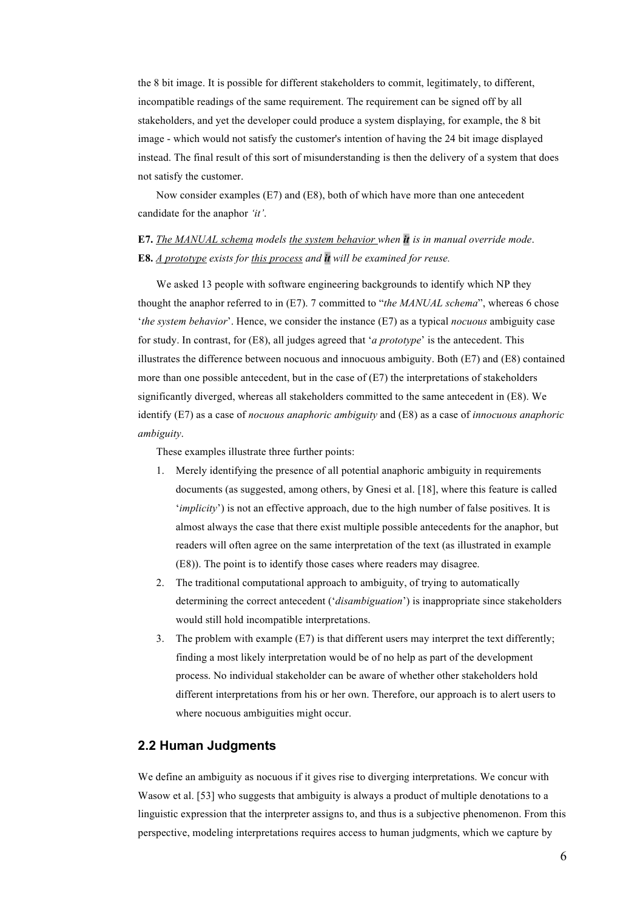the 8 bit image. It is possible for different stakeholders to commit, legitimately, to different, incompatible readings of the same requirement. The requirement can be signed off by all stakeholders, and yet the developer could produce a system displaying, for example, the 8 bit image - which would not satisfy the customer's intention of having the 24 bit image displayed instead. The final result of this sort of misunderstanding is then the delivery of a system that does not satisfy the customer.

Now consider examples (E7) and (E8), both of which have more than one antecedent candidate for the anaphor *'it'*.

**E7.** *The MANUAL schema models the system behavior when **it** is in manual override mode*.
**E8.** *A prototype exists for this process and **it** will be examined for reuse.*

We asked 13 people with software engineering backgrounds to identify which NP they thought the anaphor referred to in (E7). 7 committed to "*the MANUAL schema*", whereas 6 chose '*the system behavior*'. Hence, we consider the instance (E7) as a typical *nocuous* ambiguity case for study. In contrast, for (E8), all judges agreed that '*a prototype*' is the antecedent. This illustrates the difference between nocuous and innocuous ambiguity. Both (E7) and (E8) contained more than one possible antecedent, but in the case of (E7) the interpretations of stakeholders significantly diverged, whereas all stakeholders committed to the same antecedent in (E8). We identify (E7) as a case of *nocuous anaphoric ambiguity* and (E8) as a case of *innocuous anaphoric ambiguity*.

These examples illustrate three further points:

1. Merely identifying the presence of all potential anaphoric ambiguity in requirements documents (as suggested, among others, by Gnesi et al. [18], where this feature is called '*implicity*') is not an effective approach, due to the high number of false positives. It is almost always the case that there exist multiple possible antecedents for the anaphor, but readers will often agree on the same interpretation of the text (as illustrated in example (E8)). The point is to identify those cases where readers may disagree.
2. The traditional computational approach to ambiguity, of trying to automatically determining the correct antecedent ('*disambiguation*') is inappropriate since stakeholders would still hold incompatible interpretations.
3. The problem with example (E7) is that different users may interpret the text differently; finding a most likely interpretation would be of no help as part of the development process. No individual stakeholder can be aware of whether other stakeholders hold different interpretations from his or her own. Therefore, our approach is to alert users to where nocuous ambiguities might occur.

## 2.2 Human Judgments

We define an ambiguity as nocuous if it gives rise to diverging interpretations. We concur with Wasow et al. [53] who suggests that ambiguity is always a product of multiple denotations to a linguistic expression that the interpreter assigns to, and thus is a subjective phenomenon. From this perspective, modeling interpretations requires access to human judgments, which we capture by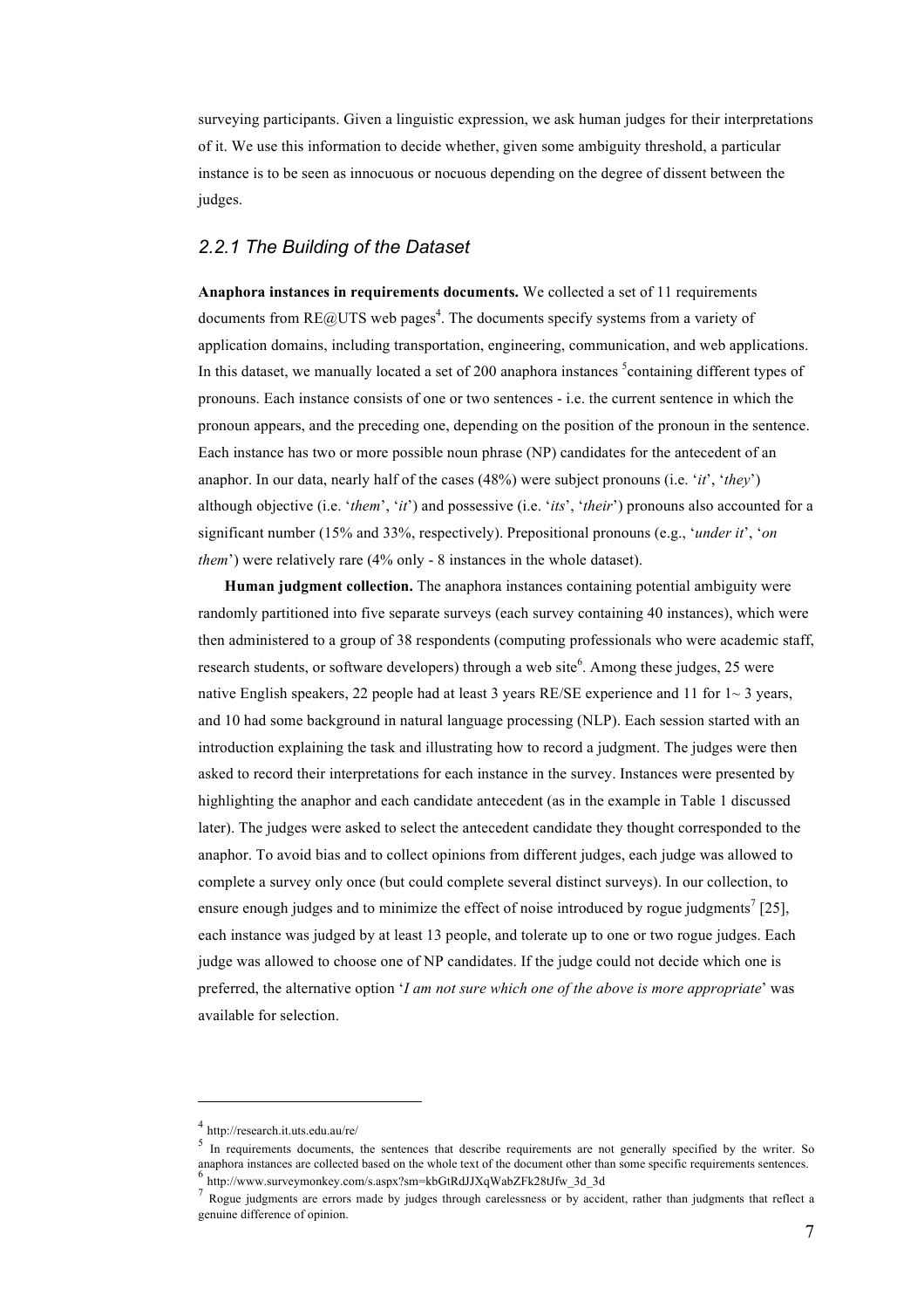surveying participants. Given a linguistic expression, we ask human judges for their interpretations of it. We use this information to decide whether, given some ambiguity threshold, a particular instance is to be seen as innocuous or nocuous depending on the degree of dissent between the judges.

### *2.2.1 The Building of the Dataset*

**Anaphora instances in requirements documents.** We collected a set of 11 requirements documents from RE@UTS web pages[4]. The documents specify systems from a variety of application domains, including transportation, engineering, communication, and web applications. In this dataset, we manually located a set of 200 anaphora instances [5]containing different types of pronouns. Each instance consists of one or two sentences - i.e. the current sentence in which the pronoun appears, and the preceding one, depending on the position of the pronoun in the sentence. Each instance has two or more possible noun phrase (NP) candidates for the antecedent of an anaphor. In our data, nearly half of the cases (48%) were subject pronouns (i.e. '*it*', '*they*') although objective (i.e. '*them*', '*it*') and possessive (i.e. '*its*', '*their*') pronouns also accounted for a significant number (15% and 33%, respectively). Prepositional pronouns (e.g., '*under it*', '*on them*') were relatively rare (4% only - 8 instances in the whole dataset).

**Human judgment collection.** The anaphora instances containing potential ambiguity were randomly partitioned into five separate surveys (each survey containing 40 instances), which were then administered to a group of 38 respondents (computing professionals who were academic staff, research students, or software developers) through a web site[6]. Among these judges, 25 were native English speakers, 22 people had at least 3 years RE/SE experience and 11 for 1~ 3 years, and 10 had some background in natural language processing (NLP). Each session started with an introduction explaining the task and illustrating how to record a judgment. The judges were then asked to record their interpretations for each instance in the survey. Instances were presented by highlighting the anaphor and each candidate antecedent (as in the example in Table 1 discussed later). The judges were asked to select the antecedent candidate they thought corresponded to the anaphor. To avoid bias and to collect opinions from different judges, each judge was allowed to complete a survey only once (but could complete several distinct surveys). In our collection, to ensure enough judges and to minimize the effect of noise introduced by rogue judgments[7] [25], each instance was judged by at least 13 people, and tolerate up to one or two rogue judges. Each judge was allowed to choose one of NP candidates. If the judge could not decide which one is preferred, the alternative option '*I am not sure which one of the above is more appropriate*' was available for selection.

---

[4] http://research.it.uts.edu.au/re/

[5] In requirements documents, the sentences that describe requirements are not generally specified by the writer. So anaphora instances are collected based on the whole text of the document other than some specific requirements sentences.

[6] http://www.surveymonkey.com/s.aspx?sm=kbGtRdJJXqWabZFk28tJfw_3d_3d

[7] Rogue judgments are errors made by judges through carelessness or by accident, rather than judgments that reflect a genuine difference of opinion.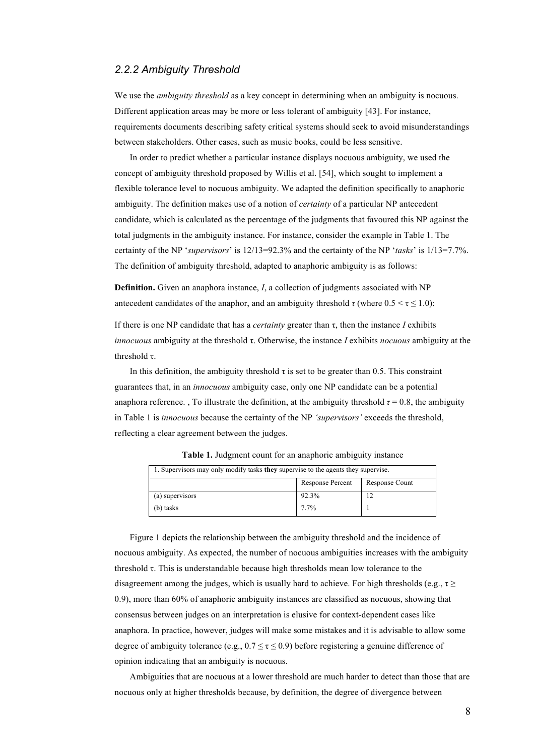### 2.2.2 Ambiguity Threshold

We use the *ambiguity threshold* as a key concept in determining when an ambiguity is nocuous. Different application areas may be more or less tolerant of ambiguity [43]. For instance, requirements documents describing safety critical systems should seek to avoid misunderstandings between stakeholders. Other cases, such as music books, could be less sensitive.

In order to predict whether a particular instance displays nocuous ambiguity, we used the concept of ambiguity threshold proposed by Willis et al. [54], which sought to implement a flexible tolerance level to nocuous ambiguity. We adapted the definition specifically to anaphoric ambiguity. The definition makes use of a notion of *certainty* of a particular NP antecedent candidate, which is calculated as the percentage of the judgments that favoured this NP against the total judgments in the ambiguity instance. For instance, consider the example in Table 1. The certainty of the NP '*supervisors*' is 12/13=92.3% and the certainty of the NP '*tasks*' is 1/13=7.7%. The definition of ambiguity threshold, adapted to anaphoric ambiguity is as follows:

**Definition.** Given an anaphora instance, *I*, a collection of judgments associated with NP antecedent candidates of the anaphor, and an ambiguity threshold $\tau$ (where $0.5 < \tau \leq 1.0$):

If there is one NP candidate that has a *certainty* greater than $\tau$, then the instance *I* exhibits *innocuous* ambiguity at the threshold $\tau$. Otherwise, the instance *I* exhibits *nocuous* ambiguity at the threshold $\tau$.

In this definition, the ambiguity threshold $\tau$ is set to be greater than 0.5. This constraint guarantees that, in an *innocuous* ambiguity case, only one NP candidate can be a potential anaphora reference. , To illustrate the definition, at the ambiguity threshold $\tau = 0.8$, the ambiguity in Table 1 is *innocuous* because the certainty of the NP *'supervisors'* exceeds the threshold, reflecting a clear agreement between the judges.

**Table 1.** Judgment count for an anaphoric ambiguity instance

| 1. Supervisors may only modify tasks **they** supervise to the agents they supervise. | | |
|---|---|---|
| | Response Percent | Response Count |
| (a) supervisors | 92.3% | 12 |
| (b) tasks | 7.7% | 1 |

Figure 1 depicts the relationship between the ambiguity threshold and the incidence of nocuous ambiguity. As expected, the number of nocuous ambiguities increases with the ambiguity threshold $\tau$. This is understandable because high thresholds mean low tolerance to the disagreement among the judges, which is usually hard to achieve. For high thresholds (e.g., $\tau \geq 0.9$), more than 60% of anaphoric ambiguity instances are classified as nocuous, showing that consensus between judges on an interpretation is elusive for context-dependent cases like anaphora. In practice, however, judges will make some mistakes and it is advisable to allow some degree of ambiguity tolerance (e.g., $0.7 \leq \tau \leq 0.9$) before registering a genuine difference of opinion indicating that an ambiguity is nocuous.

Ambiguities that are nocuous at a lower threshold are much harder to detect than those that are nocuous only at higher thresholds because, by definition, the degree of divergence between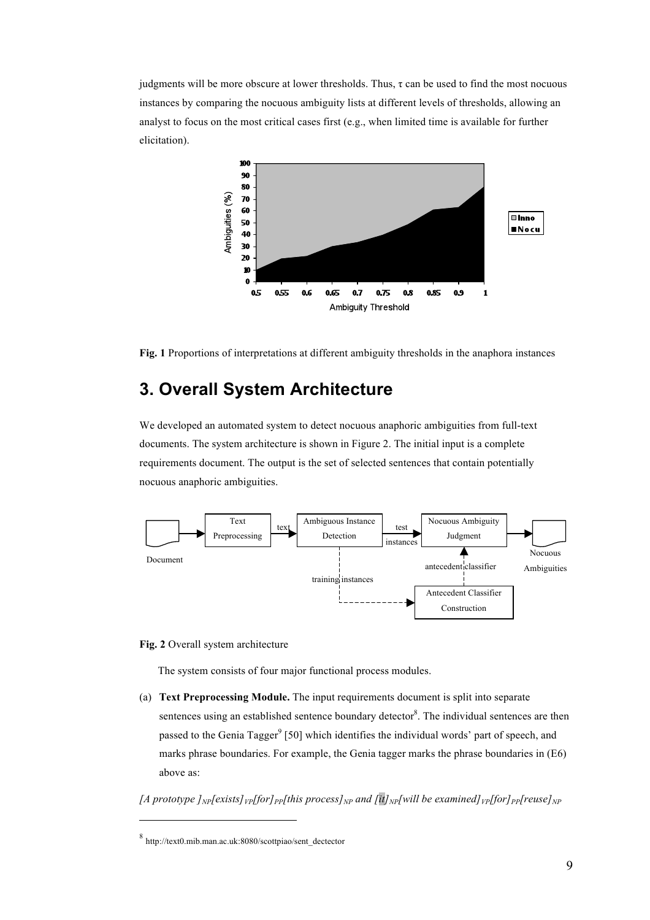judgments will be more obscure at lower thresholds. Thus, τ can be used to find the most nocuous instances by comparing the nocuous ambiguity lists at different levels of thresholds, allowing an analyst to focus on the most critical cases first (e.g., when limited time is available for further elicitation).

**Fig. 1** Proportions of interpretations at different ambiguity thresholds in the anaphora instances

# 3. Overall System Architecture

We developed an automated system to detect nocuous anaphoric ambiguities from full-text documents. The system architecture is shown in Figure 2. The initial input is a complete requirements document. The output is the set of selected sentences that contain potentially nocuous anaphoric ambiguities.

**Fig. 2** Overall system architecture

The system consists of four major functional process modules.

(a) **Text Preprocessing Module.** The input requirements document is split into separate sentences using an established sentence boundary detector[8]. The individual sentences are then passed to the Genia Tagger[9] [50] which identifies the individual words' part of speech, and marks phrase boundaries. For example, the Genia tagger marks the phrase boundaries in (E6) above as:

*[A prototype ]$_{NP}$[exists]$_{VP}$[for]$_{PP}$[this process]$_{NP}$ and [it]$_{NP}$[will be examined]$_{VP}$[for]$_{PP}$[reuse]$_{NP}$*

---

[8] http://text0.mib.man.ac.uk:8080/scottpiao/sent_dectector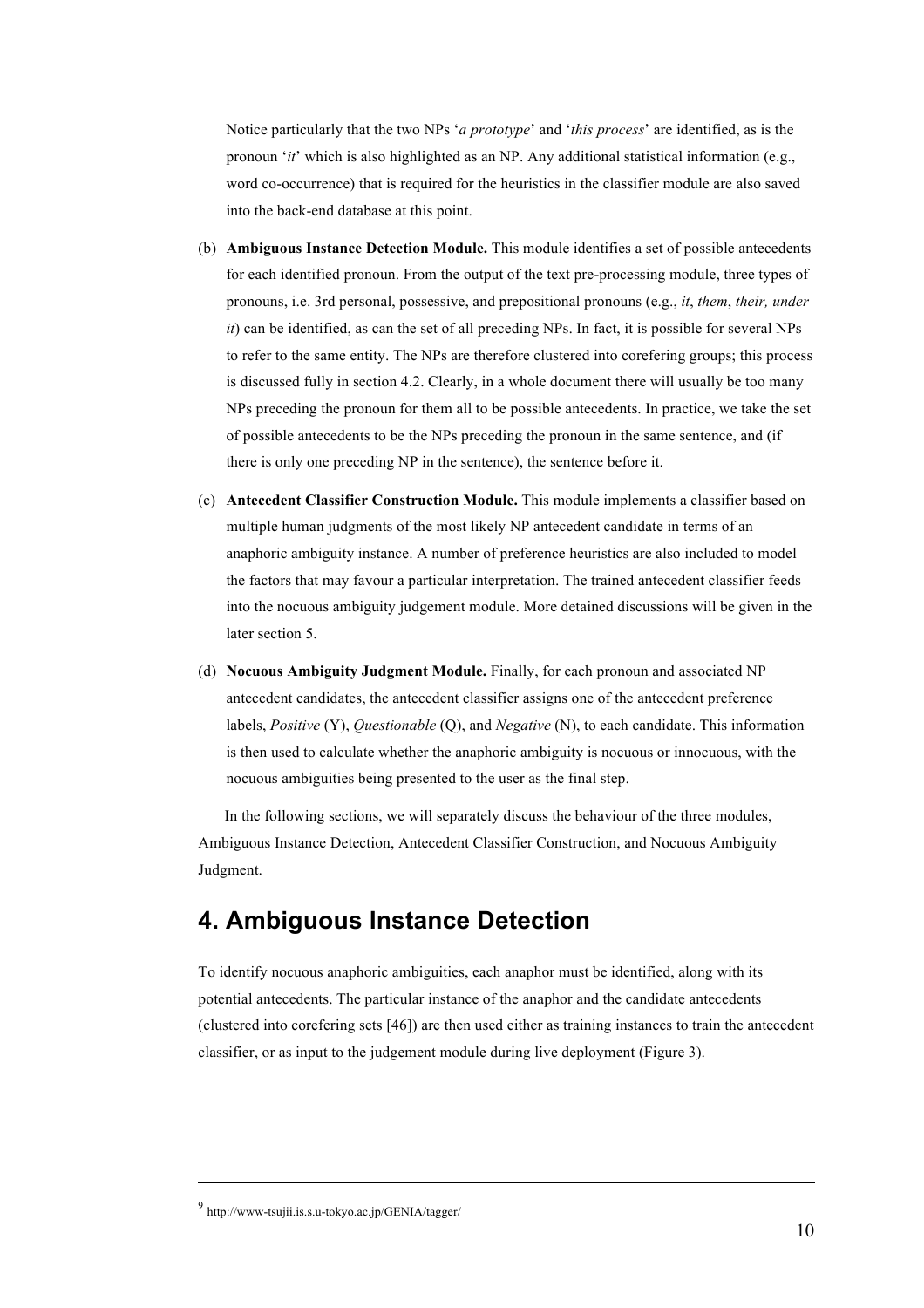Notice particularly that the two NPs '*a prototype*' and '*this process*' are identified, as is the pronoun '*it*' which is also highlighted as an NP. Any additional statistical information (e.g., word co-occurrence) that is required for the heuristics in the classifier module are also saved into the back-end database at this point.

(b) **Ambiguous Instance Detection Module.** This module identifies a set of possible antecedents for each identified pronoun. From the output of the text pre-processing module, three types of pronouns, i.e. 3rd personal, possessive, and prepositional pronouns (e.g., *it*, *them*, *their, under it*) can be identified, as can the set of all preceding NPs. In fact, it is possible for several NPs to refer to the same entity. The NPs are therefore clustered into corefering groups; this process is discussed fully in section 4.2. Clearly, in a whole document there will usually be too many NPs preceding the pronoun for them all to be possible antecedents. In practice, we take the set of possible antecedents to be the NPs preceding the pronoun in the same sentence, and (if there is only one preceding NP in the sentence), the sentence before it.

(c) **Antecedent Classifier Construction Module.** This module implements a classifier based on multiple human judgments of the most likely NP antecedent candidate in terms of an anaphoric ambiguity instance. A number of preference heuristics are also included to model the factors that may favour a particular interpretation. The trained antecedent classifier feeds into the nocuous ambiguity judgement module. More detained discussions will be given in the later section 5.

(d) **Nocuous Ambiguity Judgment Module.** Finally, for each pronoun and associated NP antecedent candidates, the antecedent classifier assigns one of the antecedent preference labels, *Positive* (Y), *Questionable* (Q), and *Negative* (N), to each candidate. This information is then used to calculate whether the anaphoric ambiguity is nocuous or innocuous, with the nocuous ambiguities being presented to the user as the final step.

In the following sections, we will separately discuss the behaviour of the three modules, Ambiguous Instance Detection, Antecedent Classifier Construction, and Nocuous Ambiguity Judgment.

# 4. Ambiguous Instance Detection

To identify nocuous anaphoric ambiguities, each anaphor must be identified, along with its potential antecedents. The particular instance of the anaphor and the candidate antecedents (clustered into corefering sets [46]) are then used either as training instances to train the antecedent classifier, or as input to the judgement module during live deployment (Figure 3).

---

[9] http://www-tsujii.is.s.u-tokyo.ac.jp/GENIA/tagger/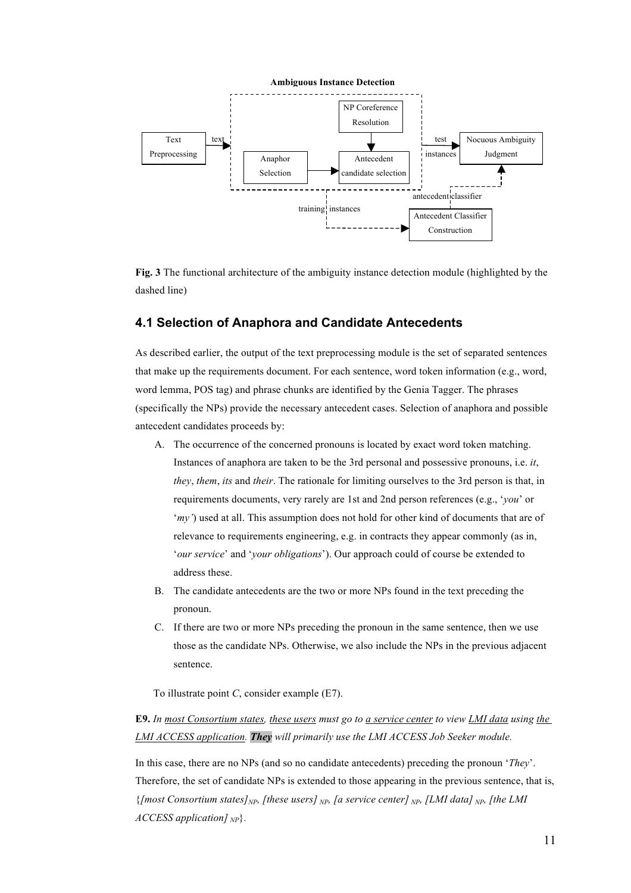**Ambiguous Instance Detection**

Text Preprocessing → text → [Anaphor Selection → Antecedent candidate selection ← NP Coreference Resolution] → test instances → Nocuous Ambiguity Judgment

training instances → Antecedent Classifier Construction → antecedent classifier → Nocuous Ambiguity Judgment

**Fig. 3** The functional architecture of the ambiguity instance detection module (highlighted by the dashed line)

## 4.1 Selection of Anaphora and Candidate Antecedents

As described earlier, the output of the text preprocessing module is the set of separated sentences that make up the requirements document. For each sentence, word token information (e.g., word, word lemma, POS tag) and phrase chunks are identified by the Genia Tagger. The phrases (specifically the NPs) provide the necessary antecedent cases. Selection of anaphora and possible antecedent candidates proceeds by:

A. The occurrence of the concerned pronouns is located by exact word token matching. Instances of anaphora are taken to be the 3rd personal and possessive pronouns, i.e. *it*, *they*, *them*, *its* and *their*. The rationale for limiting ourselves to the 3rd person is that, in requirements documents, very rarely are 1st and 2nd person references (e.g., '*you*' or '*my'*) used at all. This assumption does not hold for other kind of documents that are of relevance to requirements engineering, e.g. in contracts they appear commonly (as in, '*our service*' and '*your obligations*'). Our approach could of course be extended to address these.

B. The candidate antecedents are the two or more NPs found in the text preceding the pronoun.

C. If there are two or more NPs preceding the pronoun in the same sentence, then we use those as the candidate NPs. Otherwise, we also include the NPs in the previous adjacent sentence.

To illustrate point *C*, consider example (E7).

**E9.** *In <u>most Consortium states</u>, <u>these users</u> must go to <u>a service center</u> to view <u>LMI data</u> using <u>the LMI ACCESS application</u>. **They** will primarily use the LMI ACCESS Job Seeker module.*

In this case, there are no NPs (and so no candidate antecedents) preceding the pronoun '*They*'. Therefore, the set of candidate NPs is extended to those appearing in the previous sentence, that is, {*[most Consortium states]$_{NP}$, [these users]$_{NP}$, [a service center]$_{NP}$, [LMI data]$_{NP}$, [the LMI ACCESS application]$_{NP}$*}.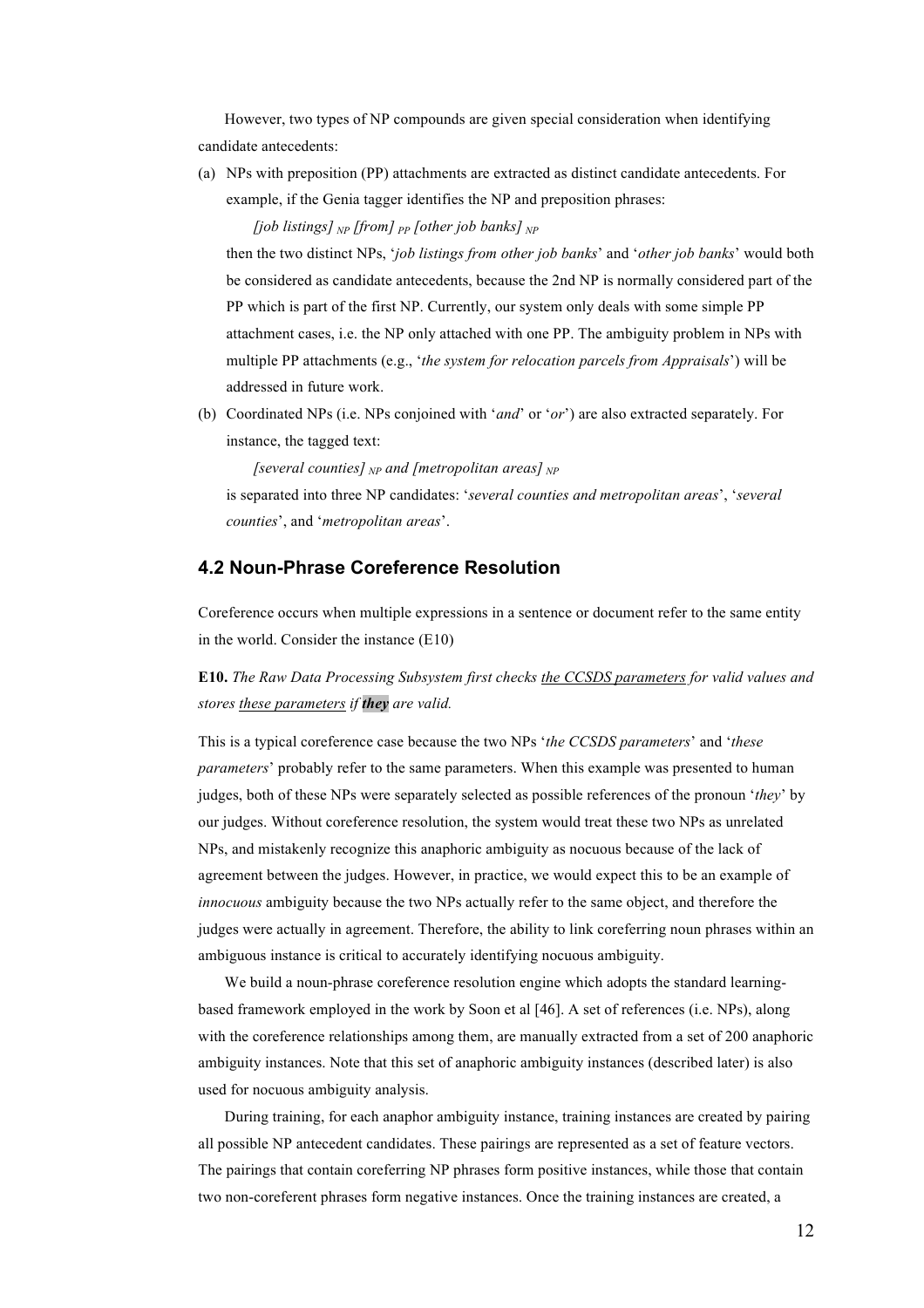However, two types of NP compounds are given special consideration when identifying candidate antecedents:

(a) NPs with preposition (PP) attachments are extracted as distinct candidate antecedents. For example, if the Genia tagger identifies the NP and preposition phrases:

    *[job listings]* $_{NP}$ *[from]* $_{PP}$ *[other job banks]* $_{NP}$

    then the two distinct NPs, '*job listings from other job banks*' and '*other job banks*' would both be considered as candidate antecedents, because the 2nd NP is normally considered part of the PP which is part of the first NP. Currently, our system only deals with some simple PP attachment cases, i.e. the NP only attached with one PP. The ambiguity problem in NPs with multiple PP attachments (e.g., '*the system for relocation parcels from Appraisals*') will be addressed in future work.

(b) Coordinated NPs (i.e. NPs conjoined with '*and*' or '*or*') are also extracted separately. For instance, the tagged text:

    *[several counties]* $_{NP}$ *and [metropolitan areas]* $_{NP}$

    is separated into three NP candidates: '*several counties and metropolitan areas*', '*several counties*', and '*metropolitan areas*'.

## 4.2 Noun-Phrase Coreference Resolution

Coreference occurs when multiple expressions in a sentence or document refer to the same entity in the world. Consider the instance (E10)

**E10.** *The Raw Data Processing Subsystem first checks the CCSDS parameters for valid values and stores these parameters if **they** are valid.*

This is a typical coreference case because the two NPs '*the CCSDS parameters*' and '*these parameters*' probably refer to the same parameters. When this example was presented to human judges, both of these NPs were separately selected as possible references of the pronoun '*they*' by our judges. Without coreference resolution, the system would treat these two NPs as unrelated NPs, and mistakenly recognize this anaphoric ambiguity as nocuous because of the lack of agreement between the judges. However, in practice, we would expect this to be an example of *innocuous* ambiguity because the two NPs actually refer to the same object, and therefore the judges were actually in agreement. Therefore, the ability to link coreferring noun phrases within an ambiguous instance is critical to accurately identifying nocuous ambiguity.

We build a noun-phrase coreference resolution engine which adopts the standard learning-based framework employed in the work by Soon et al [46]. A set of references (i.e. NPs), along with the coreference relationships among them, are manually extracted from a set of 200 anaphoric ambiguity instances. Note that this set of anaphoric ambiguity instances (described later) is also used for nocuous ambiguity analysis.

During training, for each anaphor ambiguity instance, training instances are created by pairing all possible NP antecedent candidates. These pairings are represented as a set of feature vectors. The pairings that contain coreferring NP phrases form positive instances, while those that contain two non-coreferent phrases form negative instances. Once the training instances are created, a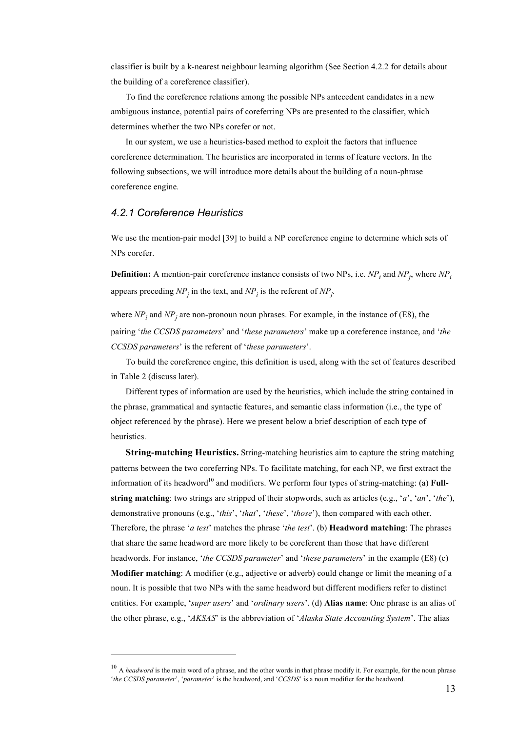classifier is built by a k-nearest neighbour learning algorithm (See Section 4.2.2 for details about the building of a coreference classifier).

To find the coreference relations among the possible NPs antecedent candidates in a new ambiguous instance, potential pairs of coreferring NPs are presented to the classifier, which determines whether the two NPs corefer or not.

In our system, we use a heuristics-based method to exploit the factors that influence coreference determination. The heuristics are incorporated in terms of feature vectors. In the following subsections, we will introduce more details about the building of a noun-phrase coreference engine.

### *4.2.1 Coreference Heuristics*

We use the mention-pair model [39] to build a NP coreference engine to determine which sets of NPs corefer.

**Definition:** A mention-pair coreference instance consists of two NPs, i.e. $NP_i$ and $NP_j$, where $NP_i$ appears preceding $NP_j$ in the text, and $NP_i$ is the referent of $NP_j$.

where $NP_i$ and $NP_j$ are non-pronoun noun phrases. For example, in the instance of (E8), the pairing '*the CCSDS parameters*' and '*these parameters*' make up a coreference instance, and '*the CCSDS parameters*' is the referent of '*these parameters*'.

To build the coreference engine, this definition is used, along with the set of features described in Table 2 (discuss later).

Different types of information are used by the heuristics, which include the string contained in the phrase, grammatical and syntactic features, and semantic class information (i.e., the type of object referenced by the phrase). Here we present below a brief description of each type of heuristics.

**String-matching Heuristics.** String-matching heuristics aim to capture the string matching patterns between the two coreferring NPs. To facilitate matching, for each NP, we first extract the information of its headword[10] and modifiers. We perform four types of string-matching: (a) **Full-string matching**: two strings are stripped of their stopwords, such as articles (e.g., '*a*', '*an*', '*the*'), demonstrative pronouns (e.g., '*this*', '*that*', '*these*', '*those*'), then compared with each other. Therefore, the phrase '*a test*' matches the phrase '*the test*'. (b) **Headword matching**: The phrases that share the same headword are more likely to be coreferent than those that have different headwords. For instance, '*the CCSDS parameter*' and '*these parameters*' in the example (E8) (c) **Modifier matching**: A modifier (e.g., adjective or adverb) could change or limit the meaning of a noun. It is possible that two NPs with the same headword but different modifiers refer to distinct entities. For example, '*super users*' and '*ordinary users*'. (d) **Alias name**: One phrase is an alias of the other phrase, e.g., '*AKSAS*' is the abbreviation of '*Alaska State Accounting System*'. The alias

---

[10] A *headword* is the main word of a phrase, and the other words in that phrase modify it. For example, for the noun phrase '*the CCSDS parameter*', '*parameter*' is the headword, and '*CCSDS*' is a noun modifier for the headword.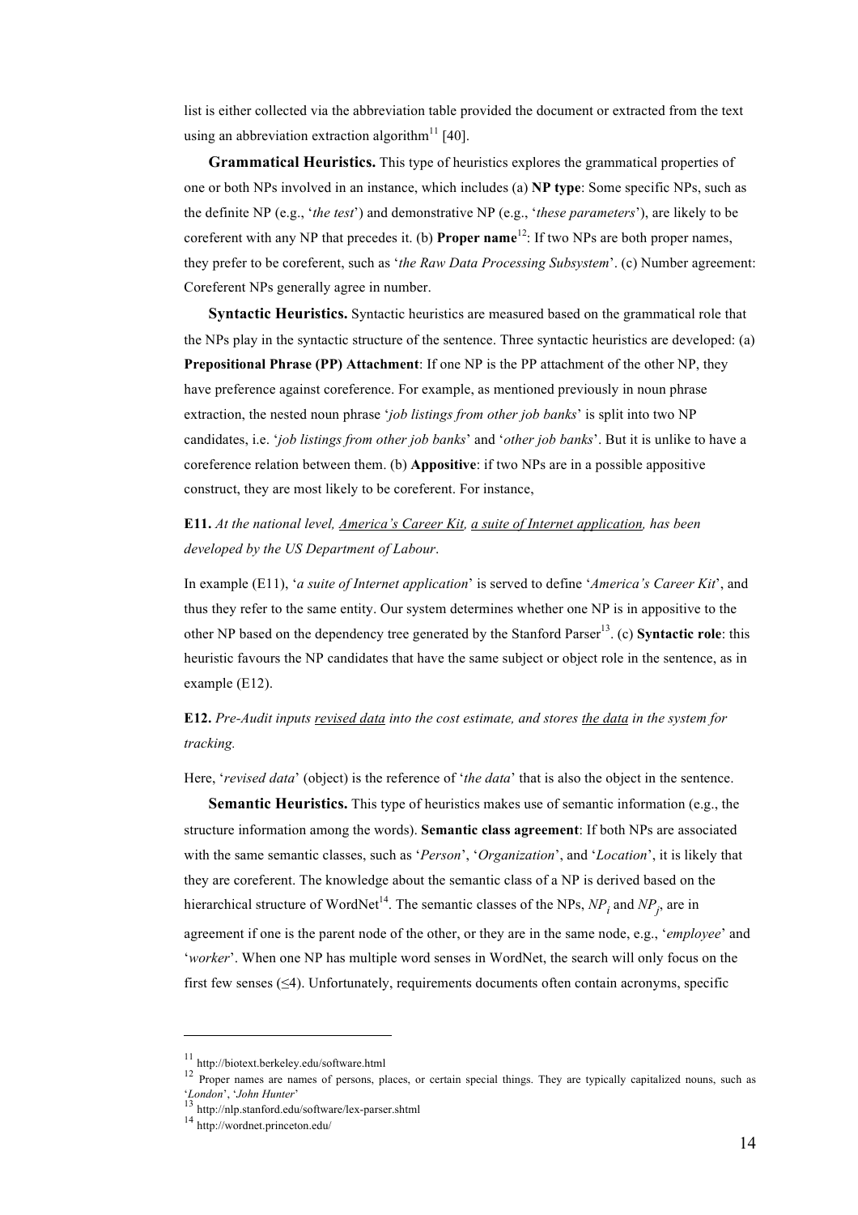list is either collected via the abbreviation table provided the document or extracted from the text using an abbreviation extraction algorithm[11] [40].

**Grammatical Heuristics.** This type of heuristics explores the grammatical properties of one or both NPs involved in an instance, which includes (a) **NP type**: Some specific NPs, such as the definite NP (e.g., '*the test*') and demonstrative NP (e.g., '*these parameters*'), are likely to be coreferent with any NP that precedes it. (b) **Proper name**[12]: If two NPs are both proper names, they prefer to be coreferent, such as '*the Raw Data Processing Subsystem*'. (c) Number agreement: Coreferent NPs generally agree in number.

**Syntactic Heuristics.** Syntactic heuristics are measured based on the grammatical role that the NPs play in the syntactic structure of the sentence. Three syntactic heuristics are developed: (a) **Prepositional Phrase (PP) Attachment**: If one NP is the PP attachment of the other NP, they have preference against coreference. For example, as mentioned previously in noun phrase extraction, the nested noun phrase '*job listings from other job banks*' is split into two NP candidates, i.e. '*job listings from other job banks*' and '*other job banks*'. But it is unlike to have a coreference relation between them. (b) **Appositive**: if two NPs are in a possible appositive construct, they are most likely to be coreferent. For instance,

**E11.** *At the national level, <u>America's Career Kit</u>, <u>a suite of Internet application</u>, has been developed by the US Department of Labour*.

In example (E11), '*a suite of Internet application*' is served to define '*America's Career Kit*', and thus they refer to the same entity. Our system determines whether one NP is in appositive to the other NP based on the dependency tree generated by the Stanford Parser[13]. (c) **Syntactic role**: this heuristic favours the NP candidates that have the same subject or object role in the sentence, as in example (E12).

**E12.** *Pre-Audit inputs <u>revised data</u> into the cost estimate, and stores <u>the data</u> in the system for tracking.*

Here, '*revised data*' (object) is the reference of '*the data*' that is also the object in the sentence.

**Semantic Heuristics.** This type of heuristics makes use of semantic information (e.g., the structure information among the words). **Semantic class agreement**: If both NPs are associated with the same semantic classes, such as '*Person*', '*Organization*', and '*Location*', it is likely that they are coreferent. The knowledge about the semantic class of a NP is derived based on the hierarchical structure of WordNet[14]. The semantic classes of the NPs, $NP_i$ and $NP_j$, are in agreement if one is the parent node of the other, or they are in the same node, e.g., '*employee*' and '*worker*'. When one NP has multiple word senses in WordNet, the search will only focus on the first few senses (≤4). Unfortunately, requirements documents often contain acronyms, specific

---

[11] http://biotext.berkeley.edu/software.html

[12] Proper names are names of persons, places, or certain special things. They are typically capitalized nouns, such as '*London*', '*John Hunter*'

[13] http://nlp.stanford.edu/software/lex-parser.shtml

[14] http://wordnet.princeton.edu/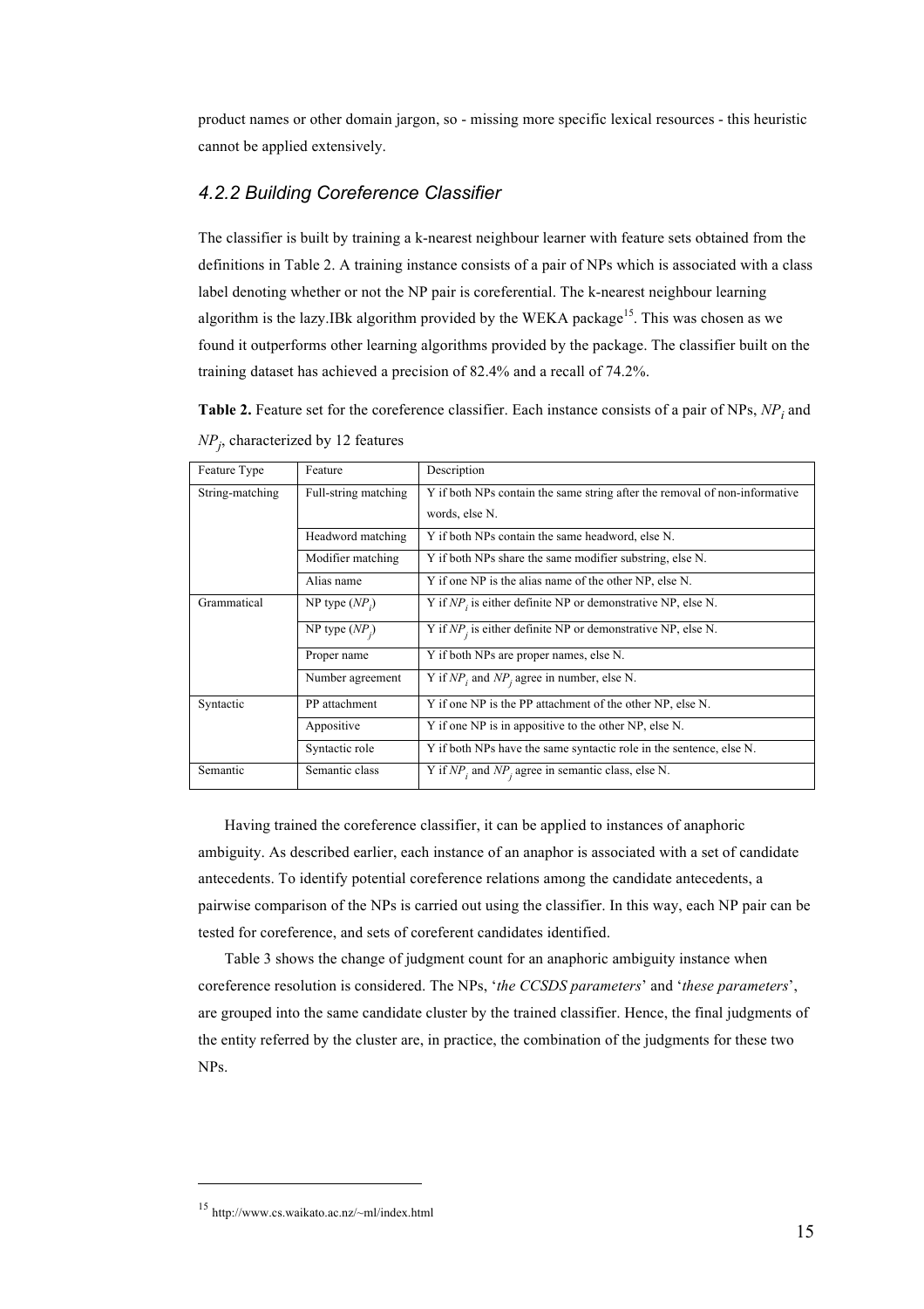product names or other domain jargon, so - missing more specific lexical resources - this heuristic cannot be applied extensively.

### *4.2.2 Building Coreference Classifier*

The classifier is built by training a k-nearest neighbour learner with feature sets obtained from the definitions in Table 2. A training instance consists of a pair of NPs which is associated with a class label denoting whether or not the NP pair is coreferential. The k-nearest neighbour learning algorithm is the lazy.IBk algorithm provided by the WEKA package[15]. This was chosen as we found it outperforms other learning algorithms provided by the package. The classifier built on the training dataset has achieved a precision of 82.4% and a recall of 74.2%.

**Table 2.** Feature set for the coreference classifier. Each instance consists of a pair of NPs, $NP_i$ and $NP_j$, characterized by 12 features

| Feature Type | Feature | Description |
|---|---|---|
| String-matching | Full-string matching | Y if both NPs contain the same string after the removal of non-informative words, else N. |
| | Headword matching | Y if both NPs contain the same headword, else N. |
| | Modifier matching | Y if both NPs share the same modifier substring, else N. |
| | Alias name | Y if one NP is the alias name of the other NP, else N. |
| Grammatical | NP type ($NP_i$) | Y if $NP_i$ is either definite NP or demonstrative NP, else N. |
| | NP type ($NP_j$) | Y if $NP_j$ is either definite NP or demonstrative NP, else N. |
| | Proper name | Y if both NPs are proper names, else N. |
| | Number agreement | Y if $NP_i$ and $NP_j$ agree in number, else N. |
| Syntactic | PP attachment | Y if one NP is the PP attachment of the other NP, else N. |
| | Appositive | Y if one NP is in appositive to the other NP, else N. |
| | Syntactic role | Y if both NPs have the same syntactic role in the sentence, else N. |
| Semantic | Semantic class | Y if $NP_i$ and $NP_j$ agree in semantic class, else N. |

Having trained the coreference classifier, it can be applied to instances of anaphoric ambiguity. As described earlier, each instance of an anaphor is associated with a set of candidate antecedents. To identify potential coreference relations among the candidate antecedents, a pairwise comparison of the NPs is carried out using the classifier. In this way, each NP pair can be tested for coreference, and sets of coreferent candidates identified.

Table 3 shows the change of judgment count for an anaphoric ambiguity instance when coreference resolution is considered. The NPs, '*the CCSDS parameters*' and '*these parameters*', are grouped into the same candidate cluster by the trained classifier. Hence, the final judgments of the entity referred by the cluster are, in practice, the combination of the judgments for these two NPs.

[15] http://www.cs.waikato.ac.nz/~ml/index.html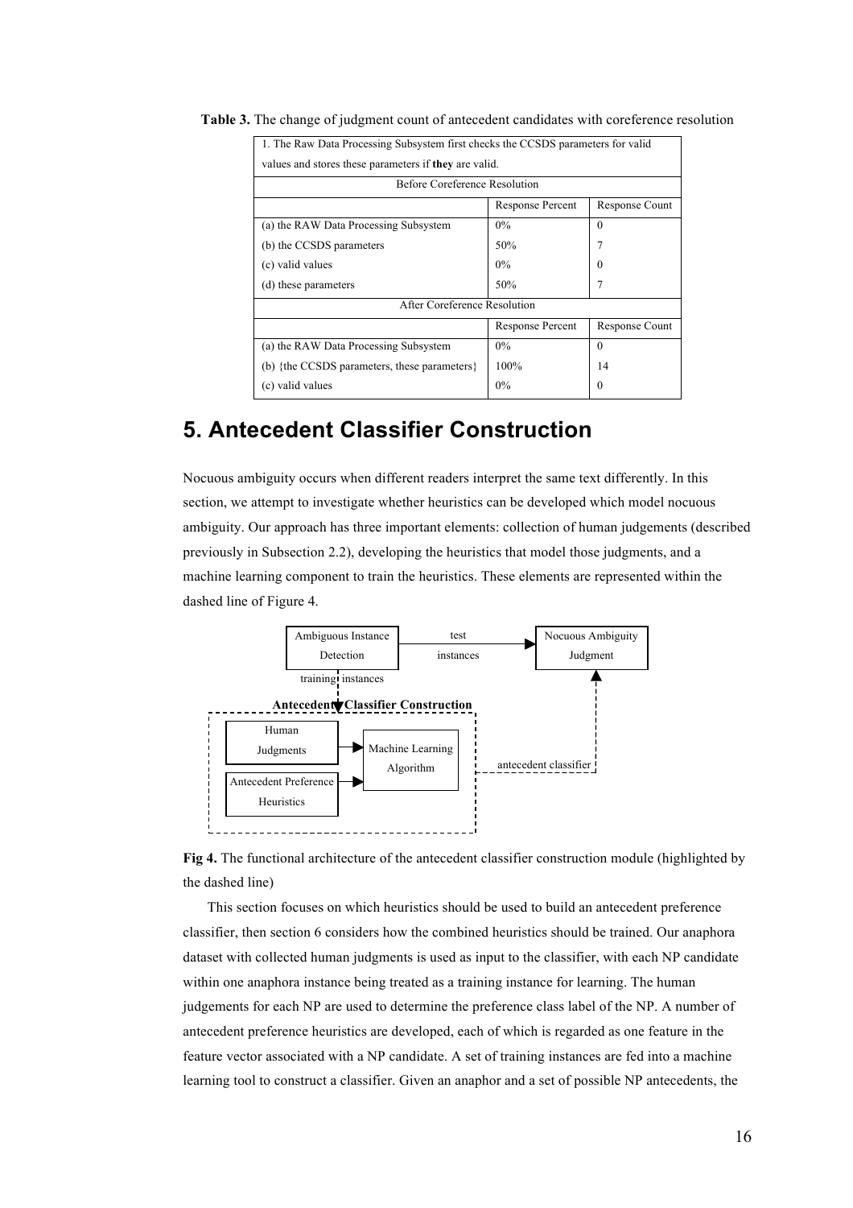**Table 3.** The change of judgment count of antecedent candidates with coreference resolution

| 1. The Raw Data Processing Subsystem first checks the CCSDS parameters for valid values and stores these parameters if **they** are valid. | | |
|---|---|---|
| Before Coreference Resolution | | |
| | Response Percent | Response Count |
| (a) the RAW Data Processing Subsystem | 0% | 0 |
| (b) the CCSDS parameters | 50% | 7 |
| (c) valid values | 0% | 0 |
| (d) these parameters | 50% | 7 |
| After Coreference Resolution | | |
| | Response Percent | Response Count |
| (a) the RAW Data Processing Subsystem | 0% | 0 |
| (b) {the CCSDS parameters, these parameters} | 100% | 14 |
| (c) valid values | 0% | 0 |

# 5. Antecedent Classifier Construction

Nocuous ambiguity occurs when different readers interpret the same text differently. In this section, we attempt to investigate whether heuristics can be developed which model nocuous ambiguity. Our approach has three important elements: collection of human judgements (described previously in Subsection 2.2), developing the heuristics that model those judgments, and a machine learning component to train the heuristics. These elements are represented within the dashed line of Figure 4.

**Fig 4.** The functional architecture of the antecedent classifier construction module (highlighted by the dashed line)

This section focuses on which heuristics should be used to build an antecedent preference classifier, then section 6 considers how the combined heuristics should be trained. Our anaphora dataset with collected human judgments is used as input to the classifier, with each NP candidate within one anaphora instance being treated as a training instance for learning. The human judgements for each NP are used to determine the preference class label of the NP. A number of antecedent preference heuristics are developed, each of which is regarded as one feature in the feature vector associated with a NP candidate. A set of training instances are fed into a machine learning tool to construct a classifier. Given an anaphor and a set of possible NP antecedents, the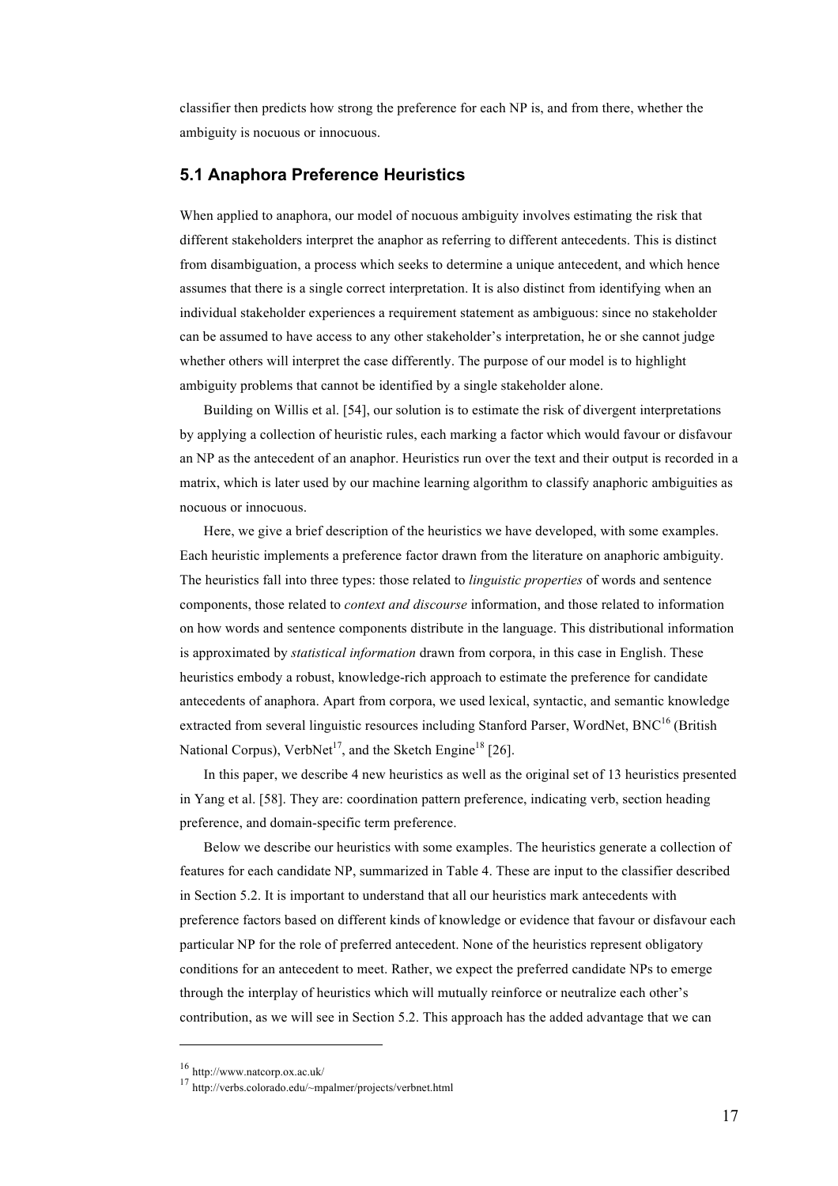classifier then predicts how strong the preference for each NP is, and from there, whether the ambiguity is nocuous or innocuous.

## 5.1 Anaphora Preference Heuristics

When applied to anaphora, our model of nocuous ambiguity involves estimating the risk that different stakeholders interpret the anaphor as referring to different antecedents. This is distinct from disambiguation, a process which seeks to determine a unique antecedent, and which hence assumes that there is a single correct interpretation. It is also distinct from identifying when an individual stakeholder experiences a requirement statement as ambiguous: since no stakeholder can be assumed to have access to any other stakeholder's interpretation, he or she cannot judge whether others will interpret the case differently. The purpose of our model is to highlight ambiguity problems that cannot be identified by a single stakeholder alone.

Building on Willis et al. [54], our solution is to estimate the risk of divergent interpretations by applying a collection of heuristic rules, each marking a factor which would favour or disfavour an NP as the antecedent of an anaphor. Heuristics run over the text and their output is recorded in a matrix, which is later used by our machine learning algorithm to classify anaphoric ambiguities as nocuous or innocuous.

Here, we give a brief description of the heuristics we have developed, with some examples. Each heuristic implements a preference factor drawn from the literature on anaphoric ambiguity. The heuristics fall into three types: those related to *linguistic properties* of words and sentence components, those related to *context and discourse* information, and those related to information on how words and sentence components distribute in the language. This distributional information is approximated by *statistical information* drawn from corpora, in this case in English. These heuristics embody a robust, knowledge-rich approach to estimate the preference for candidate antecedents of anaphora. Apart from corpora, we used lexical, syntactic, and semantic knowledge extracted from several linguistic resources including Stanford Parser, WordNet, BNC[16] (British National Corpus), VerbNet[17], and the Sketch Engine[18] [26].

In this paper, we describe 4 new heuristics as well as the original set of 13 heuristics presented in Yang et al. [58]. They are: coordination pattern preference, indicating verb, section heading preference, and domain-specific term preference.

Below we describe our heuristics with some examples. The heuristics generate a collection of features for each candidate NP, summarized in Table 4. These are input to the classifier described in Section 5.2. It is important to understand that all our heuristics mark antecedents with preference factors based on different kinds of knowledge or evidence that favour or disfavour each particular NP for the role of preferred antecedent. None of the heuristics represent obligatory conditions for an antecedent to meet. Rather, we expect the preferred candidate NPs to emerge through the interplay of heuristics which will mutually reinforce or neutralize each other's contribution, as we will see in Section 5.2. This approach has the added advantage that we can

---

[16] http://www.natcorp.ox.ac.uk/

[17] http://verbs.colorado.edu/~mpalmer/projects/verbnet.html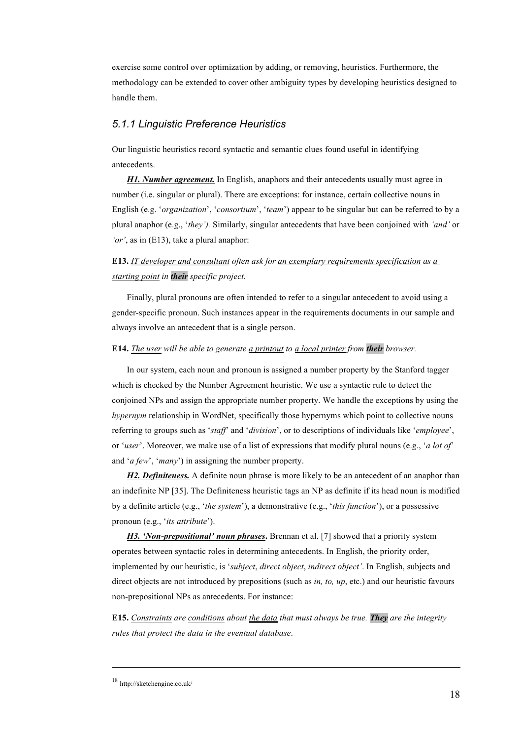exercise some control over optimization by adding, or removing, heuristics. Furthermore, the methodology can be extended to cover other ambiguity types by developing heuristics designed to handle them.

### *5.1.1 Linguistic Preference Heuristics*

Our linguistic heuristics record syntactic and semantic clues found useful in identifying antecedents.

***H1. Number agreement.*** In English, anaphors and their antecedents usually must agree in number (i.e. singular or plural). There are exceptions: for instance, certain collective nouns in English (e.g. '*organization*', '*consortium*', '*team*') appear to be singular but can be referred to by a plural anaphor (e.g., '*they'*). Similarly, singular antecedents that have been conjoined with *'and'* or *'or'*, as in (E13), take a plural anaphor:

**E13.** *IT developer and consultant often ask for an exemplary requirements specification as a starting point in* ***their*** *specific project.*

Finally, plural pronouns are often intended to refer to a singular antecedent to avoid using a gender-specific pronoun. Such instances appear in the requirements documents in our sample and always involve an antecedent that is a single person.

**E14.** *The user will be able to generate a printout to a local printer from* ***their*** *browser.*

In our system, each noun and pronoun is assigned a number property by the Stanford tagger which is checked by the Number Agreement heuristic. We use a syntactic rule to detect the conjoined NPs and assign the appropriate number property. We handle the exceptions by using the *hypernym* relationship in WordNet, specifically those hypernyms which point to collective nouns referring to groups such as '*staff*' and '*division*', or to descriptions of individuals like '*employee*', or '*user*'. Moreover, we make use of a list of expressions that modify plural nouns (e.g., '*a lot of*' and '*a few*', '*many*') in assigning the number property.

***H2. Definiteness.*** A definite noun phrase is more likely to be an antecedent of an anaphor than an indefinite NP [35]. The Definiteness heuristic tags an NP as definite if its head noun is modified by a definite article (e.g., '*the system*'), a demonstrative (e.g., '*this function*'), or a possessive pronoun (e.g., '*its attribute*').

***H3. 'Non-prepositional' noun phrases*.** Brennan et al. [7] showed that a priority system operates between syntactic roles in determining antecedents. In English, the priority order, implemented by our heuristic, is '*subject*, *direct object*, *indirect object'*. In English, subjects and direct objects are not introduced by prepositions (such as *in, to, up*, etc.) and our heuristic favours non-prepositional NPs as antecedents. For instance:

**E15.** *Constraints are conditions about the data that must always be true.* ***They*** *are the integrity rules that protect the data in the eventual database*.

---

[18] http://sketchengine.co.uk/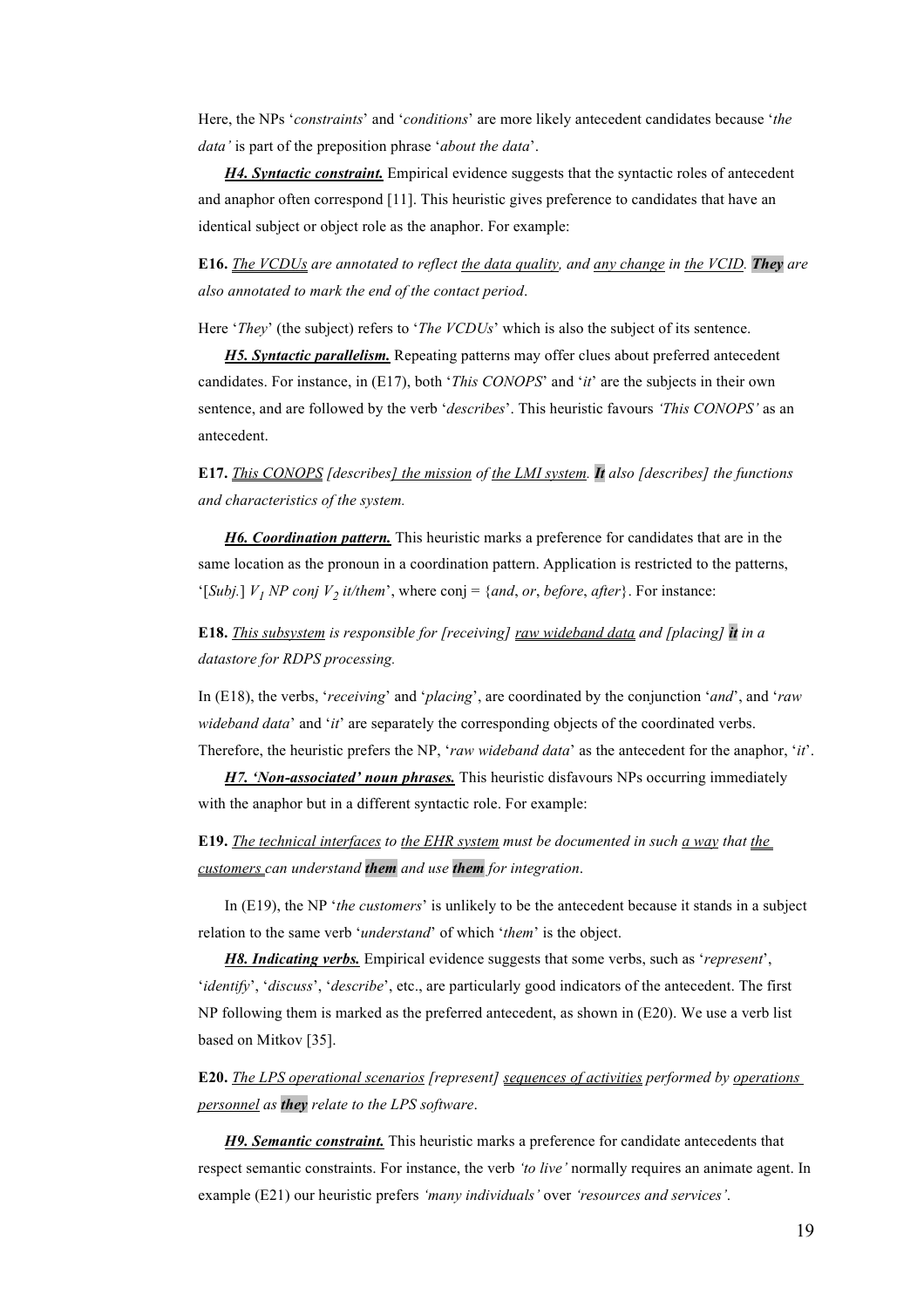Here, the NPs '*constraints*' and '*conditions*' are more likely antecedent candidates because '*the data'* is part of the preposition phrase '*about the data*'.

***H4. Syntactic constraint.*** Empirical evidence suggests that the syntactic roles of antecedent and anaphor often correspond [11]. This heuristic gives preference to candidates that have an identical subject or object role as the anaphor. For example:

**E16.** *The VCDUs are annotated to reflect the data quality, and any change in the VCID.* ***They*** *are also annotated to mark the end of the contact period*.

Here '*They*' (the subject) refers to '*The VCDUs*' which is also the subject of its sentence.

***H5. Syntactic parallelism.*** Repeating patterns may offer clues about preferred antecedent candidates. For instance, in (E17), both '*This CONOPS*' and '*it*' are the subjects in their own sentence, and are followed by the verb '*describes*'. This heuristic favours *'This CONOPS'* as an antecedent.

**E17.** *This CONOPS [describes] the mission of the LMI system.* ***It*** *also [describes] the functions and characteristics of the system.*

***H6. Coordination pattern.*** This heuristic marks a preference for candidates that are in the same location as the pronoun in a coordination pattern. Application is restricted to the patterns, '[*Subj.*] $V_1$ *NP conj* $V_2$ *it/them*', where conj = {*and*, *or*, *before*, *after*}. For instance:

**E18.** *This subsystem is responsible for [receiving] raw wideband data and [placing]* ***it*** *in a datastore for RDPS processing.*

In (E18), the verbs, '*receiving*' and '*placing*', are coordinated by the conjunction '*and*', and '*raw wideband data*' and '*it*' are separately the corresponding objects of the coordinated verbs. Therefore, the heuristic prefers the NP, '*raw wideband data*' as the antecedent for the anaphor, '*it*'.

***H7. 'Non-associated' noun phrases.*** This heuristic disfavours NPs occurring immediately with the anaphor but in a different syntactic role. For example:

**E19.** *The technical interfaces to the EHR system must be documented in such a way that the customers can understand* ***them*** *and use* ***them*** *for integration*.

In (E19), the NP '*the customers*' is unlikely to be the antecedent because it stands in a subject relation to the same verb '*understand*' of which '*them*' is the object.

***H8. Indicating verbs.*** Empirical evidence suggests that some verbs, such as '*represent*', '*identify*', '*discuss*', '*describe*', etc., are particularly good indicators of the antecedent. The first NP following them is marked as the preferred antecedent, as shown in (E20). We use a verb list based on Mitkov [35].

**E20.** *The LPS operational scenarios [represent] sequences of activities performed by operations personnel as* ***they*** *relate to the LPS software*.

***H9. Semantic constraint.*** This heuristic marks a preference for candidate antecedents that respect semantic constraints. For instance, the verb *'to live'* normally requires an animate agent. In example (E21) our heuristic prefers *'many individuals'* over *'resources and services'*.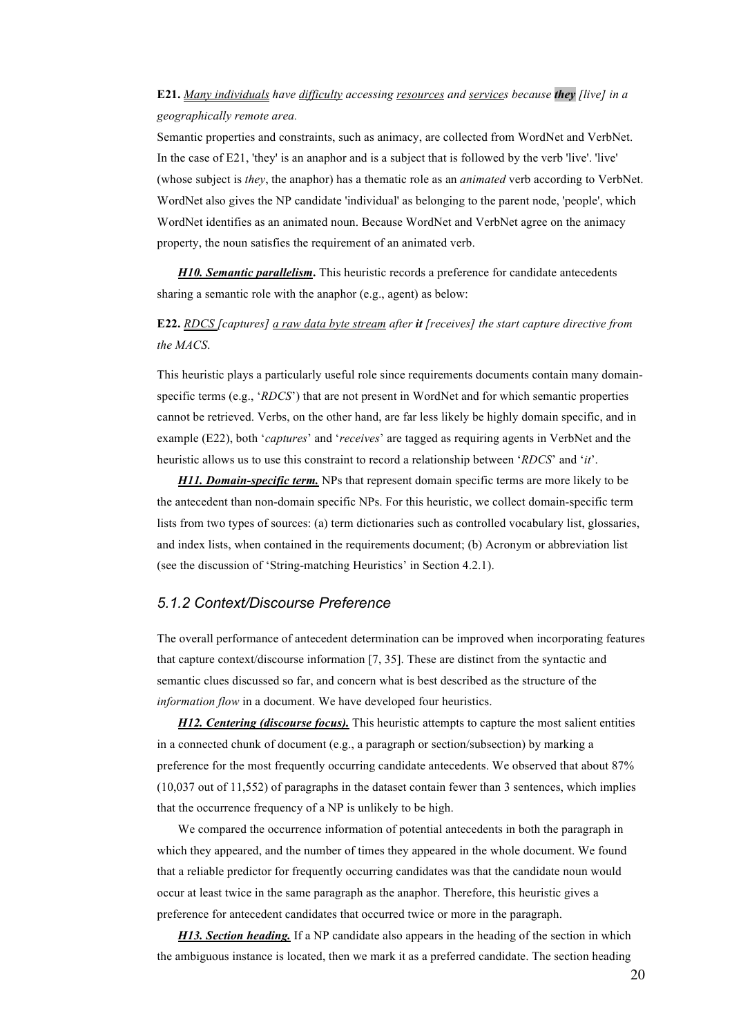**E21.** *Many individuals have difficulty accessing resources and services because **they** [live] in a geographically remote area.*

Semantic properties and constraints, such as animacy, are collected from WordNet and VerbNet. In the case of E21, 'they' is an anaphor and is a subject that is followed by the verb 'live'. 'live' (whose subject is *they*, the anaphor) has a thematic role as an *animated* verb according to VerbNet. WordNet also gives the NP candidate 'individual' as belonging to the parent node, 'people', which WordNet identifies as an animated noun. Because WordNet and VerbNet agree on the animacy property, the noun satisfies the requirement of an animated verb.

***H10. Semantic parallelism*.** This heuristic records a preference for candidate antecedents sharing a semantic role with the anaphor (e.g., agent) as below:

**E22.** *RDCS [captures] a raw data byte stream after **it** [receives] the start capture directive from the MACS.*

This heuristic plays a particularly useful role since requirements documents contain many domain-specific terms (e.g., '*RDCS*') that are not present in WordNet and for which semantic properties cannot be retrieved. Verbs, on the other hand, are far less likely be highly domain specific, and in example (E22), both '*captures*' and '*receives*' are tagged as requiring agents in VerbNet and the heuristic allows us to use this constraint to record a relationship between '*RDCS*' and '*it*'.

***H11. Domain-specific term.*** NPs that represent domain specific terms are more likely to be the antecedent than non-domain specific NPs. For this heuristic, we collect domain-specific term lists from two types of sources: (a) term dictionaries such as controlled vocabulary list, glossaries, and index lists, when contained in the requirements document; (b) Acronym or abbreviation list (see the discussion of 'String-matching Heuristics' in Section 4.2.1).

### *5.1.2 Context/Discourse Preference*

The overall performance of antecedent determination can be improved when incorporating features that capture context/discourse information [7, 35]. These are distinct from the syntactic and semantic clues discussed so far, and concern what is best described as the structure of the *information flow* in a document. We have developed four heuristics.

***H12. Centering (discourse focus).*** This heuristic attempts to capture the most salient entities in a connected chunk of document (e.g., a paragraph or section/subsection) by marking a preference for the most frequently occurring candidate antecedents. We observed that about 87% (10,037 out of 11,552) of paragraphs in the dataset contain fewer than 3 sentences, which implies that the occurrence frequency of a NP is unlikely to be high.

We compared the occurrence information of potential antecedents in both the paragraph in which they appeared, and the number of times they appeared in the whole document. We found that a reliable predictor for frequently occurring candidates was that the candidate noun would occur at least twice in the same paragraph as the anaphor. Therefore, this heuristic gives a preference for antecedent candidates that occurred twice or more in the paragraph.

***H13. Section heading.*** If a NP candidate also appears in the heading of the section in which the ambiguous instance is located, then we mark it as a preferred candidate. The section heading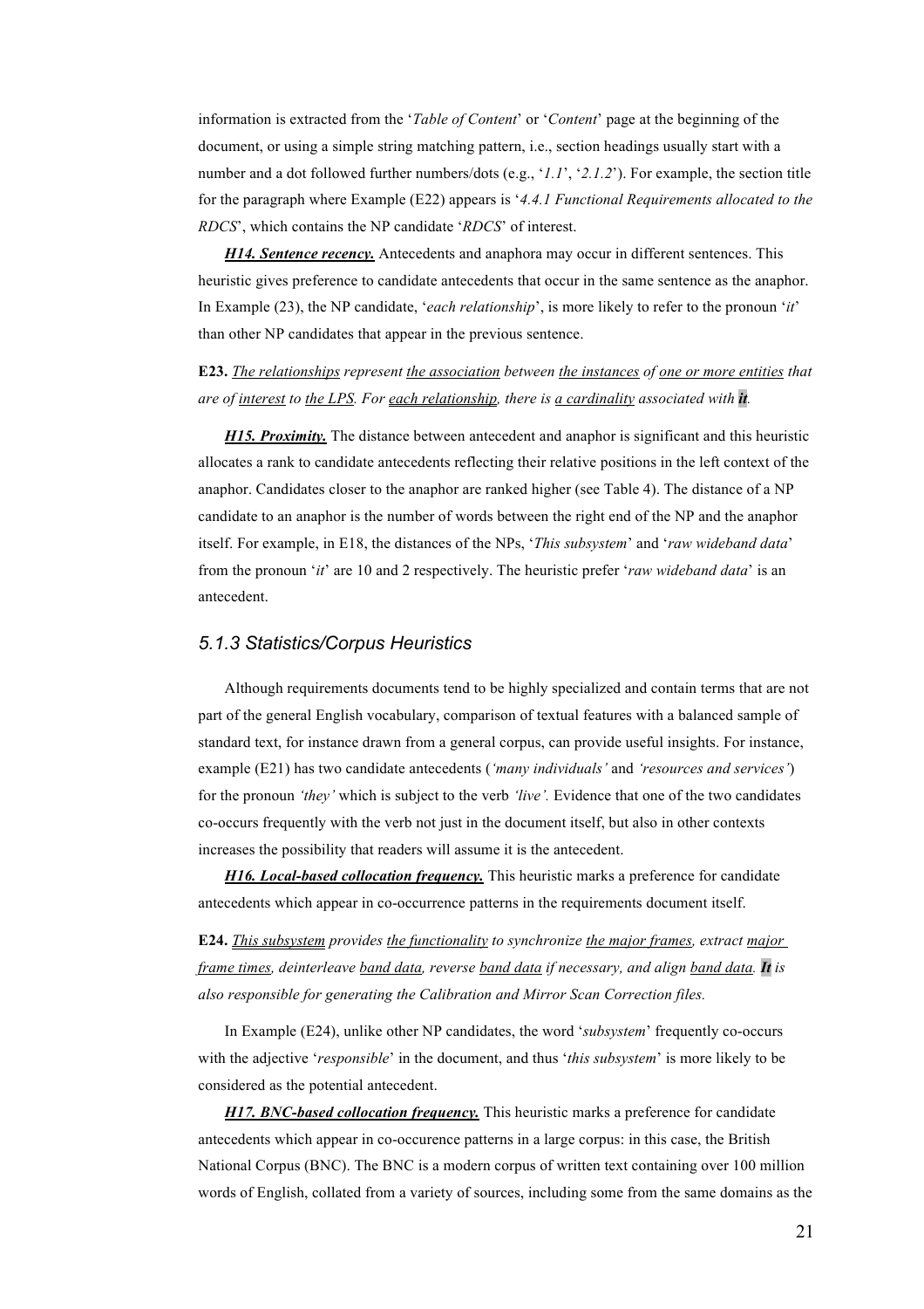information is extracted from the '*Table of Content*' or '*Content*' page at the beginning of the document, or using a simple string matching pattern, i.e., section headings usually start with a number and a dot followed further numbers/dots (e.g., '*1.1*', '*2.1.2*'). For example, the section title for the paragraph where Example (E22) appears is '*4.4.1 Functional Requirements allocated to the RDCS*', which contains the NP candidate '*RDCS*' of interest.

***H14. Sentence recency.*** Antecedents and anaphora may occur in different sentences. This heuristic gives preference to candidate antecedents that occur in the same sentence as the anaphor. In Example (23), the NP candidate, '*each relationship*', is more likely to refer to the pronoun '*it*' than other NP candidates that appear in the previous sentence.

**E23.** *The relationships represent the association between the instances of one or more entities that are of interest to the LPS. For each relationship, there is a cardinality associated with* ***it****.*

***H15. Proximity.*** The distance between antecedent and anaphor is significant and this heuristic allocates a rank to candidate antecedents reflecting their relative positions in the left context of the anaphor. Candidates closer to the anaphor are ranked higher (see Table 4). The distance of a NP candidate to an anaphor is the number of words between the right end of the NP and the anaphor itself. For example, in E18, the distances of the NPs, '*This subsystem*' and '*raw wideband data*' from the pronoun '*it*' are 10 and 2 respectively. The heuristic prefer '*raw wideband data*' is an antecedent.

### 5.1.3 Statistics/Corpus Heuristics

Although requirements documents tend to be highly specialized and contain terms that are not part of the general English vocabulary, comparison of textual features with a balanced sample of standard text, for instance drawn from a general corpus, can provide useful insights. For instance, example (E21) has two candidate antecedents (*'many individuals'* and *'resources and services'*) for the pronoun *'they'* which is subject to the verb *'live'.* Evidence that one of the two candidates co-occurs frequently with the verb not just in the document itself, but also in other contexts increases the possibility that readers will assume it is the antecedent.

***H16. Local-based collocation frequency.*** This heuristic marks a preference for candidate antecedents which appear in co-occurrence patterns in the requirements document itself.

**E24.** *This subsystem provides the functionality to synchronize the major frames, extract major frame times, deinterleave band data, reverse band data if necessary, and align band data.* ***It*** *is also responsible for generating the Calibration and Mirror Scan Correction files.*

In Example (E24), unlike other NP candidates, the word '*subsystem*' frequently co-occurs with the adjective '*responsible*' in the document, and thus '*this subsystem*' is more likely to be considered as the potential antecedent.

***H17. BNC-based collocation frequency.*** This heuristic marks a preference for candidate antecedents which appear in co-occurence patterns in a large corpus: in this case, the British National Corpus (BNC). The BNC is a modern corpus of written text containing over 100 million words of English, collated from a variety of sources, including some from the same domains as the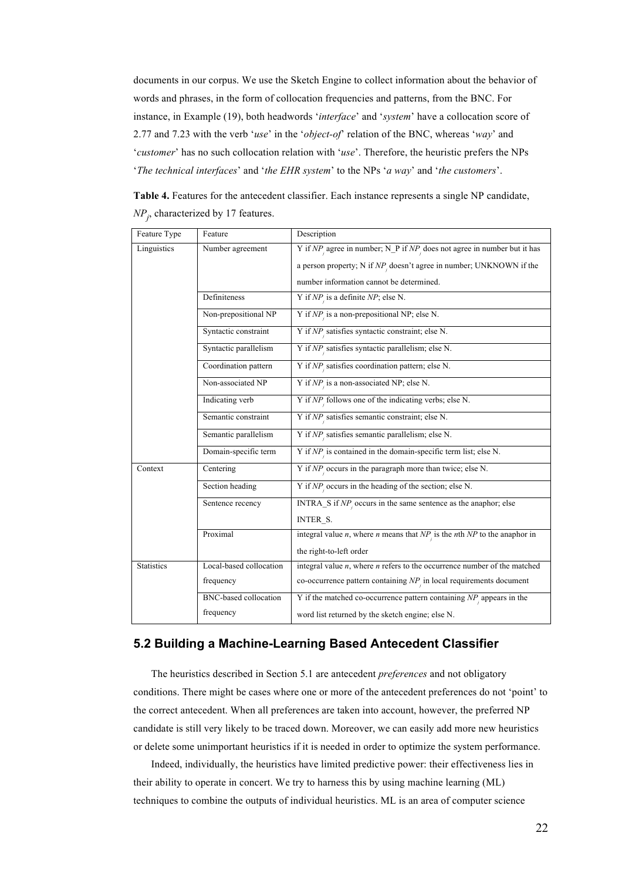documents in our corpus. We use the Sketch Engine to collect information about the behavior of words and phrases, in the form of collocation frequencies and patterns, from the BNC. For instance, in Example (19), both headwords '*interface*' and '*system*' have a collocation score of 2.77 and 7.23 with the verb '*use*' in the '*object-of*' relation of the BNC, whereas '*way*' and '*customer*' has no such collocation relation with '*use*'. Therefore, the heuristic prefers the NPs '*The technical interfaces*' and '*the EHR system*' to the NPs '*a way*' and '*the customers*'.

**Table 4.** Features for the antecedent classifier. Each instance represents a single NP candidate, $NP_j$, characterized by 17 features.

| Feature Type | Feature | Description |
|---|---|---|
| Linguistics | Number agreement | Y if $NP_j$ agree in number; N_P if $NP_j$ does not agree in number but it has a person property; N if $NP_j$ doesn't agree in number; UNKNOWN if the number information cannot be determined. |
| | Definiteness | Y if $NP_j$ is a definite *NP*; else N. |
| | Non-prepositional NP | Y if $NP_j$ is a non-prepositional NP; else N. |
| | Syntactic constraint | Y if $NP_j$ satisfies syntactic constraint; else N. |
| | Syntactic parallelism | Y if $NP_j$ satisfies syntactic parallelism; else N. |
| | Coordination pattern | Y if $NP_j$ satisfies coordination pattern; else N. |
| | Non-associated NP | Y if $NP_j$ is a non-associated NP; else N. |
| | Indicating verb | Y if $NP_j$ follows one of the indicating verbs; else N. |
| | Semantic constraint | Y if $NP_j$ satisfies semantic constraint; else N. |
| | Semantic parallelism | Y if $NP_j$ satisfies semantic parallelism; else N. |
| | Domain-specific term | Y if $NP_j$ is contained in the domain-specific term list; else N. |
| Context | Centering | Y if $NP_j$ occurs in the paragraph more than twice; else N. |
| | Section heading | Y if $NP_j$ occurs in the heading of the section; else N. |
| | Sentence recency | INTRA_S if $NP_j$ occurs in the same sentence as the anaphor; else INTER_S. |
| | Proximal | integral value *n*, where *n* means that $NP_j$ is the *n*th *NP* to the anaphor in the right-to-left order |
| Statistics | Local-based collocation frequency | integral value *n*, where *n* refers to the occurrence number of the matched co-occurrence pattern containing $NP_j$ in local requirements document |
| | BNC-based collocation frequency | Y if the matched co-occurrence pattern containing $NP_j$ appears in the word list returned by the sketch engine; else N. |

## 5.2 Building a Machine-Learning Based Antecedent Classifier

The heuristics described in Section 5.1 are antecedent *preferences* and not obligatory conditions. There might be cases where one or more of the antecedent preferences do not 'point' to the correct antecedent. When all preferences are taken into account, however, the preferred NP candidate is still very likely to be traced down. Moreover, we can easily add more new heuristics or delete some unimportant heuristics if it is needed in order to optimize the system performance.

Indeed, individually, the heuristics have limited predictive power: their effectiveness lies in their ability to operate in concert. We try to harness this by using machine learning (ML) techniques to combine the outputs of individual heuristics. ML is an area of computer science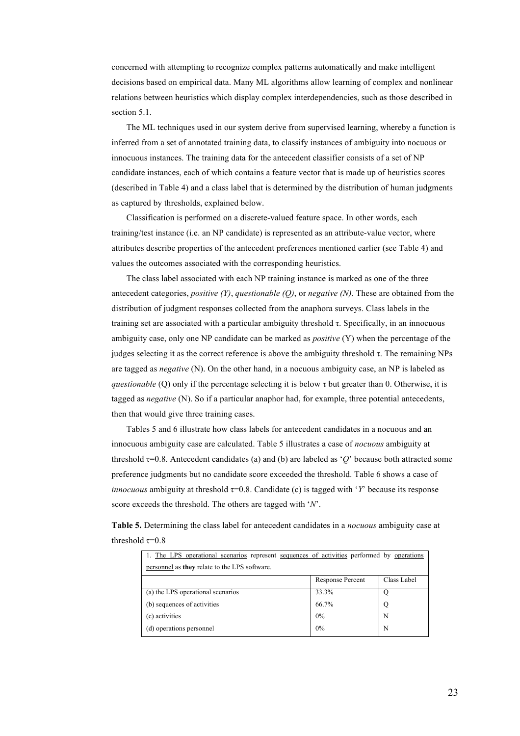concerned with attempting to recognize complex patterns automatically and make intelligent decisions based on empirical data. Many ML algorithms allow learning of complex and nonlinear relations between heuristics which display complex interdependencies, such as those described in section 5.1.

The ML techniques used in our system derive from supervised learning, whereby a function is inferred from a set of annotated training data, to classify instances of ambiguity into nocuous or innocuous instances. The training data for the antecedent classifier consists of a set of NP candidate instances, each of which contains a feature vector that is made up of heuristics scores (described in Table 4) and a class label that is determined by the distribution of human judgments as captured by thresholds, explained below.

Classification is performed on a discrete-valued feature space. In other words, each training/test instance (i.e. an NP candidate) is represented as an attribute-value vector, where attributes describe properties of the antecedent preferences mentioned earlier (see Table 4) and values the outcomes associated with the corresponding heuristics.

The class label associated with each NP training instance is marked as one of the three antecedent categories, *positive (Y)*, *questionable (Q)*, or *negative (N)*. These are obtained from the distribution of judgment responses collected from the anaphora surveys. Class labels in the training set are associated with a particular ambiguity threshold $\tau$. Specifically, in an innocuous ambiguity case, only one NP candidate can be marked as *positive* (Y) when the percentage of the judges selecting it as the correct reference is above the ambiguity threshold $\tau$. The remaining NPs are tagged as *negative* (N). On the other hand, in a nocuous ambiguity case, an NP is labeled as *questionable* (Q) only if the percentage selecting it is below $\tau$ but greater than 0. Otherwise, it is tagged as *negative* (N). So if a particular anaphor had, for example, three potential antecedents, then that would give three training cases.

Tables 5 and 6 illustrate how class labels for antecedent candidates in a nocuous and an innocuous ambiguity case are calculated. Table 5 illustrates a case of *nocuous* ambiguity at threshold $\tau$=0.8. Antecedent candidates (a) and (b) are labeled as '*Q*' because both attracted some preference judgments but no candidate score exceeded the threshold. Table 6 shows a case of *innocuous* ambiguity at threshold $\tau$=0.8. Candidate (c) is tagged with '*Y*' because its response score exceeds the threshold. The others are tagged with '*N*'.

**Table 5.** Determining the class label for antecedent candidates in a *nocuous* ambiguity case at threshold $\tau$=0.8

| 1. The LPS operational scenarios represent sequences of activities performed by operations personnel as **they** relate to the LPS software. | | |
|---|---|---|
| | Response Percent | Class Label |
| (a) the LPS operational scenarios | 33.3% | Q |
| (b) sequences of activities | 66.7% | Q |
| (c) activities | 0% | N |
| (d) operations personnel | 0% | N |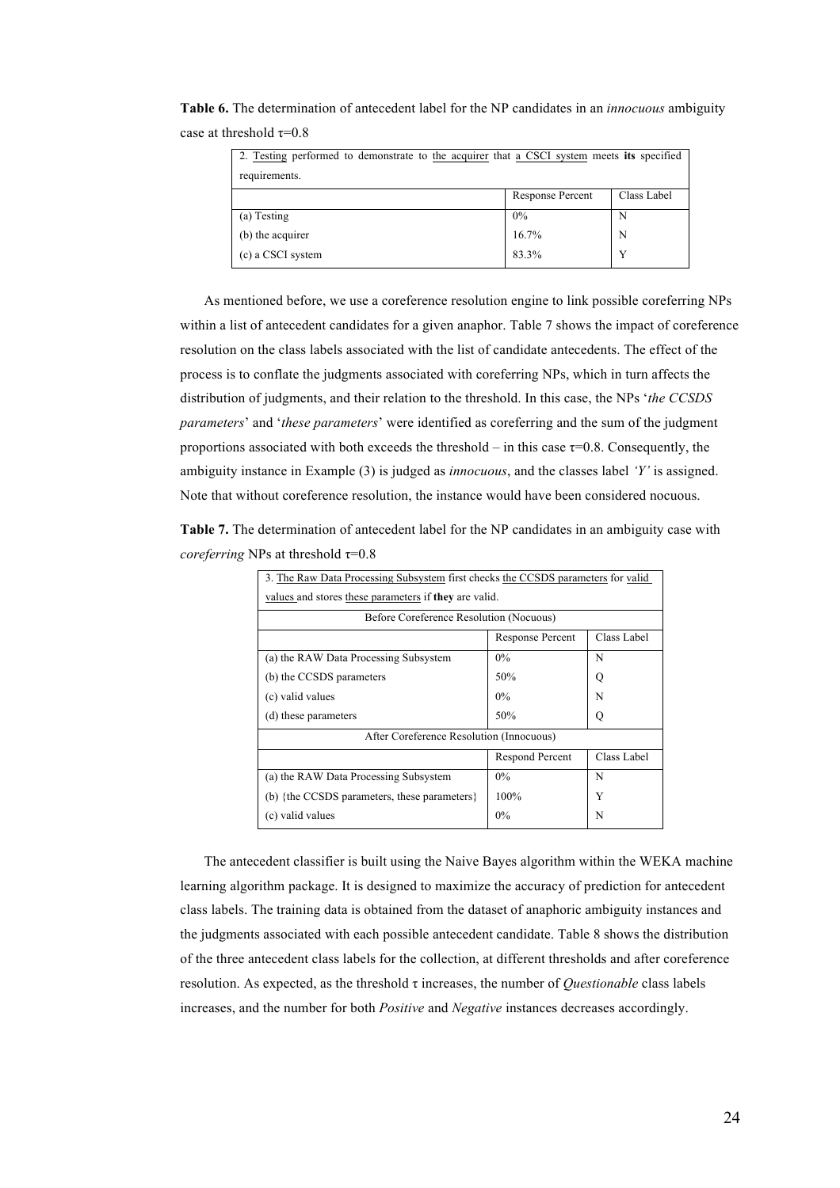**Table 6.** The determination of antecedent label for the NP candidates in an *innocuous* ambiguity case at threshold τ=0.8

| 2. Testing performed to demonstrate to the acquirer that a CSCI system meets **its** specified requirements. | | |
|---|---|---|
| | Response Percent | Class Label |
| (a) Testing | 0% | N |
| (b) the acquirer | 16.7% | N |
| (c) a CSCI system | 83.3% | Y |

As mentioned before, we use a coreference resolution engine to link possible coreferring NPs within a list of antecedent candidates for a given anaphor. Table 7 shows the impact of coreference resolution on the class labels associated with the list of candidate antecedents. The effect of the process is to conflate the judgments associated with coreferring NPs, which in turn affects the distribution of judgments, and their relation to the threshold. In this case, the NPs '*the CCSDS parameters*' and '*these parameters*' were identified as coreferring and the sum of the judgment proportions associated with both exceeds the threshold – in this case τ=0.8. Consequently, the ambiguity instance in Example (3) is judged as *innocuous*, and the classes label *'Y'* is assigned. Note that without coreference resolution, the instance would have been considered nocuous.

**Table 7.** The determination of antecedent label for the NP candidates in an ambiguity case with *coreferring* NPs at threshold τ=0.8

| 3. The Raw Data Processing Subsystem first checks the CCSDS parameters for valid values and stores these parameters if **they** are valid. | | |
|---|---|---|
| Before Coreference Resolution (Nocuous) | | |
| | Response Percent | Class Label |
| (a) the RAW Data Processing Subsystem | 0% | N |
| (b) the CCSDS parameters | 50% | Q |
| (c) valid values | 0% | N |
| (d) these parameters | 50% | Q |
| After Coreference Resolution (Innocuous) | | |
| | Respond Percent | Class Label |
| (a) the RAW Data Processing Subsystem | 0% | N |
| (b) {the CCSDS parameters, these parameters} | 100% | Y |
| (c) valid values | 0% | N |

The antecedent classifier is built using the Naive Bayes algorithm within the WEKA machine learning algorithm package. It is designed to maximize the accuracy of prediction for antecedent class labels. The training data is obtained from the dataset of anaphoric ambiguity instances and the judgments associated with each possible antecedent candidate. Table 8 shows the distribution of the three antecedent class labels for the collection, at different thresholds and after coreference resolution. As expected, as the threshold τ increases, the number of *Questionable* class labels increases, and the number for both *Positive* and *Negative* instances decreases accordingly.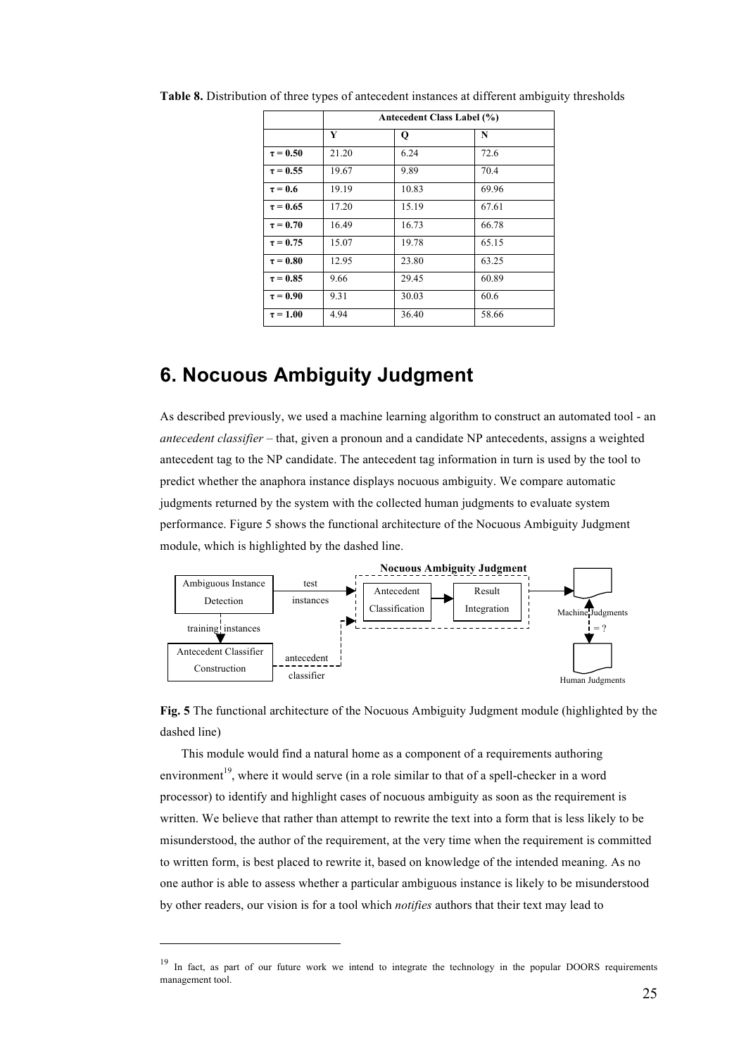**Table 8.** Distribution of three types of antecedent instances at different ambiguity thresholds

| | Antecedent Class Label (%) | | |
|---|---|---|---|
| | Y | Q | N |
| τ = 0.50 | 21.20 | 6.24 | 72.6 |
| τ = 0.55 | 19.67 | 9.89 | 70.4 |
| τ = 0.6 | 19.19 | 10.83 | 69.96 |
| τ = 0.65 | 17.20 | 15.19 | 67.61 |
| τ = 0.70 | 16.49 | 16.73 | 66.78 |
| τ = 0.75 | 15.07 | 19.78 | 65.15 |
| τ = 0.80 | 12.95 | 23.80 | 63.25 |
| τ = 0.85 | 9.66 | 29.45 | 60.89 |
| τ = 0.90 | 9.31 | 30.03 | 60.6 |
| τ = 1.00 | 4.94 | 36.40 | 58.66 |

# 6. Nocuous Ambiguity Judgment

As described previously, we used a machine learning algorithm to construct an automated tool - an *antecedent classifier* – that, given a pronoun and a candidate NP antecedents, assigns a weighted antecedent tag to the NP candidate. The antecedent tag information in turn is used by the tool to predict whether the anaphora instance displays nocuous ambiguity. We compare automatic judgments returned by the system with the collected human judgments to evaluate system performance. Figure 5 shows the functional architecture of the Nocuous Ambiguity Judgment module, which is highlighted by the dashed line.

Nocuous Ambiguity Judgment

Ambiguous Instance Detection — test instances → Antecedent Classification → Result Integration → Machine Judgments

training instances → Antecedent Classifier Construction — antecedent classifier

Machine Judgments = ? Human Judgments

**Fig. 5** The functional architecture of the Nocuous Ambiguity Judgment module (highlighted by the dashed line)

This module would find a natural home as a component of a requirements authoring environment[19], where it would serve (in a role similar to that of a spell-checker in a word processor) to identify and highlight cases of nocuous ambiguity as soon as the requirement is written. We believe that rather than attempt to rewrite the text into a form that is less likely to be misunderstood, the author of the requirement, at the very time when the requirement is committed to written form, is best placed to rewrite it, based on knowledge of the intended meaning. As no one author is able to assess whether a particular ambiguous instance is likely to be misunderstood by other readers, our vision is for a tool which *notifies* authors that their text may lead to

[19] In fact, as part of our future work we intend to integrate the technology in the popular DOORS requirements management tool.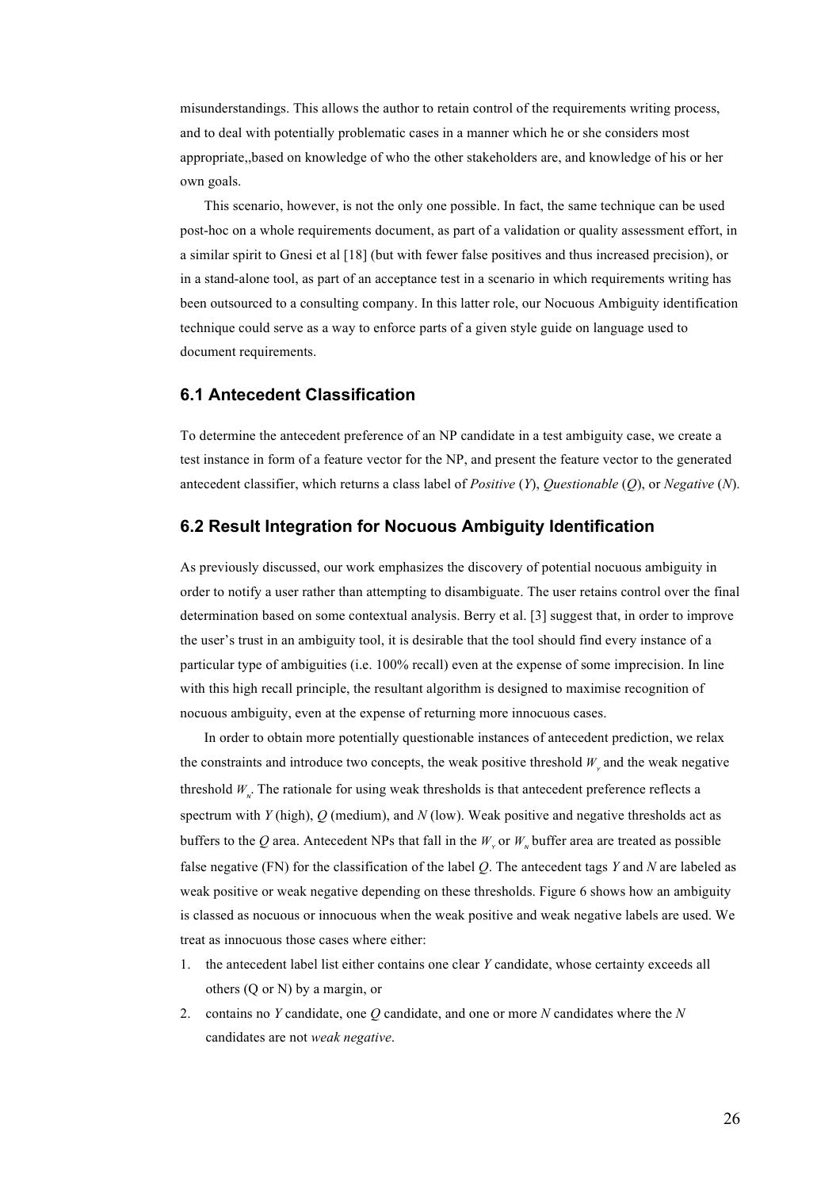misunderstandings. This allows the author to retain control of the requirements writing process, and to deal with potentially problematic cases in a manner which he or she considers most appropriate,,based on knowledge of who the other stakeholders are, and knowledge of his or her own goals.

This scenario, however, is not the only one possible. In fact, the same technique can be used post-hoc on a whole requirements document, as part of a validation or quality assessment effort, in a similar spirit to Gnesi et al [18] (but with fewer false positives and thus increased precision), or in a stand-alone tool, as part of an acceptance test in a scenario in which requirements writing has been outsourced to a consulting company. In this latter role, our Nocuous Ambiguity identification technique could serve as a way to enforce parts of a given style guide on language used to document requirements.

## 6.1 Antecedent Classification

To determine the antecedent preference of an NP candidate in a test ambiguity case, we create a test instance in form of a feature vector for the NP, and present the feature vector to the generated antecedent classifier, which returns a class label of *Positive* (*Y*), *Questionable* (*Q*), or *Negative* (*N*).

## 6.2 Result Integration for Nocuous Ambiguity Identification

As previously discussed, our work emphasizes the discovery of potential nocuous ambiguity in order to notify a user rather than attempting to disambiguate. The user retains control over the final determination based on some contextual analysis. Berry et al. [3] suggest that, in order to improve the user's trust in an ambiguity tool, it is desirable that the tool should find every instance of a particular type of ambiguities (i.e. 100% recall) even at the expense of some imprecision. In line with this high recall principle, the resultant algorithm is designed to maximise recognition of nocuous ambiguity, even at the expense of returning more innocuous cases.

In order to obtain more potentially questionable instances of antecedent prediction, we relax the constraints and introduce two concepts, the weak positive threshold $W_Y$ and the weak negative threshold $W_N$. The rationale for using weak thresholds is that antecedent preference reflects a spectrum with *Y* (high), *Q* (medium), and *N* (low). Weak positive and negative thresholds act as buffers to the *Q* area. Antecedent NPs that fall in the $W_Y$ or $W_N$ buffer area are treated as possible false negative (FN) for the classification of the label *Q*. The antecedent tags *Y* and *N* are labeled as weak positive or weak negative depending on these thresholds. Figure 6 shows how an ambiguity is classed as nocuous or innocuous when the weak positive and weak negative labels are used. We treat as innocuous those cases where either:

1. the antecedent label list either contains one clear *Y* candidate, whose certainty exceeds all others (Q or N) by a margin, or
2. contains no *Y* candidate, one *Q* candidate, and one or more *N* candidates where the *N* candidates are not *weak negative*.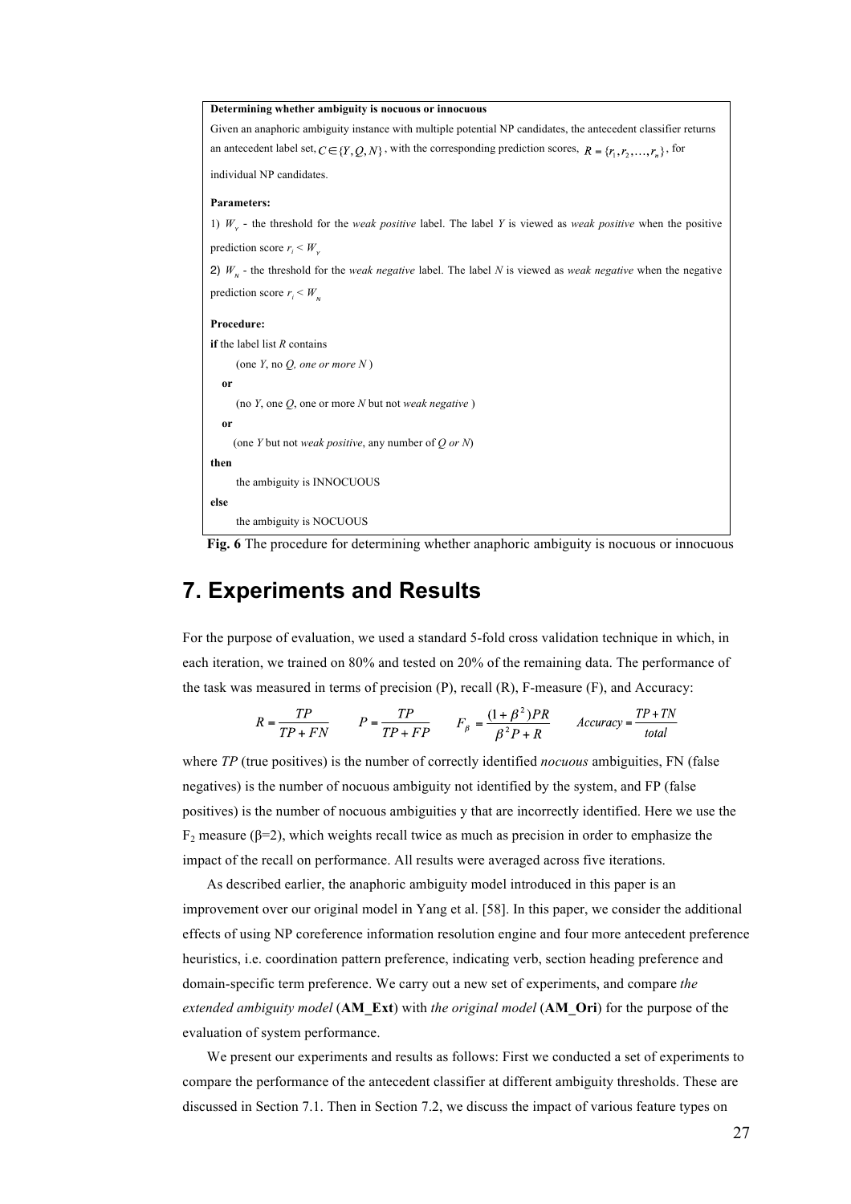**Determining whether ambiguity is nocuous or innocuous**

Given an anaphoric ambiguity instance with multiple potential NP candidates, the antecedent classifier returns an antecedent label set, $C \in \{Y, Q, N\}$, with the corresponding prediction scores, $R = \{r_1, r_2, \ldots, r_n\}$, for individual NP candidates.

**Parameters:**

1) $W_Y$ - the threshold for the *weak positive* label. The label *Y* is viewed as *weak positive* when the positive prediction score $r_i < W_Y$

2) $W_N$ - the threshold for the *weak negative* label. The label *N* is viewed as *weak negative* when the negative prediction score $r_i < W_N$

**Procedure:**

**if** the label list *R* contains

(one *Y*, no *Q, one or more N* )

**or**

(no *Y*, one *Q*, one or more *N* but not *weak negative* )

**or**

(one *Y* but not *weak positive*, any number of *Q or N*)

**then**

the ambiguity is INNOCUOUS

**else**

the ambiguity is NOCUOUS

**Fig. 6** The procedure for determining whether anaphoric ambiguity is nocuous or innocuous

# 7. Experiments and Results

For the purpose of evaluation, we used a standard 5-fold cross validation technique in which, in each iteration, we trained on 80% and tested on 20% of the remaining data. The performance of the task was measured in terms of precision (P), recall (R), F-measure (F), and Accuracy:

$$R = \frac{TP}{TP + FN} \qquad P = \frac{TP}{TP + FP} \qquad F_\beta = \frac{(1 + \beta^2)PR}{\beta^2 P + R} \qquad Accuracy = \frac{TP + TN}{total}$$

where *TP* (true positives) is the number of correctly identified *nocuous* ambiguities, FN (false negatives) is the number of nocuous ambiguity not identified by the system, and FP (false positives) is the number of nocuous ambiguities y that are incorrectly identified. Here we use the $F_2$ measure ($\beta$=2), which weights recall twice as much as precision in order to emphasize the impact of the recall on performance. All results were averaged across five iterations.

As described earlier, the anaphoric ambiguity model introduced in this paper is an improvement over our original model in Yang et al. [58]. In this paper, we consider the additional effects of using NP coreference information resolution engine and four more antecedent preference heuristics, i.e. coordination pattern preference, indicating verb, section heading preference and domain-specific term preference. We carry out a new set of experiments, and compare *the extended ambiguity model* (**AM_Ext**) with *the original model* (**AM_Ori**) for the purpose of the evaluation of system performance.

We present our experiments and results as follows: First we conducted a set of experiments to compare the performance of the antecedent classifier at different ambiguity thresholds. These are discussed in Section 7.1. Then in Section 7.2, we discuss the impact of various feature types on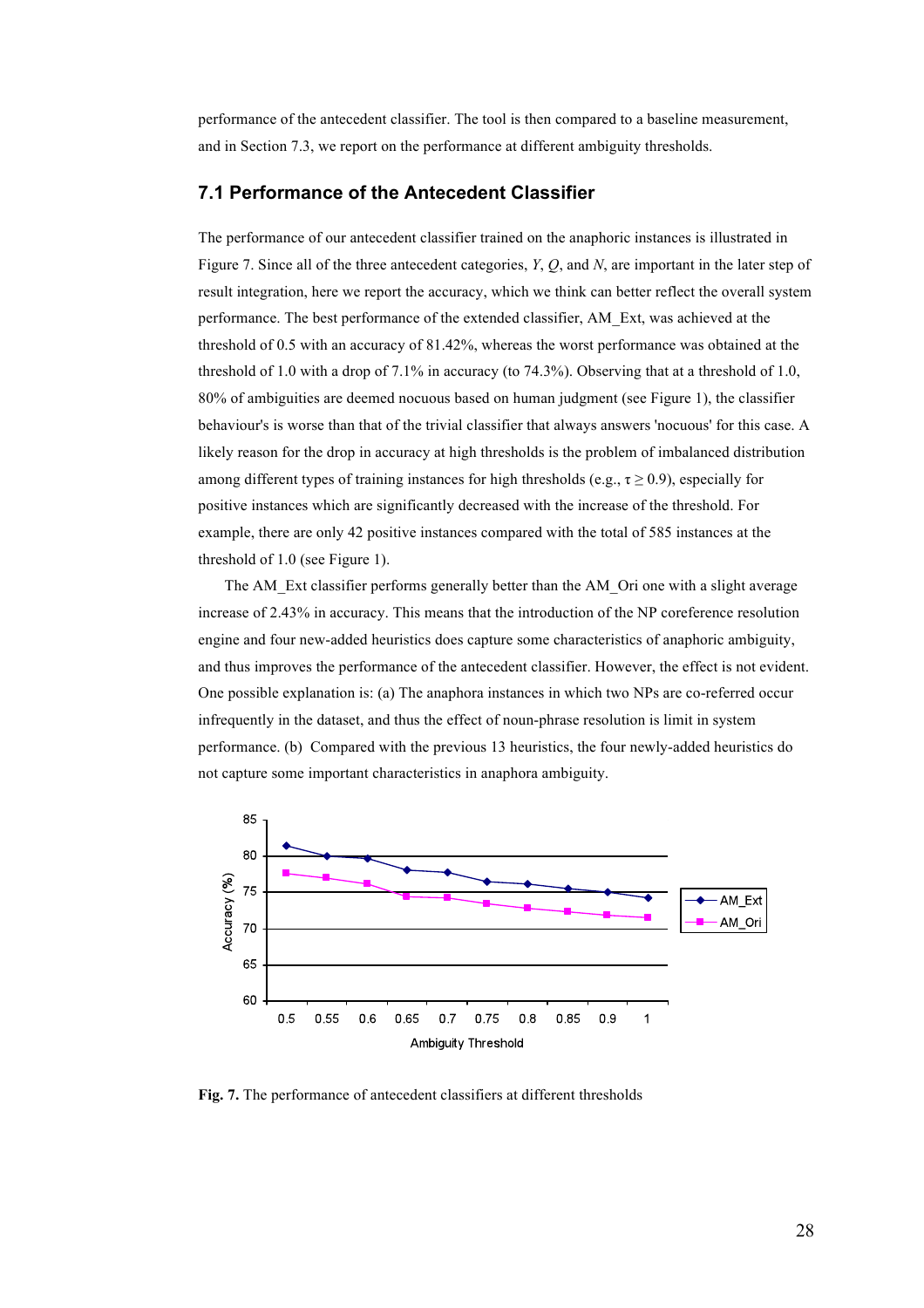performance of the antecedent classifier. The tool is then compared to a baseline measurement, and in Section 7.3, we report on the performance at different ambiguity thresholds.

## 7.1 Performance of the Antecedent Classifier

The performance of our antecedent classifier trained on the anaphoric instances is illustrated in Figure 7. Since all of the three antecedent categories, *Y*, *Q*, and *N*, are important in the later step of result integration, here we report the accuracy, which we think can better reflect the overall system performance. The best performance of the extended classifier, AM_Ext, was achieved at the threshold of 0.5 with an accuracy of 81.42%, whereas the worst performance was obtained at the threshold of 1.0 with a drop of 7.1% in accuracy (to 74.3%). Observing that at a threshold of 1.0, 80% of ambiguities are deemed nocuous based on human judgment (see Figure 1), the classifier behaviour's is worse than that of the trivial classifier that always answers 'nocuous' for this case. A likely reason for the drop in accuracy at high thresholds is the problem of imbalanced distribution among different types of training instances for high thresholds (e.g., $\tau \geq 0.9$), especially for positive instances which are significantly decreased with the increase of the threshold. For example, there are only 42 positive instances compared with the total of 585 instances at the threshold of 1.0 (see Figure 1).

The AM_Ext classifier performs generally better than the AM_Ori one with a slight average increase of 2.43% in accuracy. This means that the introduction of the NP coreference resolution engine and four new-added heuristics does capture some characteristics of anaphoric ambiguity, and thus improves the performance of the antecedent classifier. However, the effect is not evident. One possible explanation is: (a) The anaphora instances in which two NPs are co-referred occur infrequently in the dataset, and thus the effect of noun-phrase resolution is limit in system performance. (b) Compared with the previous 13 heuristics, the four newly-added heuristics do not capture some important characteristics in anaphora ambiguity.

**Fig. 7.** The performance of antecedent classifiers at different thresholds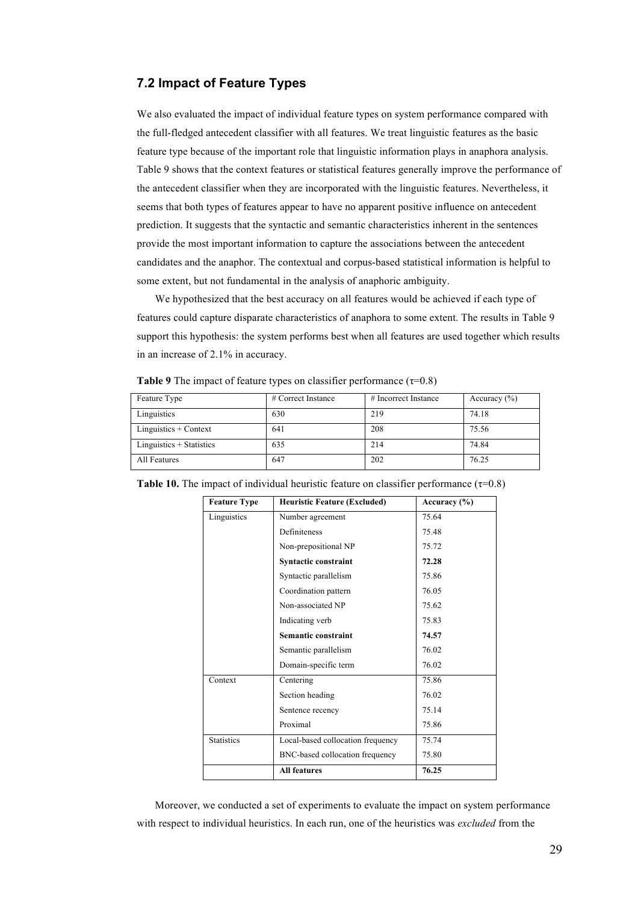### 7.2 Impact of Feature Types

We also evaluated the impact of individual feature types on system performance compared with the full-fledged antecedent classifier with all features. We treat linguistic features as the basic feature type because of the important role that linguistic information plays in anaphora analysis. Table 9 shows that the context features or statistical features generally improve the performance of the antecedent classifier when they are incorporated with the linguistic features. Nevertheless, it seems that both types of features appear to have no apparent positive influence on antecedent prediction. It suggests that the syntactic and semantic characteristics inherent in the sentences provide the most important information to capture the associations between the antecedent candidates and the anaphor. The contextual and corpus-based statistical information is helpful to some extent, but not fundamental in the analysis of anaphoric ambiguity.

We hypothesized that the best accuracy on all features would be achieved if each type of features could capture disparate characteristics of anaphora to some extent. The results in Table 9 support this hypothesis: the system performs best when all features are used together which results in an increase of 2.1% in accuracy.

**Table 9** The impact of feature types on classifier performance ($\tau$=0.8)

| Feature Type | # Correct Instance | # Incorrect Instance | Accuracy (%) |
|---|---|---|---|
| Linguistics | 630 | 219 | 74.18 |
| Linguistics + Context | 641 | 208 | 75.56 |
| Linguistics + Statistics | 635 | 214 | 74.84 |
| All Features | 647 | 202 | 76.25 |

**Table 10.** The impact of individual heuristic feature on classifier performance ($\tau$=0.8)

| **Feature Type** | **Heuristic Feature (Excluded)** | **Accuracy (%)** |
|---|---|---|
| Linguistics | Number agreement | 75.64 |
| | Definiteness | 75.48 |
| | Non-prepositional NP | 75.72 |
| | **Syntactic constraint** | **72.28** |
| | Syntactic parallelism | 75.86 |
| | Coordination pattern | 76.05 |
| | Non-associated NP | 75.62 |
| | Indicating verb | 75.83 |
| | **Semantic constraint** | **74.57** |
| | Semantic parallelism | 76.02 |
| | Domain-specific term | 76.02 |
| Context | Centering | 75.86 |
| | Section heading | 76.02 |
| | Sentence recency | 75.14 |
| | Proximal | 75.86 |
| Statistics | Local-based collocation frequency | 75.74 |
| | BNC-based collocation frequency | 75.80 |
| | **All features** | **76.25** |

Moreover, we conducted a set of experiments to evaluate the impact on system performance with respect to individual heuristics. In each run, one of the heuristics was *excluded* from the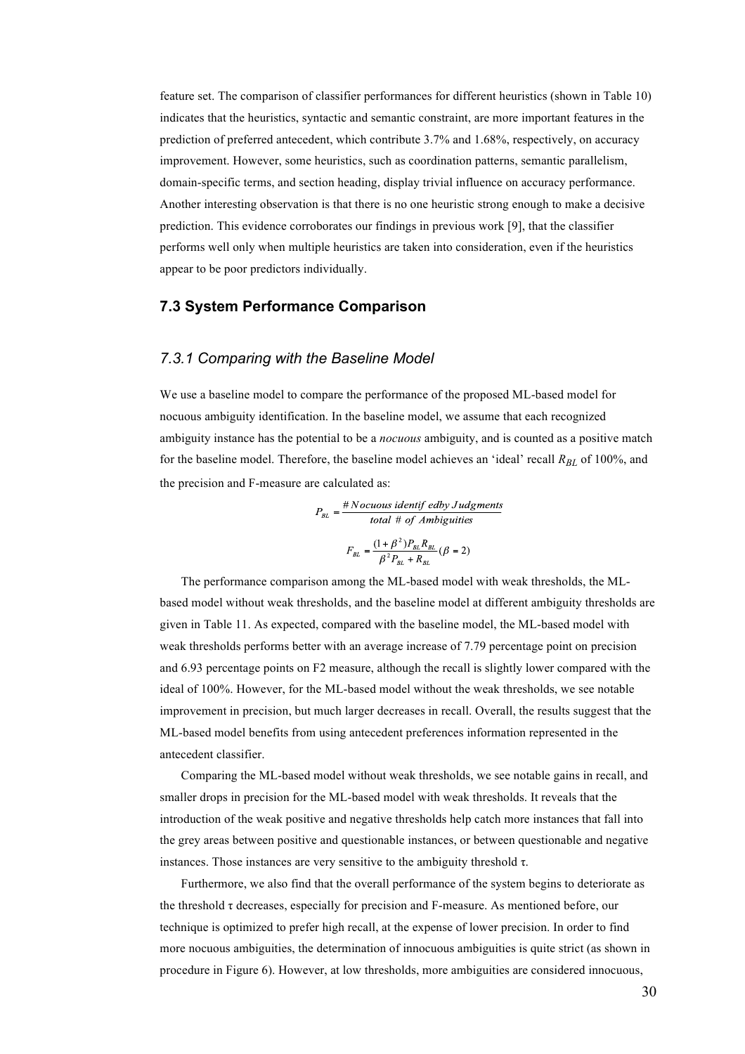feature set. The comparison of classifier performances for different heuristics (shown in Table 10) indicates that the heuristics, syntactic and semantic constraint, are more important features in the prediction of preferred antecedent, which contribute 3.7% and 1.68%, respectively, on accuracy improvement. However, some heuristics, such as coordination patterns, semantic parallelism, domain-specific terms, and section heading, display trivial influence on accuracy performance. Another interesting observation is that there is no one heuristic strong enough to make a decisive prediction. This evidence corroborates our findings in previous work [9], that the classifier performs well only when multiple heuristics are taken into consideration, even if the heuristics appear to be poor predictors individually.

### 7.3 System Performance Comparison

#### *7.3.1 Comparing with the Baseline Model*

We use a baseline model to compare the performance of the proposed ML-based model for nocuous ambiguity identification. In the baseline model, we assume that each recognized ambiguity instance has the potential to be a *nocuous* ambiguity, and is counted as a positive match for the baseline model. Therefore, the baseline model achieves an 'ideal' recall $R_{BL}$ of 100%, and the precision and F-measure are calculated as:

$$P_{BL} = \frac{\#\,Nocuous\ identif\ edby\ Judgments}{total\ \#\ of\ Ambiguities}$$

$$F_{BL} = \frac{(1+\beta^2)P_{BL}R_{BL}}{\beta^2 P_{BL} + R_{BL}}\,(\beta = 2)$$

The performance comparison among the ML-based model with weak thresholds, the ML-based model without weak thresholds, and the baseline model at different ambiguity thresholds are given in Table 11. As expected, compared with the baseline model, the ML-based model with weak thresholds performs better with an average increase of 7.79 percentage point on precision and 6.93 percentage points on F2 measure, although the recall is slightly lower compared with the ideal of 100%. However, for the ML-based model without the weak thresholds, we see notable improvement in precision, but much larger decreases in recall. Overall, the results suggest that the ML-based model benefits from using antecedent preferences information represented in the antecedent classifier.

Comparing the ML-based model without weak thresholds, we see notable gains in recall, and smaller drops in precision for the ML-based model with weak thresholds. It reveals that the introduction of the weak positive and negative thresholds help catch more instances that fall into the grey areas between positive and questionable instances, or between questionable and negative instances. Those instances are very sensitive to the ambiguity threshold τ.

Furthermore, we also find that the overall performance of the system begins to deteriorate as the threshold τ decreases, especially for precision and F-measure. As mentioned before, our technique is optimized to prefer high recall, at the expense of lower precision. In order to find more nocuous ambiguities, the determination of innocuous ambiguities is quite strict (as shown in procedure in Figure 6). However, at low thresholds, more ambiguities are considered innocuous,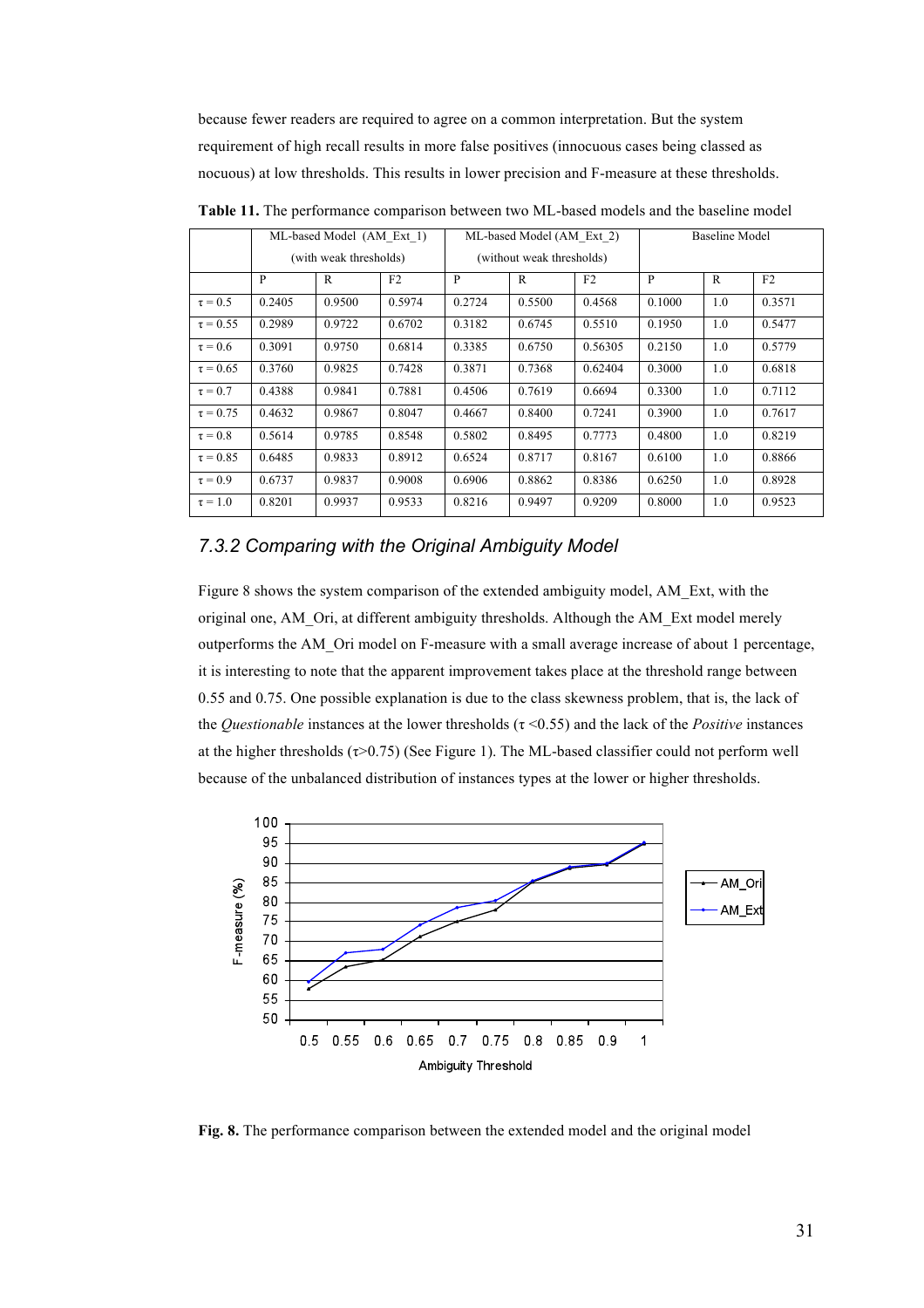because fewer readers are required to agree on a common interpretation. But the system requirement of high recall results in more false positives (innocuous cases being classed as nocuous) at low thresholds. This results in lower precision and F-measure at these thresholds.

**Table 11.** The performance comparison between two ML-based models and the baseline model

| | ML-based Model (AM_Ext_1) (with weak thresholds) | | | ML-based Model (AM_Ext_2) (without weak thresholds) | | | Baseline Model | | |
|---|---|---|---|---|---|---|---|---|---|
| | P | R | F2 | P | R | F2 | P | R | F2 |
| $\tau = 0.5$ | 0.2405 | 0.9500 | 0.5974 | 0.2724 | 0.5500 | 0.4568 | 0.1000 | 1.0 | 0.3571 |
| $\tau = 0.55$ | 0.2989 | 0.9722 | 0.6702 | 0.3182 | 0.6745 | 0.5510 | 0.1950 | 1.0 | 0.5477 |
| $\tau = 0.6$ | 0.3091 | 0.9750 | 0.6814 | 0.3385 | 0.6750 | 0.56305 | 0.2150 | 1.0 | 0.5779 |
| $\tau = 0.65$ | 0.3760 | 0.9825 | 0.7428 | 0.3871 | 0.7368 | 0.62404 | 0.3000 | 1.0 | 0.6818 |
| $\tau = 0.7$ | 0.4388 | 0.9841 | 0.7881 | 0.4506 | 0.7619 | 0.6694 | 0.3300 | 1.0 | 0.7112 |
| $\tau = 0.75$ | 0.4632 | 0.9867 | 0.8047 | 0.4667 | 0.8400 | 0.7241 | 0.3900 | 1.0 | 0.7617 |
| $\tau = 0.8$ | 0.5614 | 0.9785 | 0.8548 | 0.5802 | 0.8495 | 0.7773 | 0.4800 | 1.0 | 0.8219 |
| $\tau = 0.85$ | 0.6485 | 0.9833 | 0.8912 | 0.6524 | 0.8717 | 0.8167 | 0.6100 | 1.0 | 0.8866 |
| $\tau = 0.9$ | 0.6737 | 0.9837 | 0.9008 | 0.6906 | 0.8862 | 0.8386 | 0.6250 | 1.0 | 0.8928 |
| $\tau = 1.0$ | 0.8201 | 0.9937 | 0.9533 | 0.8216 | 0.9497 | 0.9209 | 0.8000 | 1.0 | 0.9523 |

### *7.3.2 Comparing with the Original Ambiguity Model*

Figure 8 shows the system comparison of the extended ambiguity model, AM_Ext, with the original one, AM_Ori, at different ambiguity thresholds. Although the AM_Ext model merely outperforms the AM_Ori model on F-measure with a small average increase of about 1 percentage, it is interesting to note that the apparent improvement takes place at the threshold range between 0.55 and 0.75. One possible explanation is due to the class skewness problem, that is, the lack of the *Questionable* instances at the lower thresholds ($\tau < 0.55$) and the lack of the *Positive* instances at the higher thresholds ($\tau > 0.75$) (See Figure 1). The ML-based classifier could not perform well because of the unbalanced distribution of instances types at the lower or higher thresholds.

**Fig. 8.** The performance comparison between the extended model and the original model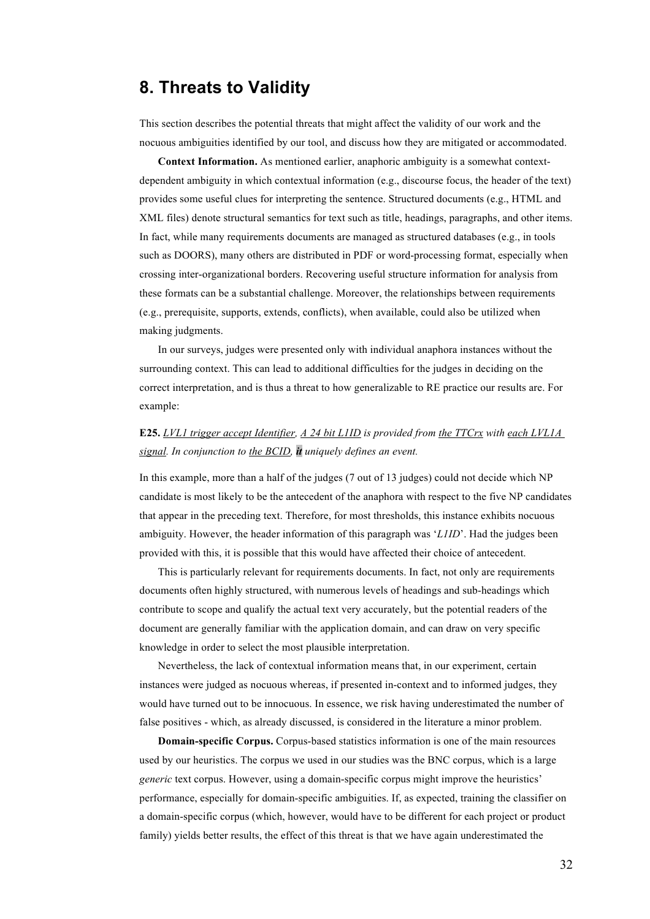## 8. Threats to Validity

This section describes the potential threats that might affect the validity of our work and the nocuous ambiguities identified by our tool, and discuss how they are mitigated or accommodated.

**Context Information.** As mentioned earlier, anaphoric ambiguity is a somewhat context-dependent ambiguity in which contextual information (e.g., discourse focus, the header of the text) provides some useful clues for interpreting the sentence. Structured documents (e.g., HTML and XML files) denote structural semantics for text such as title, headings, paragraphs, and other items. In fact, while many requirements documents are managed as structured databases (e.g., in tools such as DOORS), many others are distributed in PDF or word-processing format, especially when crossing inter-organizational borders. Recovering useful structure information for analysis from these formats can be a substantial challenge. Moreover, the relationships between requirements (e.g., prerequisite, supports, extends, conflicts), when available, could also be utilized when making judgments.

In our surveys, judges were presented only with individual anaphora instances without the surrounding context. This can lead to additional difficulties for the judges in deciding on the correct interpretation, and is thus a threat to how generalizable to RE practice our results are. For example:

**E25.** *<u>LVL1 trigger accept Identifier</u>, <u>A 24 bit L1ID</u> is provided from <u>the TTCrx</u> with <u>each LVL1A signal</u>. In conjunction to <u>the BCID</u>, **it** uniquely defines an event.*

In this example, more than a half of the judges (7 out of 13 judges) could not decide which NP candidate is most likely to be the antecedent of the anaphora with respect to the five NP candidates that appear in the preceding text. Therefore, for most thresholds, this instance exhibits nocuous ambiguity. However, the header information of this paragraph was '*L1ID*'. Had the judges been provided with this, it is possible that this would have affected their choice of antecedent.

This is particularly relevant for requirements documents. In fact, not only are requirements documents often highly structured, with numerous levels of headings and sub-headings which contribute to scope and qualify the actual text very accurately, but the potential readers of the document are generally familiar with the application domain, and can draw on very specific knowledge in order to select the most plausible interpretation.

Nevertheless, the lack of contextual information means that, in our experiment, certain instances were judged as nocuous whereas, if presented in-context and to informed judges, they would have turned out to be innocuous. In essence, we risk having underestimated the number of false positives - which, as already discussed, is considered in the literature a minor problem.

**Domain-specific Corpus.** Corpus-based statistics information is one of the main resources used by our heuristics. The corpus we used in our studies was the BNC corpus, which is a large *generic* text corpus. However, using a domain-specific corpus might improve the heuristics' performance, especially for domain-specific ambiguities. If, as expected, training the classifier on a domain-specific corpus (which, however, would have to be different for each project or product family) yields better results, the effect of this threat is that we have again underestimated the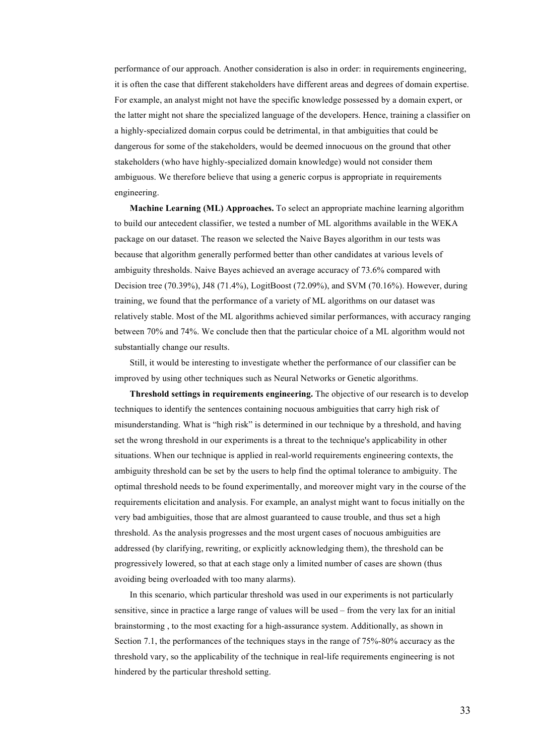performance of our approach. Another consideration is also in order: in requirements engineering, it is often the case that different stakeholders have different areas and degrees of domain expertise. For example, an analyst might not have the specific knowledge possessed by a domain expert, or the latter might not share the specialized language of the developers. Hence, training a classifier on a highly-specialized domain corpus could be detrimental, in that ambiguities that could be dangerous for some of the stakeholders, would be deemed innocuous on the ground that other stakeholders (who have highly-specialized domain knowledge) would not consider them ambiguous. We therefore believe that using a generic corpus is appropriate in requirements engineering.

**Machine Learning (ML) Approaches.** To select an appropriate machine learning algorithm to build our antecedent classifier, we tested a number of ML algorithms available in the WEKA package on our dataset. The reason we selected the Naive Bayes algorithm in our tests was because that algorithm generally performed better than other candidates at various levels of ambiguity thresholds. Naive Bayes achieved an average accuracy of 73.6% compared with Decision tree (70.39%), J48 (71.4%), LogitBoost (72.09%), and SVM (70.16%). However, during training, we found that the performance of a variety of ML algorithms on our dataset was relatively stable. Most of the ML algorithms achieved similar performances, with accuracy ranging between 70% and 74%. We conclude then that the particular choice of a ML algorithm would not substantially change our results.

Still, it would be interesting to investigate whether the performance of our classifier can be improved by using other techniques such as Neural Networks or Genetic algorithms.

**Threshold settings in requirements engineering.** The objective of our research is to develop techniques to identify the sentences containing nocuous ambiguities that carry high risk of misunderstanding. What is "high risk" is determined in our technique by a threshold, and having set the wrong threshold in our experiments is a threat to the technique's applicability in other situations. When our technique is applied in real-world requirements engineering contexts, the ambiguity threshold can be set by the users to help find the optimal tolerance to ambiguity. The optimal threshold needs to be found experimentally, and moreover might vary in the course of the requirements elicitation and analysis. For example, an analyst might want to focus initially on the very bad ambiguities, those that are almost guaranteed to cause trouble, and thus set a high threshold. As the analysis progresses and the most urgent cases of nocuous ambiguities are addressed (by clarifying, rewriting, or explicitly acknowledging them), the threshold can be progressively lowered, so that at each stage only a limited number of cases are shown (thus avoiding being overloaded with too many alarms).

In this scenario, which particular threshold was used in our experiments is not particularly sensitive, since in practice a large range of values will be used – from the very lax for an initial brainstorming , to the most exacting for a high-assurance system. Additionally, as shown in Section 7.1, the performances of the techniques stays in the range of 75%-80% accuracy as the threshold vary, so the applicability of the technique in real-life requirements engineering is not hindered by the particular threshold setting.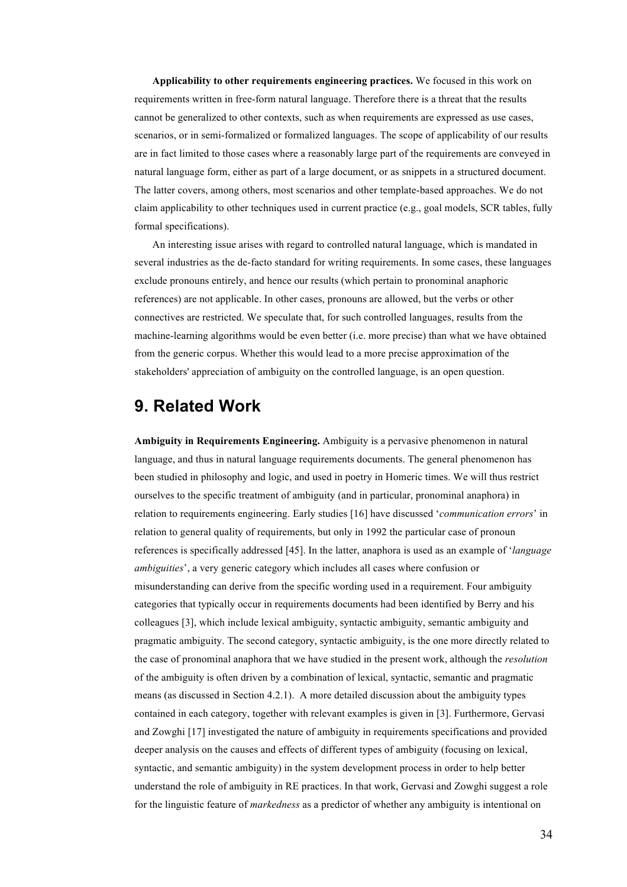**Applicability to other requirements engineering practices.** We focused in this work on requirements written in free-form natural language. Therefore there is a threat that the results cannot be generalized to other contexts, such as when requirements are expressed as use cases, scenarios, or in semi-formalized or formalized languages. The scope of applicability of our results are in fact limited to those cases where a reasonably large part of the requirements are conveyed in natural language form, either as part of a large document, or as snippets in a structured document. The latter covers, among others, most scenarios and other template-based approaches. We do not claim applicability to other techniques used in current practice (e.g., goal models, SCR tables, fully formal specifications).

An interesting issue arises with regard to controlled natural language, which is mandated in several industries as the de-facto standard for writing requirements. In some cases, these languages exclude pronouns entirely, and hence our results (which pertain to pronominal anaphoric references) are not applicable. In other cases, pronouns are allowed, but the verbs or other connectives are restricted. We speculate that, for such controlled languages, results from the machine-learning algorithms would be even better (i.e. more precise) than what we have obtained from the generic corpus. Whether this would lead to a more precise approximation of the stakeholders' appreciation of ambiguity on the controlled language, is an open question.

# 9. Related Work

**Ambiguity in Requirements Engineering.** Ambiguity is a pervasive phenomenon in natural language, and thus in natural language requirements documents. The general phenomenon has been studied in philosophy and logic, and used in poetry in Homeric times. We will thus restrict ourselves to the specific treatment of ambiguity (and in particular, pronominal anaphora) in relation to requirements engineering. Early studies [16] have discussed '*communication errors*' in relation to general quality of requirements, but only in 1992 the particular case of pronoun references is specifically addressed [45]. In the latter, anaphora is used as an example of '*language ambiguities*', a very generic category which includes all cases where confusion or misunderstanding can derive from the specific wording used in a requirement. Four ambiguity categories that typically occur in requirements documents had been identified by Berry and his colleagues [3], which include lexical ambiguity, syntactic ambiguity, semantic ambiguity and pragmatic ambiguity. The second category, syntactic ambiguity, is the one more directly related to the case of pronominal anaphora that we have studied in the present work, although the *resolution* of the ambiguity is often driven by a combination of lexical, syntactic, semantic and pragmatic means (as discussed in Section 4.2.1). A more detailed discussion about the ambiguity types contained in each category, together with relevant examples is given in [3]. Furthermore, Gervasi and Zowghi [17] investigated the nature of ambiguity in requirements specifications and provided deeper analysis on the causes and effects of different types of ambiguity (focusing on lexical, syntactic, and semantic ambiguity) in the system development process in order to help better understand the role of ambiguity in RE practices. In that work, Gervasi and Zowghi suggest a role for the linguistic feature of *markedness* as a predictor of whether any ambiguity is intentional on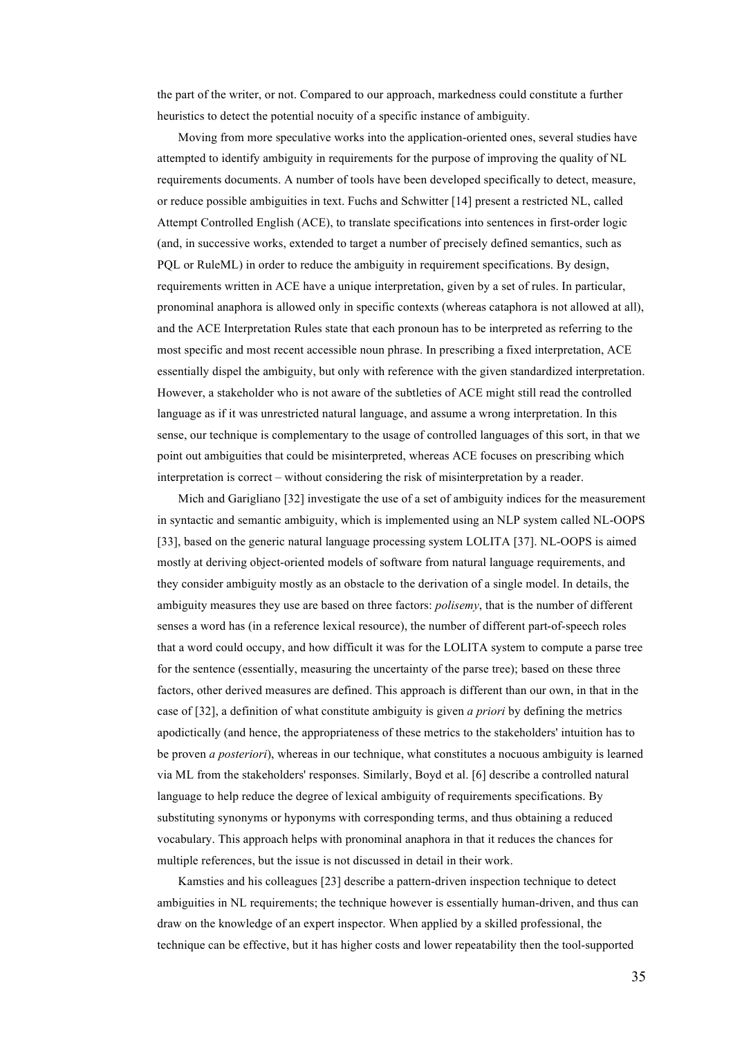the part of the writer, or not. Compared to our approach, markedness could constitute a further heuristics to detect the potential nocuity of a specific instance of ambiguity.

Moving from more speculative works into the application-oriented ones, several studies have attempted to identify ambiguity in requirements for the purpose of improving the quality of NL requirements documents. A number of tools have been developed specifically to detect, measure, or reduce possible ambiguities in text. Fuchs and Schwitter [14] present a restricted NL, called Attempt Controlled English (ACE), to translate specifications into sentences in first-order logic (and, in successive works, extended to target a number of precisely defined semantics, such as PQL or RuleML) in order to reduce the ambiguity in requirement specifications. By design, requirements written in ACE have a unique interpretation, given by a set of rules. In particular, pronominal anaphora is allowed only in specific contexts (whereas cataphora is not allowed at all), and the ACE Interpretation Rules state that each pronoun has to be interpreted as referring to the most specific and most recent accessible noun phrase. In prescribing a fixed interpretation, ACE essentially dispel the ambiguity, but only with reference with the given standardized interpretation. However, a stakeholder who is not aware of the subtleties of ACE might still read the controlled language as if it was unrestricted natural language, and assume a wrong interpretation. In this sense, our technique is complementary to the usage of controlled languages of this sort, in that we point out ambiguities that could be misinterpreted, whereas ACE focuses on prescribing which interpretation is correct – without considering the risk of misinterpretation by a reader.

Mich and Garigliano [32] investigate the use of a set of ambiguity indices for the measurement in syntactic and semantic ambiguity, which is implemented using an NLP system called NL-OOPS [33], based on the generic natural language processing system LOLITA [37]. NL-OOPS is aimed mostly at deriving object-oriented models of software from natural language requirements, and they consider ambiguity mostly as an obstacle to the derivation of a single model. In details, the ambiguity measures they use are based on three factors: *polisemy*, that is the number of different senses a word has (in a reference lexical resource), the number of different part-of-speech roles that a word could occupy, and how difficult it was for the LOLITA system to compute a parse tree for the sentence (essentially, measuring the uncertainty of the parse tree); based on these three factors, other derived measures are defined. This approach is different than our own, in that in the case of [32], a definition of what constitute ambiguity is given *a priori* by defining the metrics apodictically (and hence, the appropriateness of these metrics to the stakeholders' intuition has to be proven *a posteriori*), whereas in our technique, what constitutes a nocuous ambiguity is learned via ML from the stakeholders' responses. Similarly, Boyd et al. [6] describe a controlled natural language to help reduce the degree of lexical ambiguity of requirements specifications. By substituting synonyms or hyponyms with corresponding terms, and thus obtaining a reduced vocabulary. This approach helps with pronominal anaphora in that it reduces the chances for multiple references, but the issue is not discussed in detail in their work.

Kamsties and his colleagues [23] describe a pattern-driven inspection technique to detect ambiguities in NL requirements; the technique however is essentially human-driven, and thus can draw on the knowledge of an expert inspector. When applied by a skilled professional, the technique can be effective, but it has higher costs and lower repeatability then the tool-supported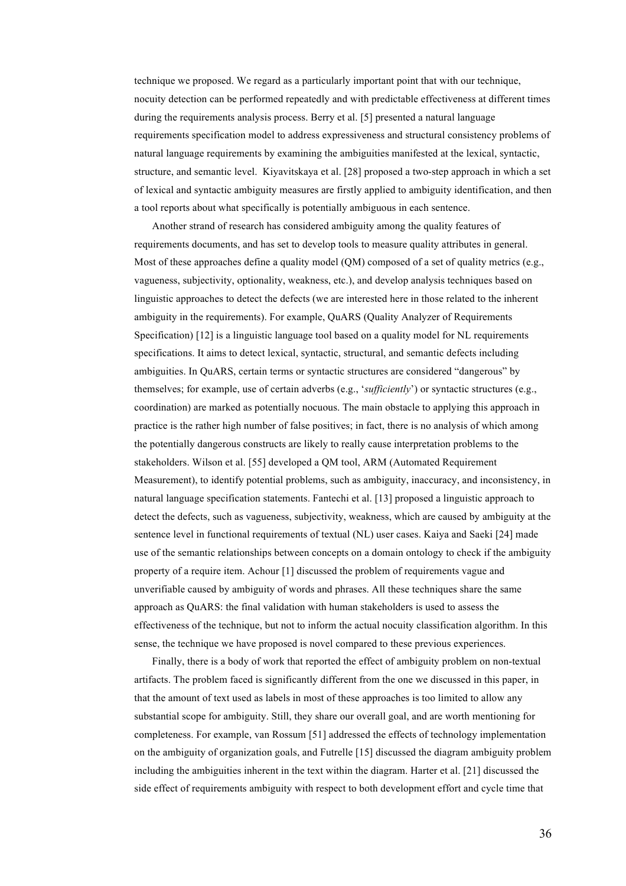technique we proposed. We regard as a particularly important point that with our technique, nocuity detection can be performed repeatedly and with predictable effectiveness at different times during the requirements analysis process. Berry et al. [5] presented a natural language requirements specification model to address expressiveness and structural consistency problems of natural language requirements by examining the ambiguities manifested at the lexical, syntactic, structure, and semantic level. Kiyavitskaya et al. [28] proposed a two-step approach in which a set of lexical and syntactic ambiguity measures are firstly applied to ambiguity identification, and then a tool reports about what specifically is potentially ambiguous in each sentence.

Another strand of research has considered ambiguity among the quality features of requirements documents, and has set to develop tools to measure quality attributes in general. Most of these approaches define a quality model (QM) composed of a set of quality metrics (e.g., vagueness, subjectivity, optionality, weakness, etc.), and develop analysis techniques based on linguistic approaches to detect the defects (we are interested here in those related to the inherent ambiguity in the requirements). For example, QuARS (Quality Analyzer of Requirements Specification) [12] is a linguistic language tool based on a quality model for NL requirements specifications. It aims to detect lexical, syntactic, structural, and semantic defects including ambiguities. In QuARS, certain terms or syntactic structures are considered "dangerous" by themselves; for example, use of certain adverbs (e.g., '*sufficiently*') or syntactic structures (e.g., coordination) are marked as potentially nocuous. The main obstacle to applying this approach in practice is the rather high number of false positives; in fact, there is no analysis of which among the potentially dangerous constructs are likely to really cause interpretation problems to the stakeholders. Wilson et al. [55] developed a QM tool, ARM (Automated Requirement Measurement), to identify potential problems, such as ambiguity, inaccuracy, and inconsistency, in natural language specification statements. Fantechi et al. [13] proposed a linguistic approach to detect the defects, such as vagueness, subjectivity, weakness, which are caused by ambiguity at the sentence level in functional requirements of textual (NL) user cases. Kaiya and Saeki [24] made use of the semantic relationships between concepts on a domain ontology to check if the ambiguity property of a require item. Achour [1] discussed the problem of requirements vague and unverifiable caused by ambiguity of words and phrases. All these techniques share the same approach as QuARS: the final validation with human stakeholders is used to assess the effectiveness of the technique, but not to inform the actual nocuity classification algorithm. In this sense, the technique we have proposed is novel compared to these previous experiences.

Finally, there is a body of work that reported the effect of ambiguity problem on non-textual artifacts. The problem faced is significantly different from the one we discussed in this paper, in that the amount of text used as labels in most of these approaches is too limited to allow any substantial scope for ambiguity. Still, they share our overall goal, and are worth mentioning for completeness. For example, van Rossum [51] addressed the effects of technology implementation on the ambiguity of organization goals, and Futrelle [15] discussed the diagram ambiguity problem including the ambiguities inherent in the text within the diagram. Harter et al. [21] discussed the side effect of requirements ambiguity with respect to both development effort and cycle time that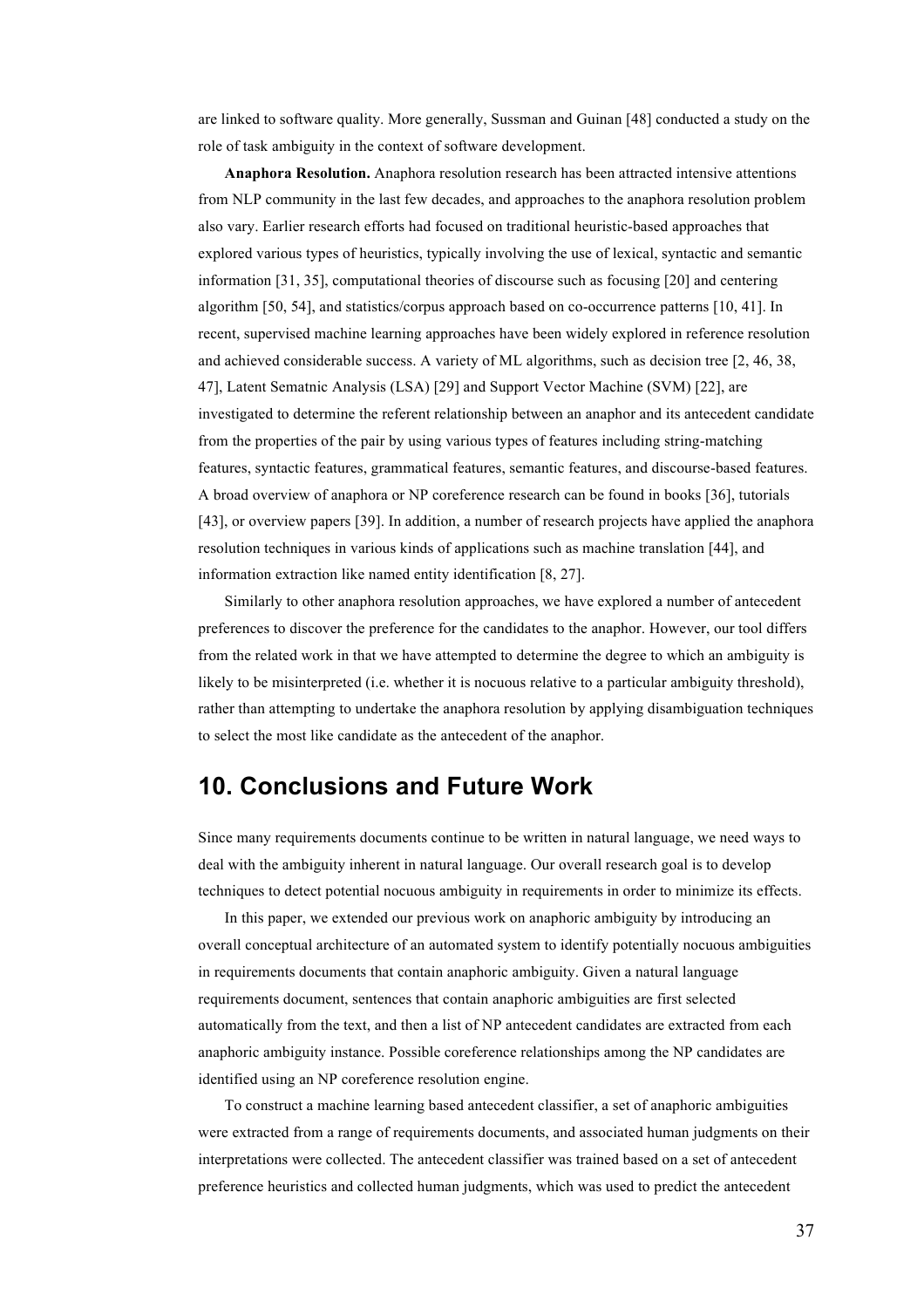are linked to software quality. More generally, Sussman and Guinan [48] conducted a study on the role of task ambiguity in the context of software development.

**Anaphora Resolution.** Anaphora resolution research has been attracted intensive attentions from NLP community in the last few decades, and approaches to the anaphora resolution problem also vary. Earlier research efforts had focused on traditional heuristic-based approaches that explored various types of heuristics, typically involving the use of lexical, syntactic and semantic information [31, 35], computational theories of discourse such as focusing [20] and centering algorithm [50, 54], and statistics/corpus approach based on co-occurrence patterns [10, 41]. In recent, supervised machine learning approaches have been widely explored in reference resolution and achieved considerable success. A variety of ML algorithms, such as decision tree [2, 46, 38, 47], Latent Sematnic Analysis (LSA) [29] and Support Vector Machine (SVM) [22], are investigated to determine the referent relationship between an anaphor and its antecedent candidate from the properties of the pair by using various types of features including string-matching features, syntactic features, grammatical features, semantic features, and discourse-based features. A broad overview of anaphora or NP coreference research can be found in books [36], tutorials [43], or overview papers [39]. In addition, a number of research projects have applied the anaphora resolution techniques in various kinds of applications such as machine translation [44], and information extraction like named entity identification [8, 27].

Similarly to other anaphora resolution approaches, we have explored a number of antecedent preferences to discover the preference for the candidates to the anaphor. However, our tool differs from the related work in that we have attempted to determine the degree to which an ambiguity is likely to be misinterpreted (i.e. whether it is nocuous relative to a particular ambiguity threshold), rather than attempting to undertake the anaphora resolution by applying disambiguation techniques to select the most like candidate as the antecedent of the anaphor.

## 10. Conclusions and Future Work

Since many requirements documents continue to be written in natural language, we need ways to deal with the ambiguity inherent in natural language. Our overall research goal is to develop techniques to detect potential nocuous ambiguity in requirements in order to minimize its effects.

In this paper, we extended our previous work on anaphoric ambiguity by introducing an overall conceptual architecture of an automated system to identify potentially nocuous ambiguities in requirements documents that contain anaphoric ambiguity. Given a natural language requirements document, sentences that contain anaphoric ambiguities are first selected automatically from the text, and then a list of NP antecedent candidates are extracted from each anaphoric ambiguity instance. Possible coreference relationships among the NP candidates are identified using an NP coreference resolution engine.

To construct a machine learning based antecedent classifier, a set of anaphoric ambiguities were extracted from a range of requirements documents, and associated human judgments on their interpretations were collected. The antecedent classifier was trained based on a set of antecedent preference heuristics and collected human judgments, which was used to predict the antecedent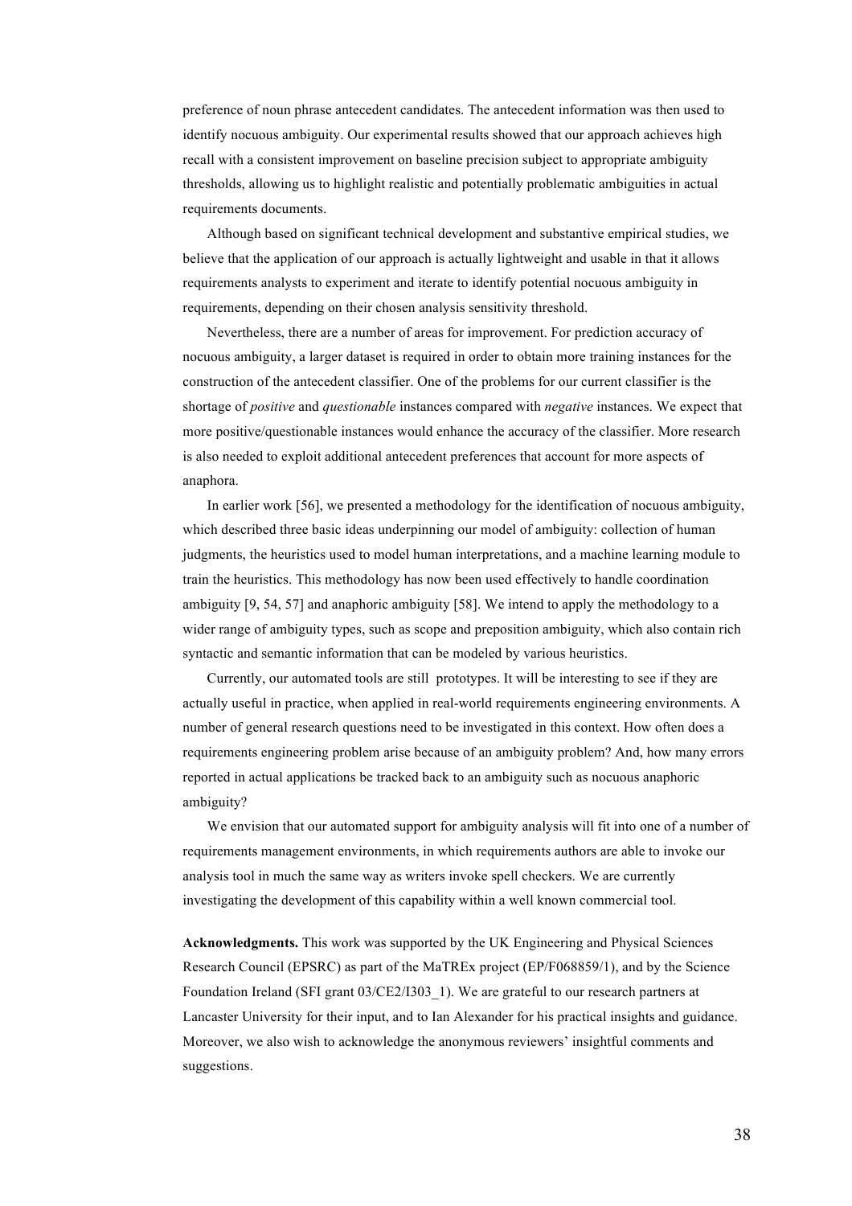preference of noun phrase antecedent candidates. The antecedent information was then used to identify nocuous ambiguity. Our experimental results showed that our approach achieves high recall with a consistent improvement on baseline precision subject to appropriate ambiguity thresholds, allowing us to highlight realistic and potentially problematic ambiguities in actual requirements documents.

Although based on significant technical development and substantive empirical studies, we believe that the application of our approach is actually lightweight and usable in that it allows requirements analysts to experiment and iterate to identify potential nocuous ambiguity in requirements, depending on their chosen analysis sensitivity threshold.

Nevertheless, there are a number of areas for improvement. For prediction accuracy of nocuous ambiguity, a larger dataset is required in order to obtain more training instances for the construction of the antecedent classifier. One of the problems for our current classifier is the shortage of *positive* and *questionable* instances compared with *negative* instances. We expect that more positive/questionable instances would enhance the accuracy of the classifier. More research is also needed to exploit additional antecedent preferences that account for more aspects of anaphora.

In earlier work [56], we presented a methodology for the identification of nocuous ambiguity, which described three basic ideas underpinning our model of ambiguity: collection of human judgments, the heuristics used to model human interpretations, and a machine learning module to train the heuristics. This methodology has now been used effectively to handle coordination ambiguity [9, 54, 57] and anaphoric ambiguity [58]. We intend to apply the methodology to a wider range of ambiguity types, such as scope and preposition ambiguity, which also contain rich syntactic and semantic information that can be modeled by various heuristics.

Currently, our automated tools are still prototypes. It will be interesting to see if they are actually useful in practice, when applied in real-world requirements engineering environments. A number of general research questions need to be investigated in this context. How often does a requirements engineering problem arise because of an ambiguity problem? And, how many errors reported in actual applications be tracked back to an ambiguity such as nocuous anaphoric ambiguity?

We envision that our automated support for ambiguity analysis will fit into one of a number of requirements management environments, in which requirements authors are able to invoke our analysis tool in much the same way as writers invoke spell checkers. We are currently investigating the development of this capability within a well known commercial tool.

**Acknowledgments.** This work was supported by the UK Engineering and Physical Sciences Research Council (EPSRC) as part of the MaTREx project (EP/F068859/1), and by the Science Foundation Ireland (SFI grant 03/CE2/I303_1). We are grateful to our research partners at Lancaster University for their input, and to Ian Alexander for his practical insights and guidance. Moreover, we also wish to acknowledge the anonymous reviewers' insightful comments and suggestions.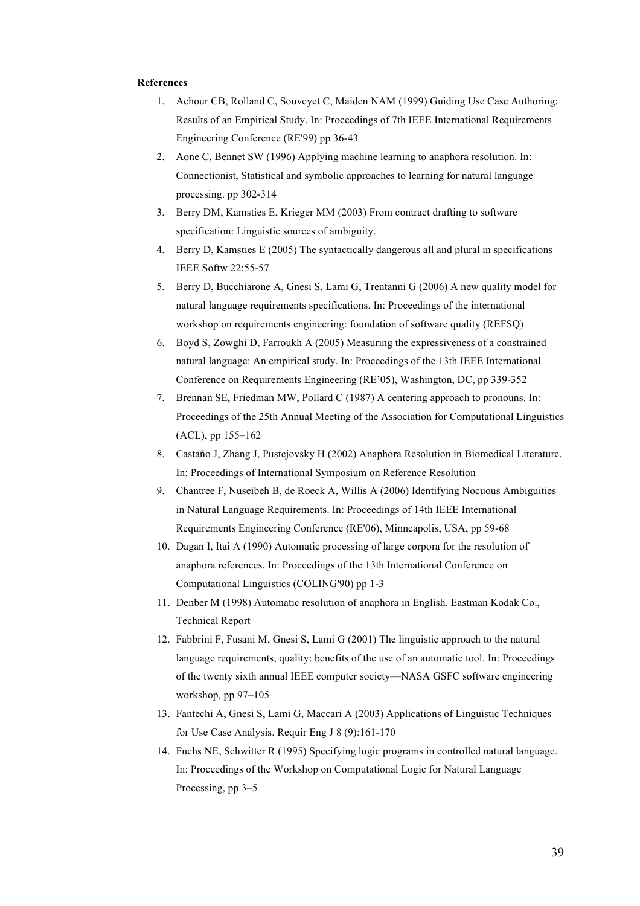**References**

1. Achour CB, Rolland C, Souveyet C, Maiden NAM (1999) Guiding Use Case Authoring: Results of an Empirical Study. In: Proceedings of 7th IEEE International Requirements Engineering Conference (RE'99) pp 36-43
2. Aone C, Bennet SW (1996) Applying machine learning to anaphora resolution. In: Connectionist, Statistical and symbolic approaches to learning for natural language processing. pp 302-314
3. Berry DM, Kamsties E, Krieger MM (2003) From contract drafting to software specification: Linguistic sources of ambiguity.
4. Berry D, Kamsties E (2005) The syntactically dangerous all and plural in specifications IEEE Softw 22:55-57
5. Berry D, Bucchiarone A, Gnesi S, Lami G, Trentanni G (2006) A new quality model for natural language requirements specifications. In: Proceedings of the international workshop on requirements engineering: foundation of software quality (REFSQ)
6. Boyd S, Zowghi D, Farroukh A (2005) Measuring the expressiveness of a constrained natural language: An empirical study. In: Proceedings of the 13th IEEE International Conference on Requirements Engineering (RE'05), Washington, DC, pp 339-352
7. Brennan SE, Friedman MW, Pollard C (1987) A centering approach to pronouns. In: Proceedings of the 25th Annual Meeting of the Association for Computational Linguistics (ACL), pp 155–162
8. Castaño J, Zhang J, Pustejovsky H (2002) Anaphora Resolution in Biomedical Literature. In: Proceedings of International Symposium on Reference Resolution
9. Chantree F, Nuseibeh B, de Roeck A, Willis A (2006) Identifying Nocuous Ambiguities in Natural Language Requirements. In: Proceedings of 14th IEEE International Requirements Engineering Conference (RE'06), Minneapolis, USA, pp 59-68
10. Dagan I, Itai A (1990) Automatic processing of large corpora for the resolution of anaphora references. In: Proceedings of the 13th International Conference on Computational Linguistics (COLING'90) pp 1-3
11. Denber M (1998) Automatic resolution of anaphora in English. Eastman Kodak Co., Technical Report
12. Fabbrini F, Fusani M, Gnesi S, Lami G (2001) The linguistic approach to the natural language requirements, quality: benefits of the use of an automatic tool. In: Proceedings of the twenty sixth annual IEEE computer society—NASA GSFC software engineering workshop, pp 97–105
13. Fantechi A, Gnesi S, Lami G, Maccari A (2003) Applications of Linguistic Techniques for Use Case Analysis. Requir Eng J 8 (9):161-170
14. Fuchs NE, Schwitter R (1995) Specifying logic programs in controlled natural language. In: Proceedings of the Workshop on Computational Logic for Natural Language Processing, pp 3–5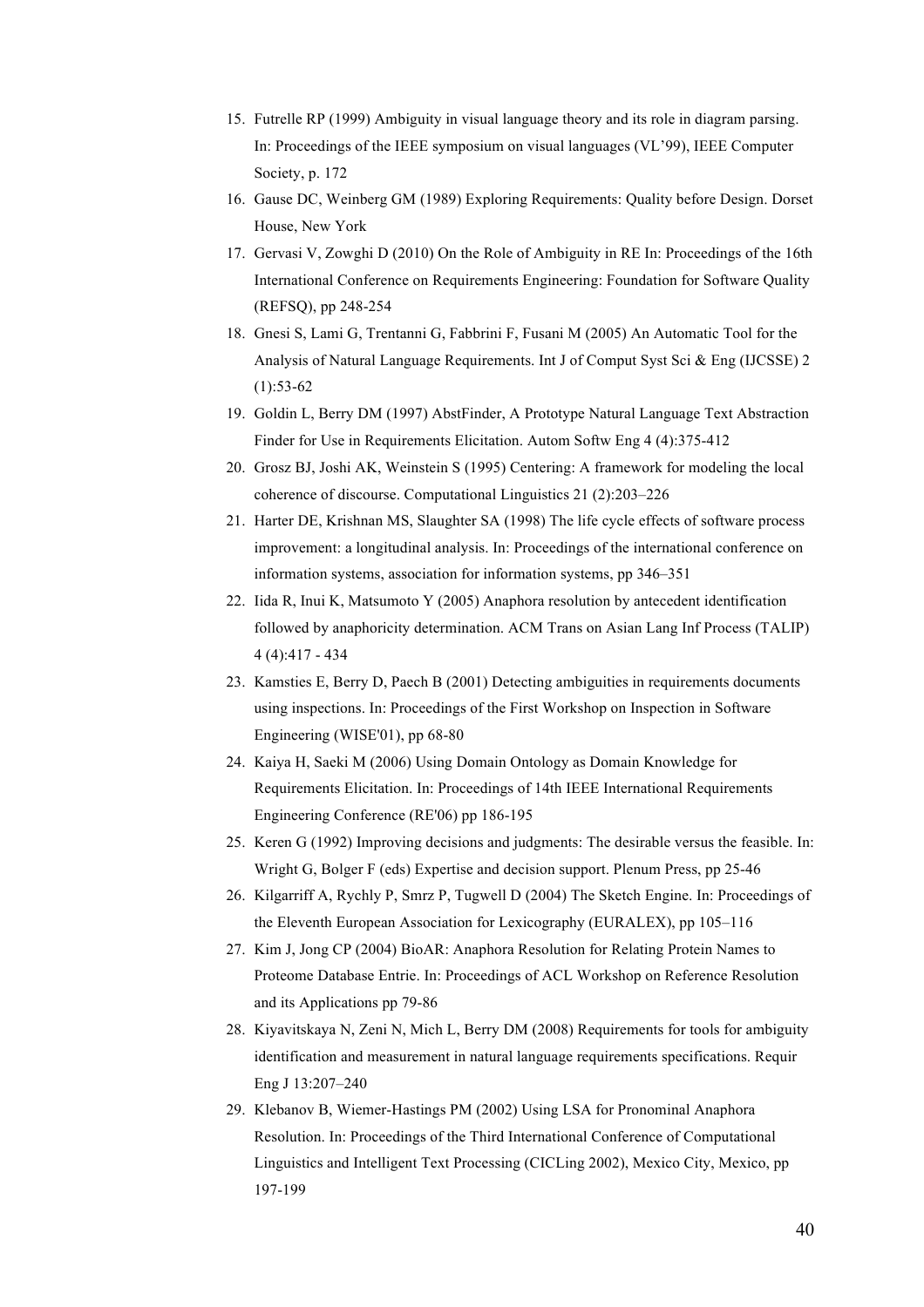15. Futrelle RP (1999) Ambiguity in visual language theory and its role in diagram parsing. In: Proceedings of the IEEE symposium on visual languages (VL'99), IEEE Computer Society, p. 172
16. Gause DC, Weinberg GM (1989) Exploring Requirements: Quality before Design. Dorset House, New York
17. Gervasi V, Zowghi D (2010) On the Role of Ambiguity in RE In: Proceedings of the 16th International Conference on Requirements Engineering: Foundation for Software Quality (REFSQ), pp 248-254
18. Gnesi S, Lami G, Trentanni G, Fabbrini F, Fusani M (2005) An Automatic Tool for the Analysis of Natural Language Requirements. Int J of Comput Syst Sci & Eng (IJCSSE) 2 (1):53-62
19. Goldin L, Berry DM (1997) AbstFinder, A Prototype Natural Language Text Abstraction Finder for Use in Requirements Elicitation. Autom Softw Eng 4 (4):375-412
20. Grosz BJ, Joshi AK, Weinstein S (1995) Centering: A framework for modeling the local coherence of discourse. Computational Linguistics 21 (2):203–226
21. Harter DE, Krishnan MS, Slaughter SA (1998) The life cycle effects of software process improvement: a longitudinal analysis. In: Proceedings of the international conference on information systems, association for information systems, pp 346–351
22. Iida R, Inui K, Matsumoto Y (2005) Anaphora resolution by antecedent identification followed by anaphoricity determination. ACM Trans on Asian Lang Inf Process (TALIP) 4 (4):417 - 434
23. Kamsties E, Berry D, Paech B (2001) Detecting ambiguities in requirements documents using inspections. In: Proceedings of the First Workshop on Inspection in Software Engineering (WISE'01), pp 68-80
24. Kaiya H, Saeki M (2006) Using Domain Ontology as Domain Knowledge for Requirements Elicitation. In: Proceedings of 14th IEEE International Requirements Engineering Conference (RE'06) pp 186-195
25. Keren G (1992) Improving decisions and judgments: The desirable versus the feasible. In: Wright G, Bolger F (eds) Expertise and decision support. Plenum Press, pp 25-46
26. Kilgarriff A, Rychly P, Smrz P, Tugwell D (2004) The Sketch Engine. In: Proceedings of the Eleventh European Association for Lexicography (EURALEX), pp 105–116
27. Kim J, Jong CP (2004) BioAR: Anaphora Resolution for Relating Protein Names to Proteome Database Entrie. In: Proceedings of ACL Workshop on Reference Resolution and its Applications pp 79-86
28. Kiyavitskaya N, Zeni N, Mich L, Berry DM (2008) Requirements for tools for ambiguity identification and measurement in natural language requirements specifications. Requir Eng J 13:207–240
29. Klebanov B, Wiemer-Hastings PM (2002) Using LSA for Pronominal Anaphora Resolution. In: Proceedings of the Third International Conference of Computational Linguistics and Intelligent Text Processing (CICLing 2002), Mexico City, Mexico, pp 197-199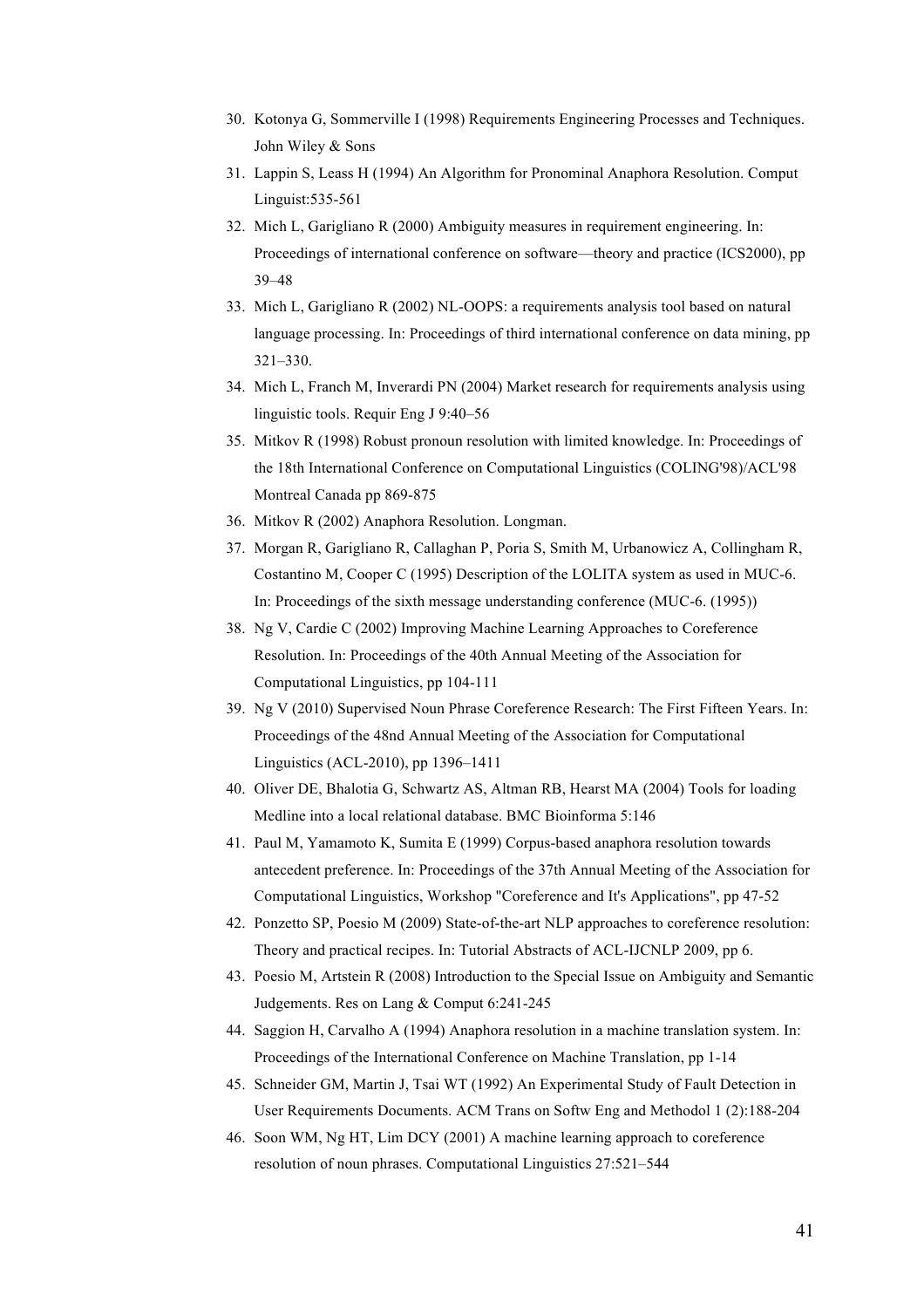30. Kotonya G, Sommerville I (1998) Requirements Engineering Processes and Techniques. John Wiley & Sons
31. Lappin S, Leass H (1994) An Algorithm for Pronominal Anaphora Resolution. Comput Linguist:535-561
32. Mich L, Garigliano R (2000) Ambiguity measures in requirement engineering. In: Proceedings of international conference on software—theory and practice (ICS2000), pp 39–48
33. Mich L, Garigliano R (2002) NL-OOPS: a requirements analysis tool based on natural language processing. In: Proceedings of third international conference on data mining, pp 321–330.
34. Mich L, Franch M, Inverardi PN (2004) Market research for requirements analysis using linguistic tools. Requir Eng J 9:40–56
35. Mitkov R (1998) Robust pronoun resolution with limited knowledge. In: Proceedings of the 18th International Conference on Computational Linguistics (COLING'98)/ACL'98 Montreal Canada pp 869-875
36. Mitkov R (2002) Anaphora Resolution. Longman.
37. Morgan R, Garigliano R, Callaghan P, Poria S, Smith M, Urbanowicz A, Collingham R, Costantino M, Cooper C (1995) Description of the LOLITA system as used in MUC-6. In: Proceedings of the sixth message understanding conference (MUC-6. (1995))
38. Ng V, Cardie C (2002) Improving Machine Learning Approaches to Coreference Resolution. In: Proceedings of the 40th Annual Meeting of the Association for Computational Linguistics, pp 104-111
39. Ng V (2010) Supervised Noun Phrase Coreference Research: The First Fifteen Years. In: Proceedings of the 48nd Annual Meeting of the Association for Computational Linguistics (ACL-2010), pp 1396–1411
40. Oliver DE, Bhalotia G, Schwartz AS, Altman RB, Hearst MA (2004) Tools for loading Medline into a local relational database. BMC Bioinforma 5:146
41. Paul M, Yamamoto K, Sumita E (1999) Corpus-based anaphora resolution towards antecedent preference. In: Proceedings of the 37th Annual Meeting of the Association for Computational Linguistics, Workshop "Coreference and It's Applications", pp 47-52
42. Ponzetto SP, Poesio M (2009) State-of-the-art NLP approaches to coreference resolution: Theory and practical recipes. In: Tutorial Abstracts of ACL-IJCNLP 2009, pp 6.
43. Poesio M, Artstein R (2008) Introduction to the Special Issue on Ambiguity and Semantic Judgements. Res on Lang & Comput 6:241-245
44. Saggion H, Carvalho A (1994) Anaphora resolution in a machine translation system. In: Proceedings of the International Conference on Machine Translation, pp 1-14
45. Schneider GM, Martin J, Tsai WT (1992) An Experimental Study of Fault Detection in User Requirements Documents. ACM Trans on Softw Eng and Methodol 1 (2):188-204
46. Soon WM, Ng HT, Lim DCY (2001) A machine learning approach to coreference resolution of noun phrases. Computational Linguistics 27:521–544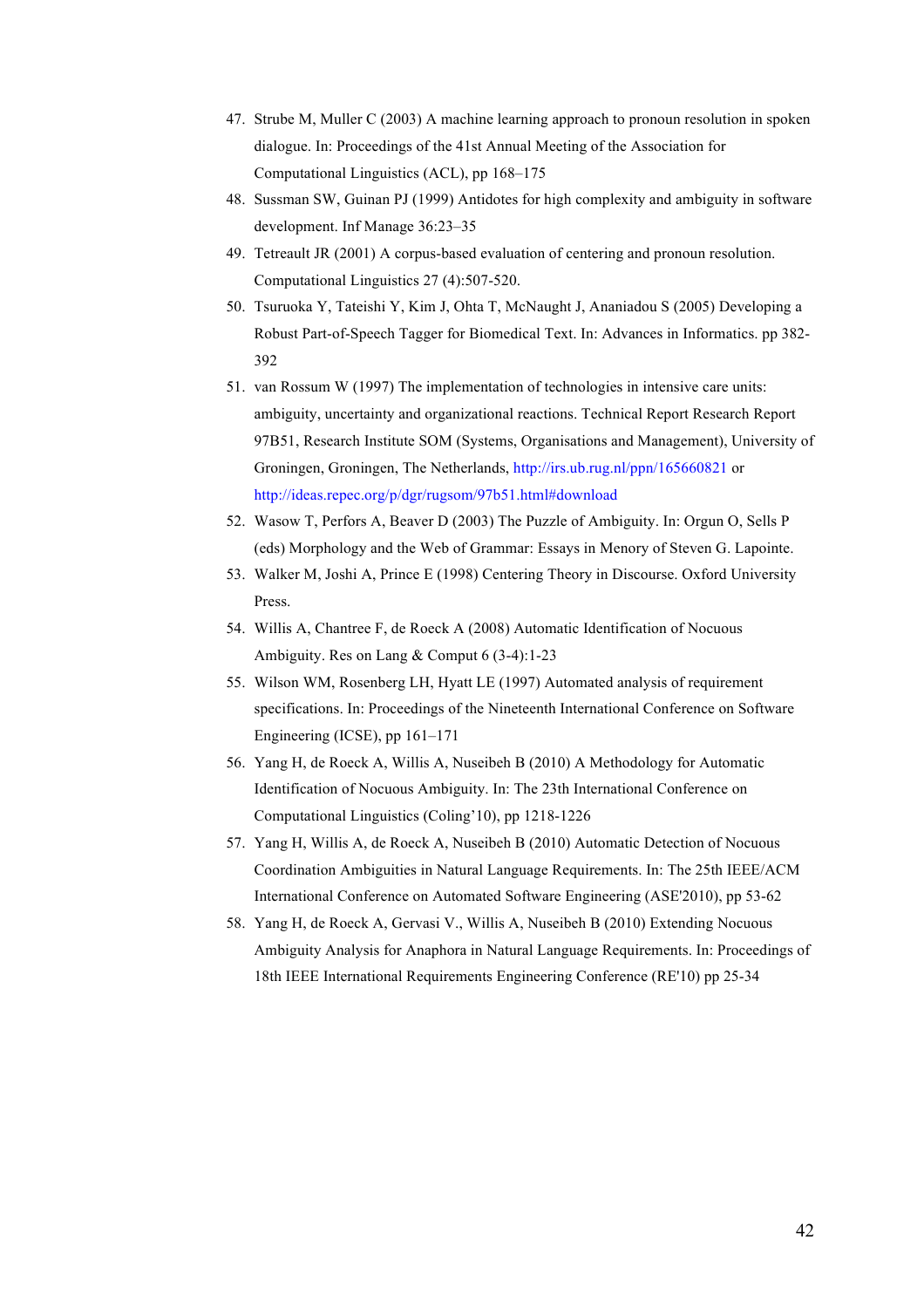47. Strube M, Muller C (2003) A machine learning approach to pronoun resolution in spoken dialogue. In: Proceedings of the 41st Annual Meeting of the Association for Computational Linguistics (ACL), pp 168–175
48. Sussman SW, Guinan PJ (1999) Antidotes for high complexity and ambiguity in software development. Inf Manage 36:23–35
49. Tetreault JR (2001) A corpus-based evaluation of centering and pronoun resolution. Computational Linguistics 27 (4):507-520.
50. Tsuruoka Y, Tateishi Y, Kim J, Ohta T, McNaught J, Ananiadou S (2005) Developing a Robust Part-of-Speech Tagger for Biomedical Text. In: Advances in Informatics. pp 382-392
51. van Rossum W (1997) The implementation of technologies in intensive care units: ambiguity, uncertainty and organizational reactions. Technical Report Research Report 97B51, Research Institute SOM (Systems, Organisations and Management), University of Groningen, Groningen, The Netherlands, http://irs.ub.rug.nl/ppn/165660821 or http://ideas.repec.org/p/dgr/rugsom/97b51.html#download
52. Wasow T, Perfors A, Beaver D (2003) The Puzzle of Ambiguity. In: Orgun O, Sells P (eds) Morphology and the Web of Grammar: Essays in Menory of Steven G. Lapointe.
53. Walker M, Joshi A, Prince E (1998) Centering Theory in Discourse. Oxford University Press.
54. Willis A, Chantree F, de Roeck A (2008) Automatic Identification of Nocuous Ambiguity. Res on Lang & Comput 6 (3-4):1-23
55. Wilson WM, Rosenberg LH, Hyatt LE (1997) Automated analysis of requirement specifications. In: Proceedings of the Nineteenth International Conference on Software Engineering (ICSE), pp 161–171
56. Yang H, de Roeck A, Willis A, Nuseibeh B (2010) A Methodology for Automatic Identification of Nocuous Ambiguity. In: The 23th International Conference on Computational Linguistics (Coling'10), pp 1218-1226
57. Yang H, Willis A, de Roeck A, Nuseibeh B (2010) Automatic Detection of Nocuous Coordination Ambiguities in Natural Language Requirements. In: The 25th IEEE/ACM International Conference on Automated Software Engineering (ASE'2010), pp 53-62
58. Yang H, de Roeck A, Gervasi V., Willis A, Nuseibeh B (2010) Extending Nocuous Ambiguity Analysis for Anaphora in Natural Language Requirements. In: Proceedings of 18th IEEE International Requirements Engineering Conference (RE'10) pp 25-34